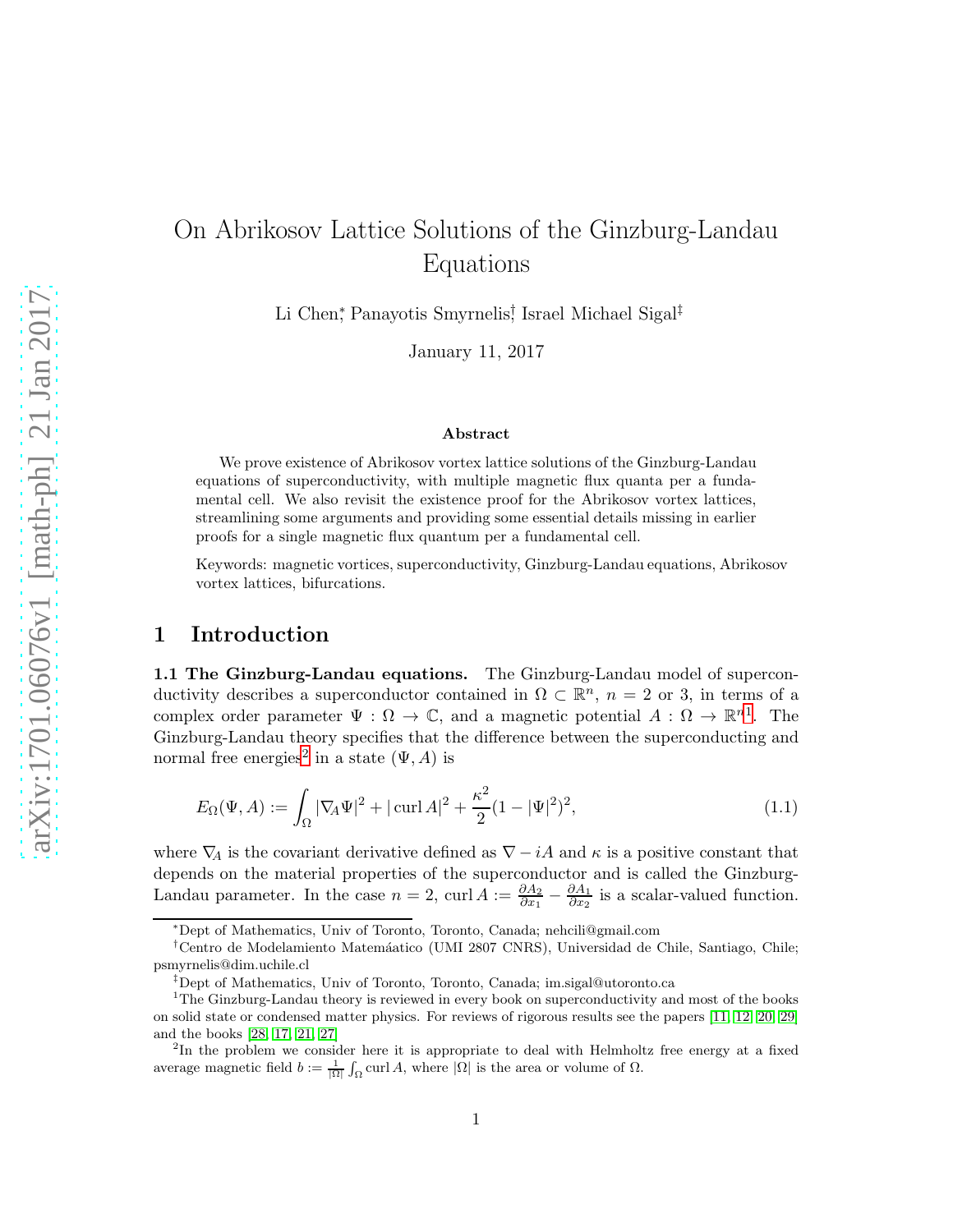# On Abrikosov Lattice Solutions of the Ginzburg-Landau Equations

Li Chen[*], Panayotis Smyrnelis[†], Israel Michael Sigal[‡]

January 11, 2017

### Abstract

We prove existence of Abrikosov vortex lattice solutions of the Ginzburg-Landau equations of superconductivity, with multiple magnetic flux quanta per a fundamental cell. We also revisit the existence proof for the Abrikosov vortex lattices, streamlining some arguments and providing some essential details missing in earlier proofs for a single magnetic flux quantum per a fundamental cell.

Keywords: magnetic vortices, superconductivity, Ginzburg-Landau equations, Abrikosov vortex lattices, bifurcations.

## 1 Introduction

**1.1 The Ginzburg-Landau equations.** The Ginzburg-Landau model of superconductivity describes a superconductor contained in $\Omega \subset \mathbb{R}^n$, $n = 2$ or 3, in terms of a complex order parameter $\Psi : \Omega \to \mathbb{C}$, and a magnetic potential $A : \Omega \to \mathbb{R}^n$[1]. The Ginzburg-Landau theory specifies that the difference between the superconducting and normal free energies[2] in a state $(\Psi, A)$ is

$$E_\Omega(\Psi, A) := \int_\Omega |\nabla_A \Psi|^2 + |\operatorname{curl} A|^2 + \frac{\kappa^2}{2}(1 - |\Psi|^2)^2, \tag{1.1}$$

where $\nabla_A$ is the covariant derivative defined as $\nabla - iA$ and $\kappa$ is a positive constant that depends on the material properties of the superconductor and is called the Ginzburg-Landau parameter. In the case $n = 2$, $\operatorname{curl} A := \frac{\partial A_2}{\partial x_1} - \frac{\partial A_1}{\partial x_2}$ is a scalar-valued function.

---

[*] Dept of Mathematics, Univ of Toronto, Toronto, Canada; nehcili@gmail.com

[†] Centro de Modelamiento Matemáatico (UMI 2807 CNRS), Universidad de Chile, Santiago, Chile; psmyrnelis@dim.uchile.cl

[‡] Dept of Mathematics, Univ of Toronto, Toronto, Canada; im.sigal@utoronto.ca

[1] The Ginzburg-Landau theory is reviewed in every book on superconductivity and most of the books on solid state or condensed matter physics. For reviews of rigorous results see the papers [11, 12, 20, 29] and the books [28, 17, 21, 27]

[2] In the problem we consider here it is appropriate to deal with Helmholtz free energy at a fixed average magnetic field $b := \frac{1}{|\Omega|}\int_\Omega \operatorname{curl} A$, where $|\Omega|$ is the area or volume of $\Omega$.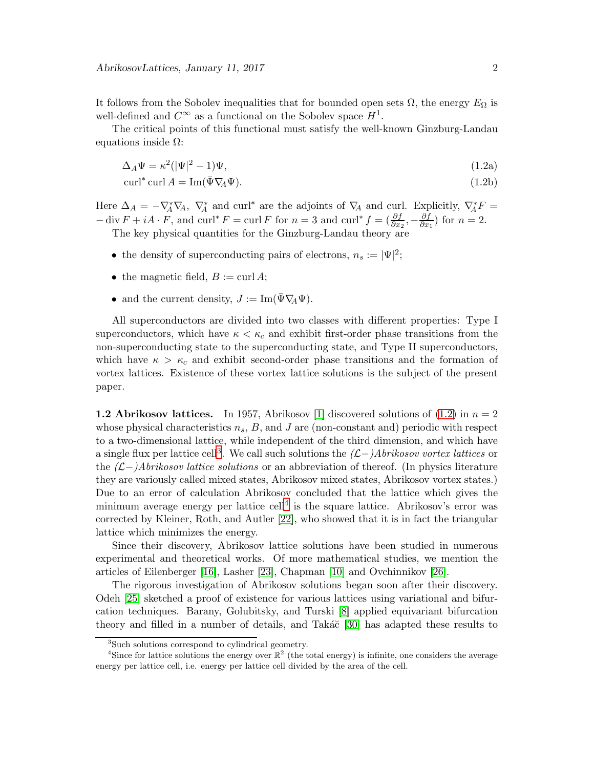It follows from the Sobolev inequalities that for bounded open sets $\Omega$, the energy $E_\Omega$ is well-defined and $C^\infty$ as a functional on the Sobolev space $H^1$.

The critical points of this functional must satisfy the well-known Ginzburg-Landau equations inside $\Omega$:

$$\Delta_A \Psi = \kappa^2(|\Psi|^2 - 1)\Psi, \tag{1.2a}$$

$$\operatorname{curl}^* \operatorname{curl} A = \operatorname{Im}(\bar{\Psi}\nabla_A \Psi). \tag{1.2b}$$

Here $\Delta_A = -\nabla_A^* \nabla_A$, $\nabla_A^*$ and $\operatorname{curl}^*$ are the adjoints of $\nabla_A$ and curl. Explicitly, $\nabla_A^* F = -\operatorname{div} F + iA \cdot F$, and $\operatorname{curl}^* F = \operatorname{curl} F$ for $n = 3$ and $\operatorname{curl}^* f = (\frac{\partial f}{\partial x_2}, -\frac{\partial f}{\partial x_1})$ for $n = 2$.

The key physical quantities for the Ginzburg-Landau theory are

- the density of superconducting pairs of electrons, $n_s := |\Psi|^2$;
- the magnetic field, $B := \operatorname{curl} A$;
- and the current density, $J := \operatorname{Im}(\bar{\Psi}\nabla_A \Psi)$.

All superconductors are divided into two classes with different properties: Type I superconductors, which have $\kappa < \kappa_c$ and exhibit first-order phase transitions from the non-superconducting state to the superconducting state, and Type II superconductors, which have $\kappa > \kappa_c$ and exhibit second-order phase transitions and the formation of vortex lattices. Existence of these vortex lattice solutions is the subject of the present paper.

**1.2 Abrikosov lattices.** In 1957, Abrikosov [1] discovered solutions of (1.2) in $n = 2$ whose physical characteristics $n_s$, $B$, and $J$ are (non-constant and) periodic with respect to a two-dimensional lattice, while independent of the third dimension, and which have a single flux per lattice cell[3]. We call such solutions the *($\mathcal{L}-$)Abrikosov vortex lattices* or the *($\mathcal{L}-$)Abrikosov lattice solutions* or an abbreviation of thereof. (In physics literature they are variously called mixed states, Abrikosov mixed states, Abrikosov vortex states.) Due to an error of calculation Abrikosov concluded that the lattice which gives the minimum average energy per lattice cell[4] is the square lattice. Abrikosov's error was corrected by Kleiner, Roth, and Autler [22], who showed that it is in fact the triangular lattice which minimizes the energy.

Since their discovery, Abrikosov lattice solutions have been studied in numerous experimental and theoretical works. Of more mathematical studies, we mention the articles of Eilenberger [16], Lasher [23], Chapman [10] and Ovchinnikov [26].

The rigorous investigation of Abrikosov solutions began soon after their discovery. Odeh [25] sketched a proof of existence for various lattices using variational and bifurcation techniques. Barany, Golubitsky, and Turski [8] applied equivariant bifurcation theory and filled in a number of details, and Takáč [30] has adapted these results to

---

[3] Such solutions correspond to cylindrical geometry.

[4] Since for lattice solutions the energy over $\mathbb{R}^2$ (the total energy) is infinite, one considers the average energy per lattice cell, i.e. energy per lattice cell divided by the area of the cell.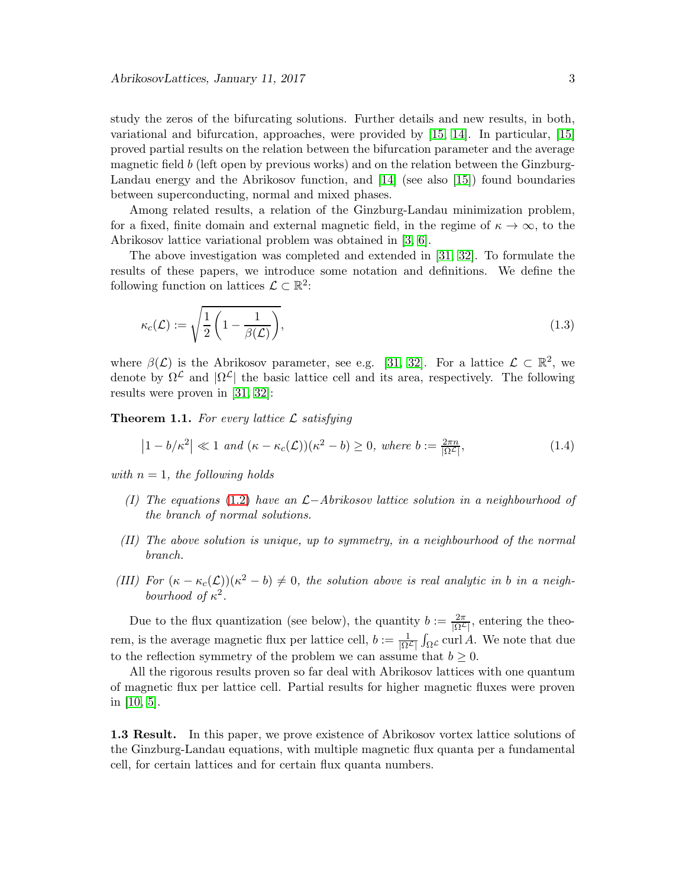study the zeros of the bifurcating solutions. Further details and new results, in both, variational and bifurcation, approaches, were provided by [15, 14]. In particular, [15] proved partial results on the relation between the bifurcation parameter and the average magnetic field $b$ (left open by previous works) and on the relation between the Ginzburg-Landau energy and the Abrikosov function, and [14] (see also [15]) found boundaries between superconducting, normal and mixed phases.

Among related results, a relation of the Ginzburg-Landau minimization problem, for a fixed, finite domain and external magnetic field, in the regime of $\kappa \to \infty$, to the Abrikosov lattice variational problem was obtained in [3, 6].

The above investigation was completed and extended in [31, 32]. To formulate the results of these papers, we introduce some notation and definitions. We define the following function on lattices $\mathcal{L} \subset \mathbb{R}^2$:

$$\kappa_c(\mathcal{L}) := \sqrt{\frac{1}{2}\left(1 - \frac{1}{\beta(\mathcal{L})}\right)}, \tag{1.3}$$

where $\beta(\mathcal{L})$ is the Abrikosov parameter, see e.g. [31, 32]. For a lattice $\mathcal{L} \subset \mathbb{R}^2$, we denote by $\Omega^{\mathcal{L}}$ and $|\Omega^{\mathcal{L}}|$ the basic lattice cell and its area, respectively. The following results were proven in [31, 32]:

**Theorem 1.1.** *For every lattice $\mathcal{L}$ satisfying*

$$\left|1 - b/\kappa^2\right| \ll 1 \text{ and } (\kappa - \kappa_c(\mathcal{L}))(\kappa^2 - b) \geq 0, \text{ where } b := \tfrac{2\pi n}{|\Omega^{\mathcal{L}}|}, \tag{1.4}$$

*with $n = 1$, the following holds*

*(I) The equations (1.2) have an $\mathcal{L}-$Abrikosov lattice solution in a neighbourhood of the branch of normal solutions.*

*(II) The above solution is unique, up to symmetry, in a neighbourhood of the normal branch.*

*(III) For $(\kappa - \kappa_c(\mathcal{L}))(\kappa^2 - b) \neq 0$, the solution above is real analytic in $b$ in a neighbourhood of $\kappa^2$.*

Due to the flux quantization (see below), the quantity $b := \frac{2\pi}{|\Omega^{\mathcal{L}}|}$, entering the theorem, is the average magnetic flux per lattice cell, $b := \frac{1}{|\Omega^{\mathcal{L}}|}\int_{\Omega^{\mathcal{L}}} \operatorname{curl} A$. We note that due to the reflection symmetry of the problem we can assume that $b \geq 0$.

All the rigorous results proven so far deal with Abrikosov lattices with one quantum of magnetic flux per lattice cell. Partial results for higher magnetic fluxes were proven in [10, 5].

**1.3 Result.** In this paper, we prove existence of Abrikosov vortex lattice solutions of the Ginzburg-Landau equations, with multiple magnetic flux quanta per a fundamental cell, for certain lattices and for certain flux quanta numbers.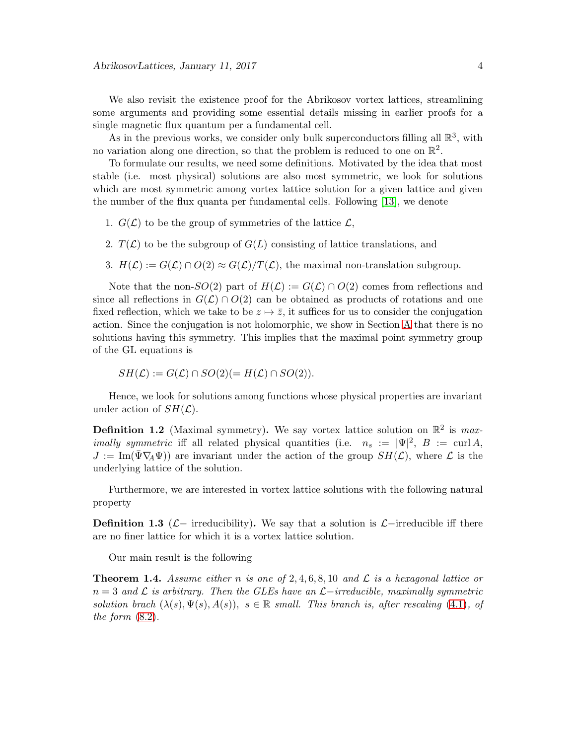We also revisit the existence proof for the Abrikosov vortex lattices, streamlining some arguments and providing some essential details missing in earlier proofs for a single magnetic flux quantum per a fundamental cell.

As in the previous works, we consider only bulk superconductors filling all $\mathbb{R}^3$, with no variation along one direction, so that the problem is reduced to one on $\mathbb{R}^2$.

To formulate our results, we need some definitions. Motivated by the idea that most stable (i.e. most physical) solutions are also most symmetric, we look for solutions which are most symmetric among vortex lattice solution for a given lattice and given the number of the flux quanta per fundamental cells. Following [13], we denote

1. $G(\mathcal{L})$ to be the group of symmetries of the lattice $\mathcal{L}$,
2. $T(\mathcal{L})$ to be the subgroup of $G(L)$ consisting of lattice translations, and
3. $H(\mathcal{L}) := G(\mathcal{L}) \cap O(2) \approx G(\mathcal{L})/T(\mathcal{L})$, the maximal non-translation subgroup.

Note that the non-$SO(2)$ part of $H(\mathcal{L}) := G(\mathcal{L}) \cap O(2)$ comes from reflections and since all reflections in $G(\mathcal{L}) \cap O(2)$ can be obtained as products of rotations and one fixed reflection, which we take to be $z \mapsto \bar{z}$, it suffices for us to consider the conjugation action. Since the conjugation is not holomorphic, we show in Section A that there is no solutions having this symmetry. This implies that the maximal point symmetry group of the GL equations is

$$SH(\mathcal{L}) := G(\mathcal{L}) \cap SO(2) (= H(\mathcal{L}) \cap SO(2)).$$

Hence, we look for solutions among functions whose physical properties are invariant under action of $SH(\mathcal{L})$.

**Definition 1.2** (Maximal symmetry)**.** We say vortex lattice solution on $\mathbb{R}^2$ is *maximally symmetric* iff all related physical quantities (i.e. $n_s := |\Psi|^2$, $B := \operatorname{curl} A$, $J := \operatorname{Im}(\bar{\Psi}\nabla_A\Psi)$) are invariant under the action of the group $SH(\mathcal{L})$, where $\mathcal{L}$ is the underlying lattice of the solution.

Furthermore, we are interested in vortex lattice solutions with the following natural property

**Definition 1.3** ($\mathcal{L}-$ irreducibility)**.** We say that a solution is $\mathcal{L}-$irreducible iff there are no finer lattice for which it is a vortex lattice solution.

Our main result is the following

**Theorem 1.4.** *Assume either $n$ is one of $2, 4, 6, 8, 10$ and $\mathcal{L}$ is a hexagonal lattice or $n = 3$ and $\mathcal{L}$ is arbitrary. Then the GLEs have an $\mathcal{L}-$irreducible, maximally symmetric solution brach $(\lambda(s), \Psi(s), A(s))$, $s \in \mathbb{R}$ small. This branch is, after rescaling (4.1), of the form (8.2).*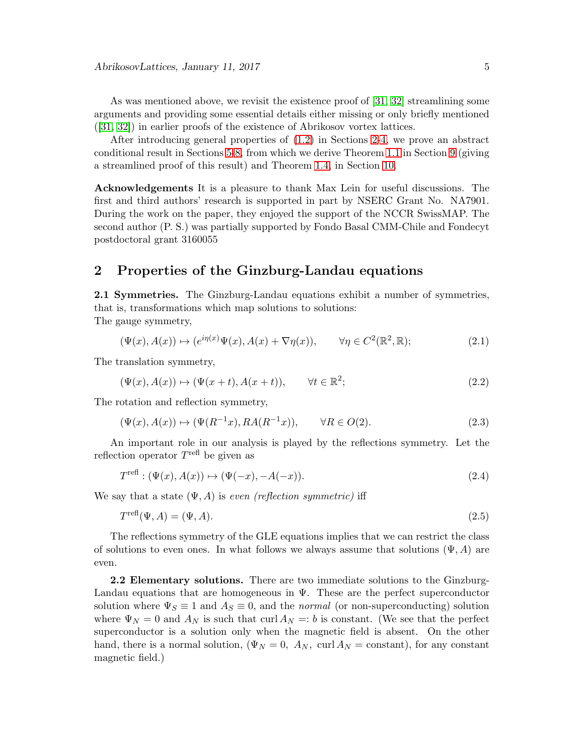As was mentioned above, we revisit the existence proof of [31, 32] streamlining some arguments and providing some essential details either missing or only briefly mentioned ([31, 32]) in earlier proofs of the existence of Abrikosov vortex lattices.

After introducing general properties of (1.2) in Sections 2-4, we prove an abstract conditional result in Sections 5-8, from which we derive Theorem 1.1 in Section 9 (giving a streamlined proof of this result) and Theorem 1.4, in Section 10.

**Acknowledgements** It is a pleasure to thank Max Lein for useful discussions. The first and third authors' research is supported in part by NSERC Grant No. NA7901. During the work on the paper, they enjoyed the support of the NCCR SwissMAP. The second author (P. S.) was partially supported by Fondo Basal CMM-Chile and Fondecyt postdoctoral grant 3160055

## 2 Properties of the Ginzburg-Landau equations

**2.1 Symmetries.** The Ginzburg-Landau equations exhibit a number of symmetries, that is, transformations which map solutions to solutions:
The gauge symmetry,

$$(\Psi(x), A(x)) \mapsto (e^{i\eta(x)}\Psi(x), A(x) + \nabla\eta(x)), \qquad \forall \eta \in C^2(\mathbb{R}^2, \mathbb{R}); \tag{2.1}$$

The translation symmetry,

$$(\Psi(x), A(x)) \mapsto (\Psi(x+t), A(x+t)), \qquad \forall t \in \mathbb{R}^2; \tag{2.2}$$

The rotation and reflection symmetry,

$$(\Psi(x), A(x)) \mapsto (\Psi(R^{-1}x), RA(R^{-1}x)), \qquad \forall R \in O(2). \tag{2.3}$$

An important role in our analysis is played by the reflections symmetry. Let the reflection operator $T^{\text{refl}}$ be given as

$$T^{\text{refl}} : (\Psi(x), A(x)) \mapsto (\Psi(-x), -A(-x)). \tag{2.4}$$

We say that a state $(\Psi, A)$ is *even (reflection symmetric)* iff

$$T^{\text{refl}}(\Psi, A) = (\Psi, A). \tag{2.5}$$

The reflections symmetry of the GLE equations implies that we can restrict the class of solutions to even ones. In what follows we always assume that solutions $(\Psi, A)$ are even.

**2.2 Elementary solutions.** There are two immediate solutions to the Ginzburg-Landau equations that are homogeneous in $\Psi$. These are the perfect superconductor solution where $\Psi_S \equiv 1$ and $A_S \equiv 0$, and the *normal* (or non-superconducting) solution where $\Psi_N = 0$ and $A_N$ is such that $\operatorname{curl} A_N =: b$ is constant. (We see that the perfect superconductor is a solution only when the magnetic field is absent. On the other hand, there is a normal solution, $(\Psi_N = 0,\ A_N,\ \operatorname{curl} A_N = \text{constant})$, for any constant magnetic field.)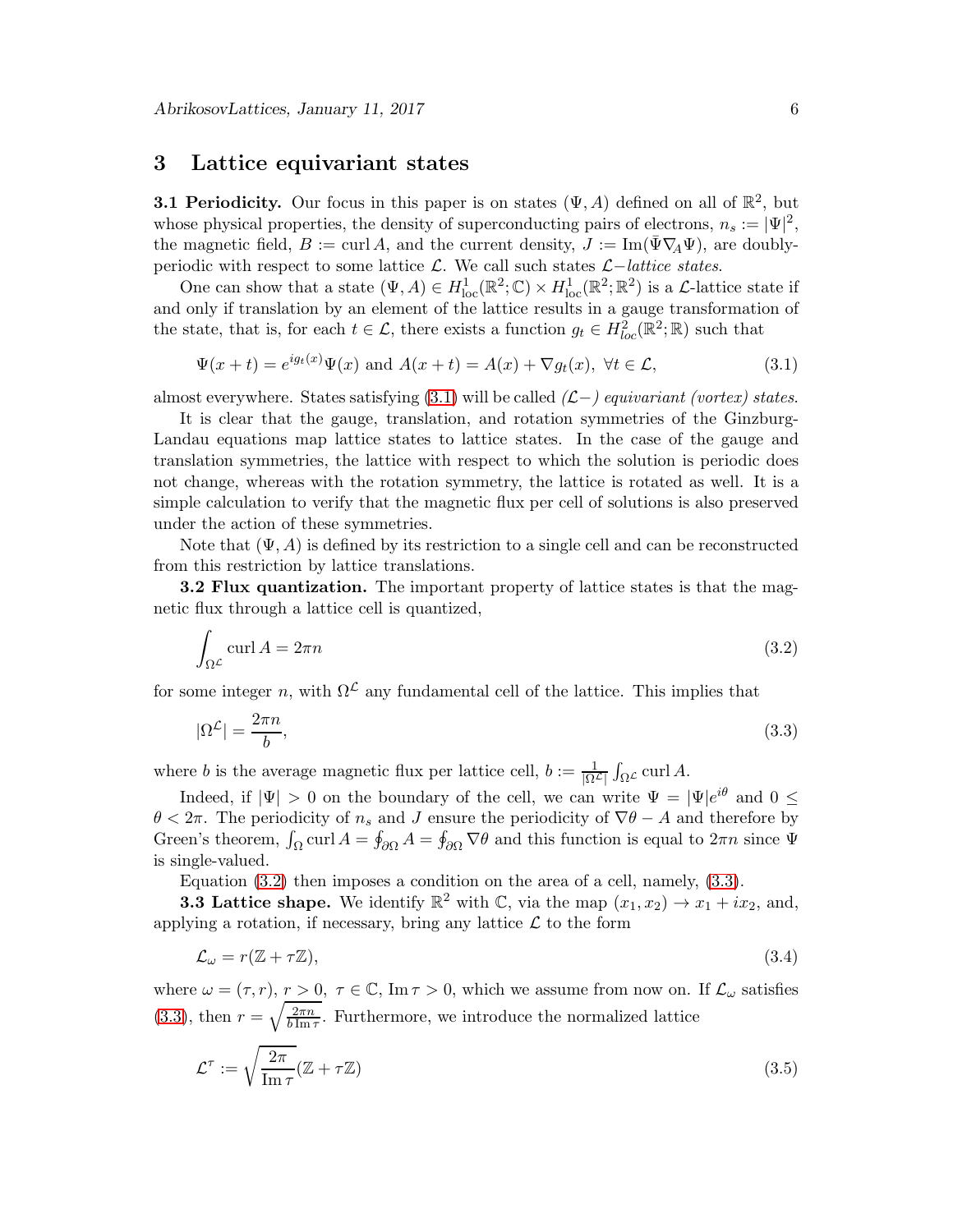## 3 Lattice equivariant states

**3.1 Periodicity.** Our focus in this paper is on states $(\Psi, A)$ defined on all of $\mathbb{R}^2$, but whose physical properties, the density of superconducting pairs of electrons, $n_s := |\Psi|^2$, the magnetic field, $B := \operatorname{curl} A$, and the current density, $J := \operatorname{Im}(\bar{\Psi}\nabla_A \Psi)$, are doubly-periodic with respect to some lattice $\mathcal{L}$. We call such states $\mathcal{L}-$*lattice states*.

One can show that a state $(\Psi, A) \in H^1_{\text{loc}}(\mathbb{R}^2; \mathbb{C}) \times H^1_{\text{loc}}(\mathbb{R}^2; \mathbb{R}^2)$ is a $\mathcal{L}$-lattice state if and only if translation by an element of the lattice results in a gauge transformation of the state, that is, for each $t \in \mathcal{L}$, there exists a function $g_t \in H^2_{loc}(\mathbb{R}^2; \mathbb{R})$ such that

$$\Psi(x+t) = e^{ig_t(x)}\Psi(x) \text{ and } A(x+t) = A(x) + \nabla g_t(x), \ \forall t \in \mathcal{L}, \tag{3.1}$$

almost everywhere. States satisfying (3.1) will be called *($\mathcal{L}-$) equivariant (vortex) states*.

It is clear that the gauge, translation, and rotation symmetries of the Ginzburg-Landau equations map lattice states to lattice states. In the case of the gauge and translation symmetries, the lattice with respect to which the solution is periodic does not change, whereas with the rotation symmetry, the lattice is rotated as well. It is a simple calculation to verify that the magnetic flux per cell of solutions is also preserved under the action of these symmetries.

Note that $(\Psi, A)$ is defined by its restriction to a single cell and can be reconstructed from this restriction by lattice translations.

**3.2 Flux quantization.** The important property of lattice states is that the magnetic flux through a lattice cell is quantized,

$$\int_{\Omega^{\mathcal{L}}} \operatorname{curl} A = 2\pi n \tag{3.2}$$

for some integer $n$, with $\Omega^{\mathcal{L}}$ any fundamental cell of the lattice. This implies that

$$|\Omega^{\mathcal{L}}| = \frac{2\pi n}{b}, \tag{3.3}$$

where $b$ is the average magnetic flux per lattice cell, $b := \frac{1}{|\Omega^{\mathcal{L}}|}\int_{\Omega^{\mathcal{L}}} \operatorname{curl} A$.

Indeed, if $|\Psi| > 0$ on the boundary of the cell, we can write $\Psi = |\Psi|e^{i\theta}$ and $0 \le \theta < 2\pi$. The periodicity of $n_s$ and $J$ ensure the periodicity of $\nabla\theta - A$ and therefore by Green's theorem, $\int_\Omega \operatorname{curl} A = \oint_{\partial\Omega} A = \oint_{\partial\Omega} \nabla\theta$ and this function is equal to $2\pi n$ since $\Psi$ is single-valued.

Equation (3.2) then imposes a condition on the area of a cell, namely, (3.3).

**3.3 Lattice shape.** We identify $\mathbb{R}^2$ with $\mathbb{C}$, via the map $(x_1, x_2) \to x_1 + ix_2$, and, applying a rotation, if necessary, bring any lattice $\mathcal{L}$ to the form

$$\mathcal{L}_\omega = r(\mathbb{Z} + \tau\mathbb{Z}), \tag{3.4}$$

where $\omega = (\tau, r)$, $r > 0$, $\tau \in \mathbb{C}$, $\operatorname{Im}\tau > 0$, which we assume from now on. If $\mathcal{L}_\omega$ satisfies (3.3), then $r = \sqrt{\frac{2\pi n}{b \operatorname{Im}\tau}}$. Furthermore, we introduce the normalized lattice

$$\mathcal{L}^\tau := \sqrt{\frac{2\pi}{\operatorname{Im}\tau}}(\mathbb{Z} + \tau\mathbb{Z}) \tag{3.5}$$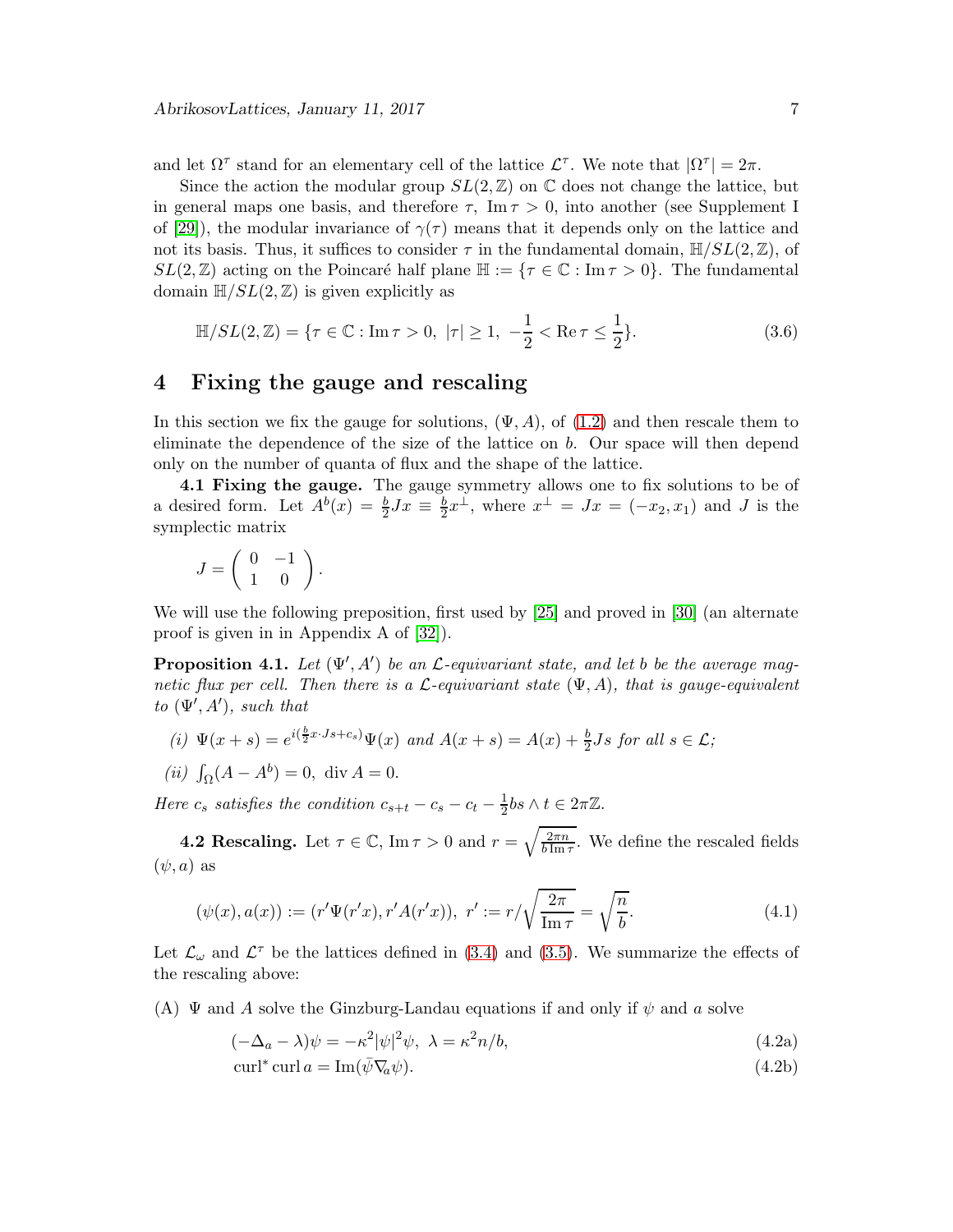and let $\Omega^\tau$ stand for an elementary cell of the lattice $\mathcal{L}^\tau$. We note that $|\Omega^\tau| = 2\pi$.

Since the action the modular group $SL(2,\mathbb{Z})$ on $\mathbb{C}$ does not change the lattice, but in general maps one basis, and therefore $\tau$, $\operatorname{Im}\tau > 0$, into another (see Supplement I of [29]), the modular invariance of $\gamma(\tau)$ means that it depends only on the lattice and not its basis. Thus, it suffices to consider $\tau$ in the fundamental domain, $\mathbb{H}/SL(2,\mathbb{Z})$, of $SL(2,\mathbb{Z})$ acting on the Poincaré half plane $\mathbb{H} := \{\tau \in \mathbb{C} : \operatorname{Im}\tau > 0\}$. The fundamental domain $\mathbb{H}/SL(2,\mathbb{Z})$ is given explicitly as

$$\mathbb{H}/SL(2,\mathbb{Z}) = \{\tau \in \mathbb{C} : \operatorname{Im}\tau > 0,\ |\tau| \geq 1,\ -\frac{1}{2} < \operatorname{Re}\tau \leq \frac{1}{2}\}. \tag{3.6}$$

# 4 Fixing the gauge and rescaling

In this section we fix the gauge for solutions, $(\Psi, A)$, of (1.2) and then rescale them to eliminate the dependence of the size of the lattice on $b$. Our space will then depend only on the number of quanta of flux and the shape of the lattice.

**4.1 Fixing the gauge.** The gauge symmetry allows one to fix solutions to be of a desired form. Let $A^b(x) = \frac{b}{2}Jx \equiv \frac{b}{2}x^\perp$, where $x^\perp = Jx = (-x_2, x_1)$ and $J$ is the symplectic matrix

$$J = \begin{pmatrix} 0 & -1 \\ 1 & 0 \end{pmatrix}.$$

We will use the following preposition, first used by [25] and proved in [30] (an alternate proof is given in in Appendix A of [32]).

**Proposition 4.1.** *Let $(\Psi', A')$ be an $\mathcal{L}$-equivariant state, and let $b$ be the average magnetic flux per cell. Then there is a $\mathcal{L}$-equivariant state $(\Psi, A)$, that is gauge-equivalent to $(\Psi', A')$, such that*

*(i)* $\Psi(x+s) = e^{i(\frac{b}{2}x\cdot Js + c_s)}\Psi(x)$ *and* $A(x+s) = A(x) + \frac{b}{2}Js$ *for all* $s \in \mathcal{L}$;

*(ii)* $\int_\Omega (A - A^b) = 0,\ \operatorname{div} A = 0.$

*Here $c_s$ satisfies the condition $c_{s+t} - c_s - c_t - \frac{1}{2}bs \wedge t \in 2\pi\mathbb{Z}$.*

**4.2 Rescaling.** Let $\tau \in \mathbb{C}$, $\operatorname{Im}\tau > 0$ and $r = \sqrt{\frac{2\pi n}{b \operatorname{Im}\tau}}$. We define the rescaled fields $(\psi, a)$ as

$$(\psi(x), a(x)) := (r'\Psi(r'x), r'A(r'x)),\ r' := r\Big/\sqrt{\frac{2\pi}{\operatorname{Im}\tau}} = \sqrt{\frac{n}{b}}. \tag{4.1}$$

Let $\mathcal{L}_\omega$ and $\mathcal{L}^\tau$ be the lattices defined in (3.4) and (3.5). We summarize the effects of the rescaling above:

(A) $\Psi$ and $A$ solve the Ginzburg-Landau equations if and only if $\psi$ and $a$ solve

$$(-\Delta_a - \lambda)\psi = -\kappa^2|\psi|^2\psi,\ \lambda = \kappa^2 n/b, \tag{4.2a}$$

$$\operatorname{curl}^* \operatorname{curl} a = \operatorname{Im}(\bar\psi \nabla_a \psi). \tag{4.2b}$$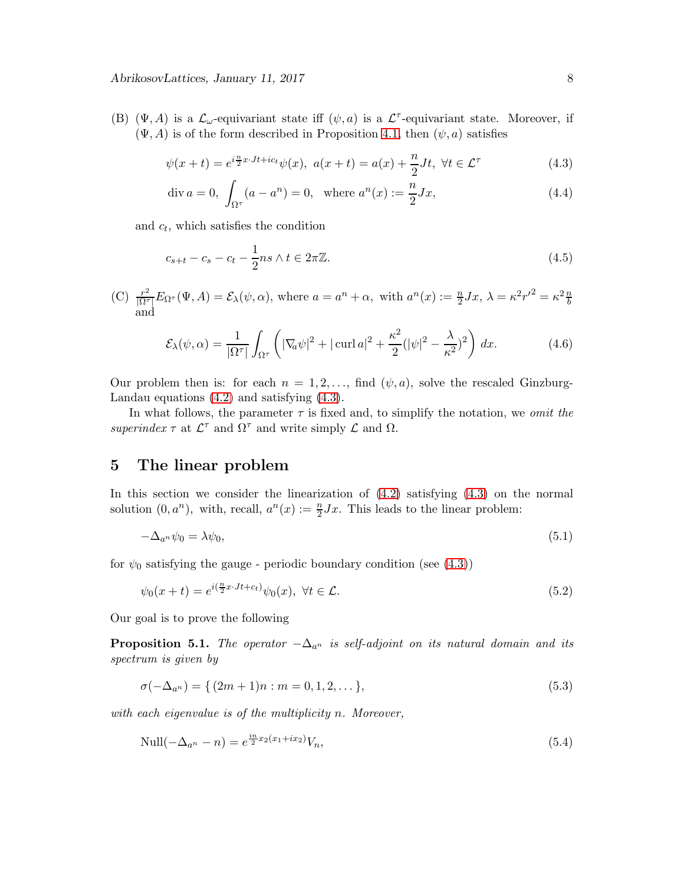(B) $(\Psi, A)$ is a $\mathcal{L}_\omega$-equivariant state iff $(\psi, a)$ is a $\mathcal{L}^\tau$-equivariant state. Moreover, if $(\Psi, A)$ is of the form described in Proposition 4.1, then $(\psi, a)$ satisfies

$$\psi(x+t) = e^{i\frac{n}{2}x\cdot Jt + ic_t}\psi(x), \; a(x+t) = a(x) + \frac{n}{2}Jt, \; \forall t \in \mathcal{L}^\tau \tag{4.3}$$

$$\operatorname{div} a = 0, \; \int_{\Omega^\tau}(a - a^n) = 0, \quad \text{where } a^n(x) := \frac{n}{2}Jx, \tag{4.4}$$

and $c_t$, which satisfies the condition

$$c_{s+t} - c_s - c_t - \frac{1}{2}ns \wedge t \in 2\pi\mathbb{Z}. \tag{4.5}$$

(C) $\frac{r^2}{|\Omega^\tau|}E_{\Omega^\tau}(\Psi, A) = \mathcal{E}_\lambda(\psi, \alpha)$, where $a = a^n + \alpha$, with $a^n(x) := \frac{n}{2}Jx$, $\lambda = \kappa^2 r'^2 = \kappa^2\frac{n}{b}$ and

$$\mathcal{E}_\lambda(\psi, \alpha) = \frac{1}{|\Omega^\tau|}\int_{\Omega^\tau}\left(|\nabla_a\psi|^2 + |\operatorname{curl} a|^2 + \frac{\kappa^2}{2}(|\psi|^2 - \frac{\lambda}{\kappa^2})^2\right)dx. \tag{4.6}$$

Our problem then is: for each $n = 1, 2, \ldots$, find $(\psi, a)$, solve the rescaled Ginzburg-Landau equations (4.2) and satisfying (4.3).

In what follows, the parameter $\tau$ is fixed and, to simplify the notation, we *omit the superindex* $\tau$ at $\mathcal{L}^\tau$ and $\Omega^\tau$ and write simply $\mathcal{L}$ and $\Omega$.

# 5 The linear problem

In this section we consider the linearization of (4.2) satisfying (4.3) on the normal solution $(0, a^n)$, with, recall, $a^n(x) := \frac{n}{2}Jx$. This leads to the linear problem:

$$-\Delta_{a^n}\psi_0 = \lambda\psi_0, \tag{5.1}$$

for $\psi_0$ satisfying the gauge - periodic boundary condition (see (4.3))

$$\psi_0(x+t) = e^{i(\frac{n}{2}x\cdot Jt + c_t)}\psi_0(x), \; \forall t \in \mathcal{L}. \tag{5.2}$$

Our goal is to prove the following

**Proposition 5.1.** *The operator $-\Delta_{a^n}$ is self-adjoint on its natural domain and its spectrum is given by*

$$\sigma(-\Delta_{a^n}) = \{(2m+1)n : m = 0, 1, 2, \ldots\}, \tag{5.3}$$

*with each eigenvalue is of the multiplicity $n$. Moreover,*

$$\operatorname{Null}(-\Delta_{a^n} - n) = e^{\frac{in}{2}x_2(x_1 + ix_2)}V_n, \tag{5.4}$$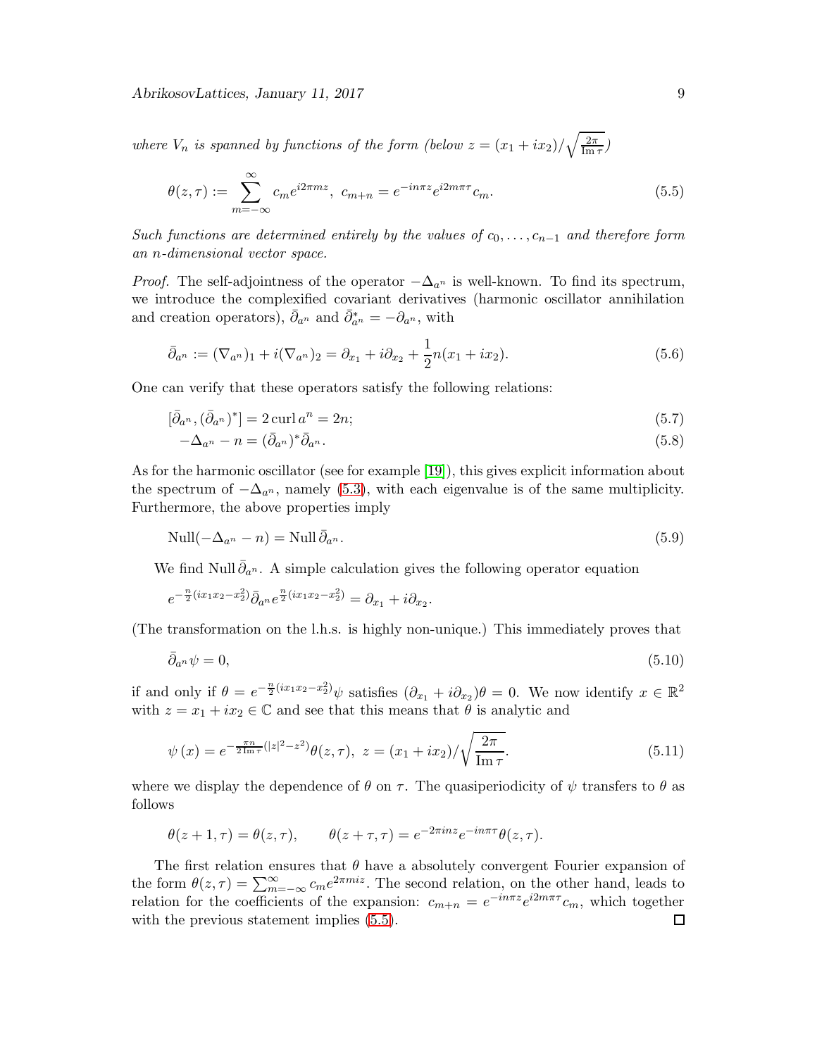*where $V_n$ is spanned by functions of the form (below $z = (x_1 + ix_2)/\sqrt{\frac{2\pi}{\operatorname{Im}\tau}}$)*

$$\theta(z,\tau) := \sum_{m=-\infty}^{\infty} c_m e^{i2\pi mz},\ c_{m+n} = e^{-in\pi z} e^{i2m\pi\tau} c_m. \tag{5.5}$$

*Such functions are determined entirely by the values of $c_0, \ldots, c_{n-1}$ and therefore form an $n$-dimensional vector space.*

*Proof.* The self-adjointness of the operator $-\Delta_{a^n}$ is well-known. To find its spectrum, we introduce the complexified covariant derivatives (harmonic oscillator annihilation and creation operators), $\bar{\partial}_{a^n}$ and $\bar{\partial}_{a^n}^* = -\partial_{a^n}$, with

$$\bar{\partial}_{a^n} := (\nabla_{a^n})_1 + i(\nabla_{a^n})_2 = \partial_{x_1} + i\partial_{x_2} + \frac{1}{2}n(x_1 + ix_2). \tag{5.6}$$

One can verify that these operators satisfy the following relations:

$$[\bar{\partial}_{a^n}, (\bar{\partial}_{a^n})^*] = 2 \operatorname{curl} a^n = 2n; \tag{5.7}$$

$$-\Delta_{a^n} - n = (\bar{\partial}_{a^n})^* \bar{\partial}_{a^n}. \tag{5.8}$$

As for the harmonic oscillator (see for example [19]), this gives explicit information about the spectrum of $-\Delta_{a^n}$, namely (5.3), with each eigenvalue is of the same multiplicity. Furthermore, the above properties imply

$$\operatorname{Null}(-\Delta_{a^n} - n) = \operatorname{Null} \bar{\partial}_{a^n}. \tag{5.9}$$

We find $\operatorname{Null} \bar{\partial}_{a^n}$. A simple calculation gives the following operator equation

$$e^{-\frac{n}{2}(ix_1x_2 - x_2^2)} \bar{\partial}_{a^n} e^{\frac{n}{2}(ix_1x_2 - x_2^2)} = \partial_{x_1} + i\partial_{x_2}.$$

(The transformation on the l.h.s. is highly non-unique.) This immediately proves that

$$\bar{\partial}_{a^n}\psi = 0, \tag{5.10}$$

if and only if $\theta = e^{-\frac{n}{2}(ix_1x_2 - x_2^2)}\psi$ satisfies $(\partial_{x_1} + i\partial_{x_2})\theta = 0$. We now identify $x \in \mathbb{R}^2$ with $z = x_1 + ix_2 \in \mathbb{C}$ and see that this means that $\theta$ is analytic and

$$\psi(x) = e^{-\frac{\pi n}{2 \operatorname{Im}\tau}(|z|^2 - z^2)} \theta(z,\tau),\ z = (x_1 + ix_2)/\sqrt{\frac{2\pi}{\operatorname{Im}\tau}}. \tag{5.11}$$

where we display the dependence of $\theta$ on $\tau$. The quasiperiodicity of $\psi$ transfers to $\theta$ as follows

$$\theta(z+1,\tau) = \theta(z,\tau), \qquad \theta(z+\tau,\tau) = e^{-2\pi inz} e^{-in\pi\tau} \theta(z,\tau).$$

The first relation ensures that $\theta$ have a absolutely convergent Fourier expansion of the form $\theta(z,\tau) = \sum_{m=-\infty}^{\infty} c_m e^{2\pi miz}$. The second relation, on the other hand, leads to relation for the coefficients of the expansion: $c_{m+n} = e^{-in\pi z} e^{i2m\pi\tau} c_m$, which together with the previous statement implies (5.5). $\square$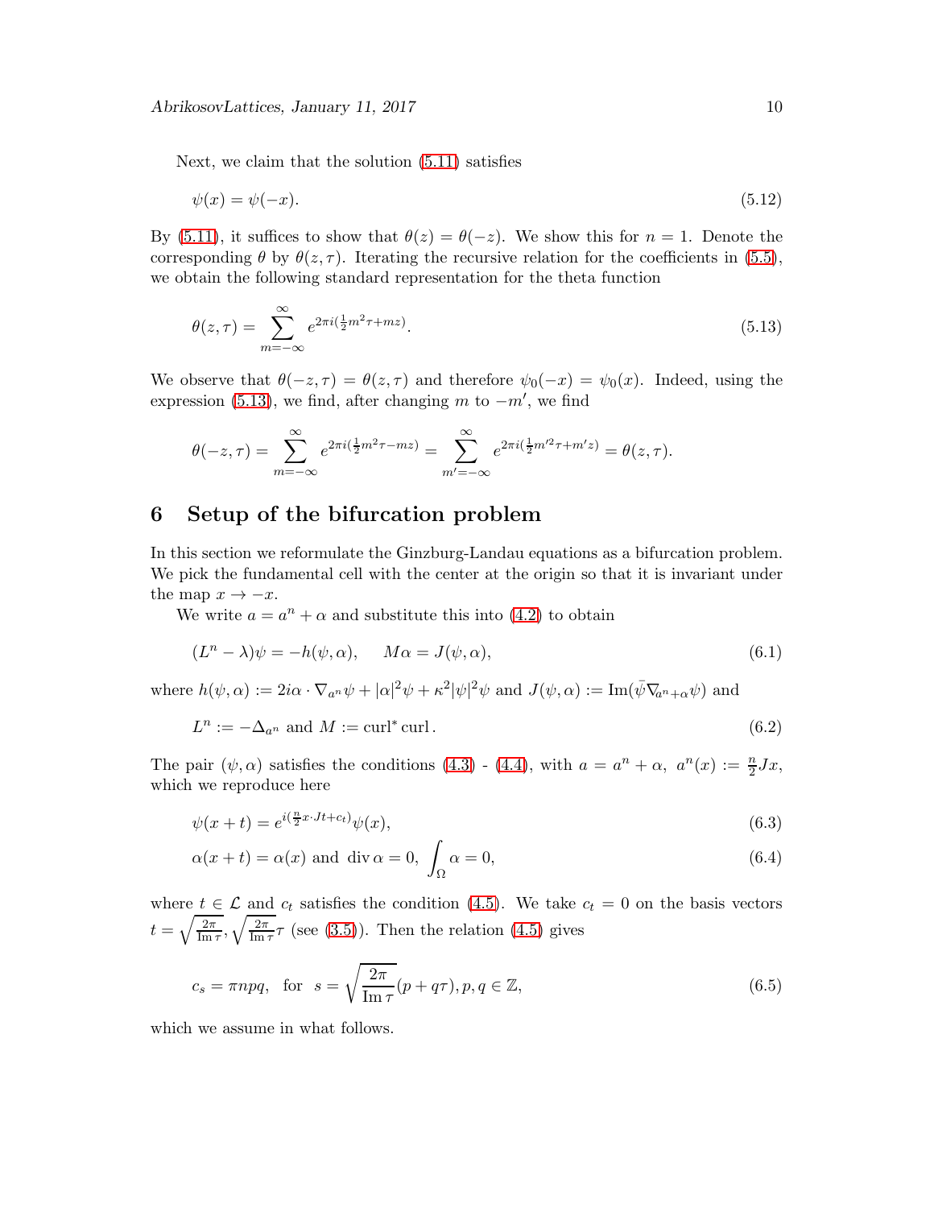Next, we claim that the solution (5.11) satisfies

$$\psi(x) = \psi(-x). \tag{5.12}$$

By (5.11), it suffices to show that $\theta(z) = \theta(-z)$. We show this for $n = 1$. Denote the corresponding $\theta$ by $\theta(z, \tau)$. Iterating the recursive relation for the coefficients in (5.5), we obtain the following standard representation for the theta function

$$\theta(z,\tau) = \sum_{m=-\infty}^{\infty} e^{2\pi i(\frac{1}{2}m^2\tau + mz)}. \tag{5.13}$$

We observe that $\theta(-z,\tau) = \theta(z,\tau)$ and therefore $\psi_0(-x) = \psi_0(x)$. Indeed, using the expression (5.13), we find, after changing $m$ to $-m'$, we find

$$\theta(-z,\tau) = \sum_{m=-\infty}^{\infty} e^{2\pi i(\frac{1}{2}m^2\tau - mz)} = \sum_{m'=-\infty}^{\infty} e^{2\pi i(\frac{1}{2}m'^2\tau + m'z)} = \theta(z,\tau).$$

# 6 Setup of the bifurcation problem

In this section we reformulate the Ginzburg-Landau equations as a bifurcation problem. We pick the fundamental cell with the center at the origin so that it is invariant under the map $x \to -x$.

We write $a = a^n + \alpha$ and substitute this into (4.2) to obtain

$$(L^n - \lambda)\psi = -h(\psi, \alpha), \qquad M\alpha = J(\psi, \alpha), \tag{6.1}$$

where $h(\psi, \alpha) := 2i\alpha \cdot \nabla_{a^n}\psi + |\alpha|^2\psi + \kappa^2|\psi|^2\psi$ and $J(\psi, \alpha) := \mathrm{Im}(\bar{\psi}\nabla_{a^n+\alpha}\psi)$ and

$$L^n := -\Delta_{a^n} \text{ and } M := \mathrm{curl}^*\,\mathrm{curl}. \tag{6.2}$$

The pair $(\psi, \alpha)$ satisfies the conditions (4.3) - (4.4), with $a = a^n + \alpha,\ a^n(x) := \frac{n}{2}Jx$, which we reproduce here

$$\psi(x+t) = e^{i(\frac{n}{2}x\cdot Jt + c_t)}\psi(x), \tag{6.3}$$

$$\alpha(x+t) = \alpha(x) \text{ and } \mathrm{div}\,\alpha = 0,\ \int_\Omega \alpha = 0, \tag{6.4}$$

where $t \in \mathcal{L}$ and $c_t$ satisfies the condition (4.5). We take $c_t = 0$ on the basis vectors $t = \sqrt{\frac{2\pi}{\mathrm{Im}\,\tau}}, \sqrt{\frac{2\pi}{\mathrm{Im}\,\tau}}\tau$ (see (3.5)). Then the relation (4.5) gives

$$c_s = \pi npq, \quad \text{for} \quad s = \sqrt{\frac{2\pi}{\mathrm{Im}\,\tau}}(p + q\tau), p, q \in \mathbb{Z}, \tag{6.5}$$

which we assume in what follows.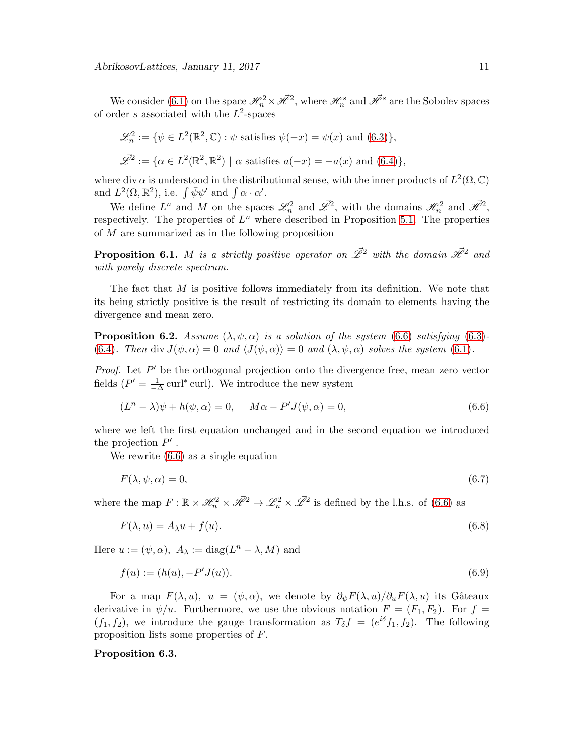We consider (6.1) on the space $\mathscr{H}^2_n \times \vec{\mathscr{H}}^2$, where $\mathscr{H}^s_n$ and $\vec{\mathscr{H}}^s$ are the Sobolev spaces of order $s$ associated with the $L^2$-spaces

$$\mathscr{L}^2_n := \{\psi \in L^2(\mathbb{R}^2, \mathbb{C}) : \psi \text{ satisfies } \psi(-x) = \psi(x) \text{ and } (6.3)\},$$

$$\vec{\mathscr{L}}^2 := \{\alpha \in L^2(\mathbb{R}^2, \mathbb{R}^2) \mid \alpha \text{ satisfies } a(-x) = -a(x) \text{ and } (6.4)\},$$

where $\operatorname{div} \alpha$ is understood in the distributional sense, with the inner products of $L^2(\Omega, \mathbb{C})$ and $L^2(\Omega, \mathbb{R}^2)$, i.e. $\int \bar{\psi}\psi'$ and $\int \alpha \cdot \alpha'$.

We define $L^n$ and $M$ on the spaces $\mathscr{L}^2_n$ and $\vec{\mathscr{L}}^2$, with the domains $\mathscr{H}^2_n$ and $\vec{\mathscr{H}}^2$, respectively. The properties of $L^n$ where described in Proposition 5.1. The properties of $M$ are summarized as in the following proposition

**Proposition 6.1.** *$M$ is a strictly positive operator on $\vec{\mathscr{L}}^2$ with the domain $\vec{\mathscr{H}}^2$ and with purely discrete spectrum.*

The fact that $M$ is positive follows immediately from its definition. We note that its being strictly positive is the result of restricting its domain to elements having the divergence and mean zero.

**Proposition 6.2.** *Assume $(\lambda, \psi, \alpha)$ is a solution of the system (6.6) satisfying (6.3)-(6.4). Then $\operatorname{div} J(\psi, \alpha) = 0$ and $\langle J(\psi, \alpha)\rangle = 0$ and $(\lambda, \psi, \alpha)$ solves the system (6.1).*

*Proof.* Let $P'$ be the orthogonal projection onto the divergence free, mean zero vector fields ($P' = \frac{1}{-\Delta} \operatorname{curl}^* \operatorname{curl}$). We introduce the new system

$$(L^n - \lambda)\psi + h(\psi, \alpha) = 0, \qquad M\alpha - P'J(\psi, \alpha) = 0, \tag{6.6}$$

where we left the first equation unchanged and in the second equation we introduced the projection $P'$ .

We rewrite (6.6) as a single equation

$$F(\lambda, \psi, \alpha) = 0, \tag{6.7}$$

where the map $F : \mathbb{R} \times \mathscr{H}^2_n \times \vec{\mathscr{H}}^2 \to \mathscr{L}^2_n \times \vec{\mathscr{L}}^2$ is defined by the l.h.s. of (6.6) as

$$F(\lambda, u) = A_\lambda u + f(u). \tag{6.8}$$

Here $u := (\psi, \alpha),\ A_\lambda := \operatorname{diag}(L^n - \lambda, M)$ and

$$f(u) := (h(u), -P'J(u)). \tag{6.9}$$

For a map $F(\lambda, u),\ u = (\psi, \alpha)$, we denote by $\partial_\psi F(\lambda, u)/\partial_u F(\lambda, u)$ its Gâteaux derivative in $\psi/u$. Furthermore, we use the obvious notation $F = (F_1, F_2)$. For $f = (f_1, f_2)$, we introduce the gauge transformation as $T_\delta f = (e^{i\delta} f_1, f_2)$. The following proposition lists some properties of $F$.

**Proposition 6.3.**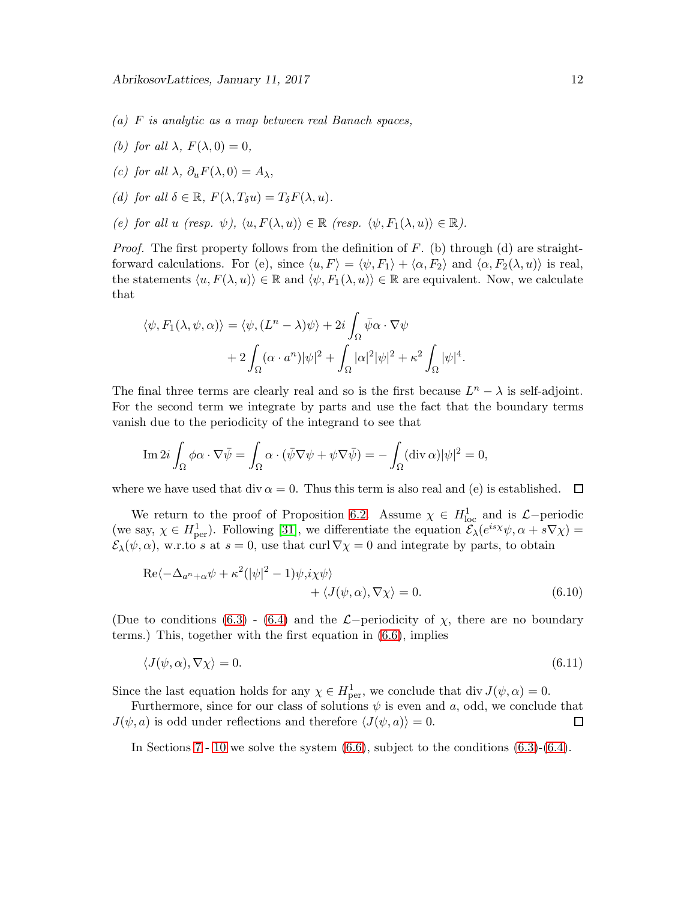*(a) $F$ is analytic as a map between real Banach spaces,*

*(b) for all $\lambda$, $F(\lambda, 0) = 0$,*

*(c) for all $\lambda$, $\partial_u F(\lambda, 0) = A_\lambda$,*

*(d) for all $\delta \in \mathbb{R}$, $F(\lambda, T_\delta u) = T_\delta F(\lambda, u)$.*

*(e) for all $u$ (resp. $\psi$), $\langle u, F(\lambda, u)\rangle \in \mathbb{R}$ (resp. $\langle \psi, F_1(\lambda, u)\rangle \in \mathbb{R}$).*

*Proof.* The first property follows from the definition of $F$. (b) through (d) are straightforward calculations. For (e), since $\langle u, F\rangle = \langle \psi, F_1\rangle + \langle \alpha, F_2\rangle$ and $\langle \alpha, F_2(\lambda, u)\rangle$ is real, the statements $\langle u, F(\lambda, u)\rangle \in \mathbb{R}$ and $\langle \psi, F_1(\lambda, u)\rangle \in \mathbb{R}$ are equivalent. Now, we calculate that

$$\langle \psi, F_1(\lambda, \psi, \alpha)\rangle = \langle \psi, (L^n - \lambda)\psi\rangle + 2i\int_\Omega \bar{\psi}\alpha \cdot \nabla\psi + 2\int_\Omega (\alpha \cdot a^n)|\psi|^2 + \int_\Omega |\alpha|^2|\psi|^2 + \kappa^2\int_\Omega |\psi|^4.$$

The final three terms are clearly real and so is the first because $L^n - \lambda$ is self-adjoint. For the second term we integrate by parts and use the fact that the boundary terms vanish due to the periodicity of the integrand to see that

$$\operatorname{Im} 2i\int_\Omega \phi\alpha \cdot \nabla\bar{\psi} = \int_\Omega \alpha \cdot (\bar{\psi}\nabla\psi + \psi\nabla\bar{\psi}) = -\int_\Omega (\operatorname{div}\alpha)|\psi|^2 = 0,$$

where we have used that $\operatorname{div}\alpha = 0$. Thus this term is also real and (e) is established. ∎

We return to the proof of Proposition 6.2. Assume $\chi \in H^1_{\text{loc}}$ and is $\mathcal{L}-$periodic (we say, $\chi \in H^1_{\text{per}}$). Following [31], we differentiate the equation $\mathcal{E}_\lambda(e^{is\chi}\psi, \alpha + s\nabla\chi) = \mathcal{E}_\lambda(\psi, \alpha)$, w.r.to $s$ at $s = 0$, use that $\operatorname{curl}\nabla\chi = 0$ and integrate by parts, to obtain

$$\operatorname{Re}\langle -\Delta_{a^n+\alpha}\psi + \kappa^2(|\psi|^2 - 1)\psi, i\chi\psi\rangle + \langle J(\psi, \alpha), \nabla\chi\rangle = 0. \tag{6.10}$$

(Due to conditions (6.3) - (6.4) and the $\mathcal{L}-$periodicity of $\chi$, there are no boundary terms.) This, together with the first equation in (6.6), implies

$$\langle J(\psi, \alpha), \nabla\chi\rangle = 0. \tag{6.11}$$

Since the last equation holds for any $\chi \in H^1_{\text{per}}$, we conclude that $\operatorname{div} J(\psi, \alpha) = 0$.

Furthermore, since for our class of solutions $\psi$ is even and $a$, odd, we conclude that $J(\psi, a)$ is odd under reflections and therefore $\langle J(\psi, a)\rangle = 0$. ∎

In Sections 7 - 10 we solve the system (6.6), subject to the conditions (6.3)-(6.4).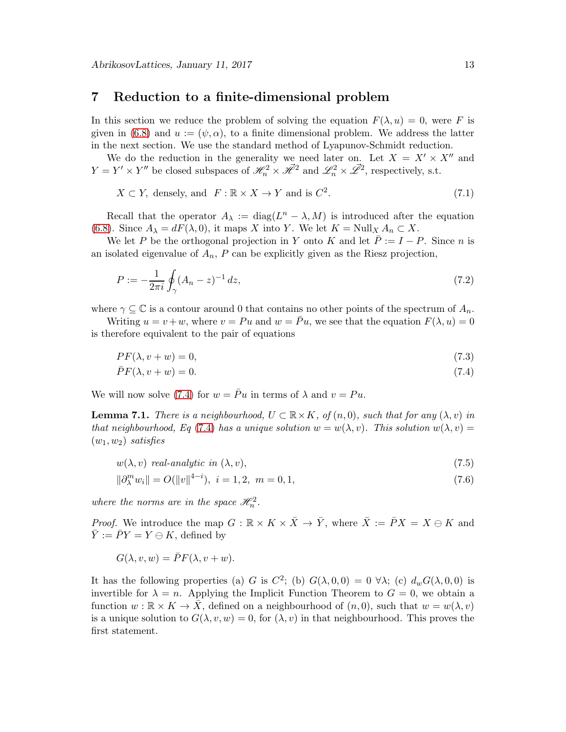## 7 Reduction to a finite-dimensional problem

In this section we reduce the problem of solving the equation $F(\lambda, u) = 0$, were $F$ is given in (6.8) and $u := (\psi, \alpha)$, to a finite dimensional problem. We address the latter in the next section. We use the standard method of Lyapunov-Schmidt reduction.

We do the reduction in the generality we need later on. Let $X = X' \times X''$ and $Y = Y' \times Y''$ be closed subspaces of $\mathscr{H}_n^2 \times \vec{\mathscr{H}}^2$ and $\mathscr{L}_n^2 \times \vec{\mathscr{L}}^2$, respectively, s.t.

$$X \subset Y, \text{ densely, and } \; F : \mathbb{R} \times X \to Y \text{ and is } C^2. \tag{7.1}$$

Recall that the operator $A_\lambda := \operatorname{diag}(L^n - \lambda, M)$ is introduced after the equation (6.8). Since $A_\lambda = dF(\lambda, 0)$, it maps $X$ into $Y$. We let $K = \operatorname{Null}_X A_n \subset X$.

We let $P$ be the orthogonal projection in $Y$ onto $K$ and let $\bar{P} := I - P$. Since $n$ is an isolated eigenvalue of $A_n$, $P$ can be explicitly given as the Riesz projection,

$$P := -\frac{1}{2\pi i} \oint_\gamma (A_n - z)^{-1} \, dz, \tag{7.2}$$

where $\gamma \subseteq \mathbb{C}$ is a contour around 0 that contains no other points of the spectrum of $A_n$.

Writing $u = v + w$, where $v = Pu$ and $w = \bar{P}u$, we see that the equation $F(\lambda, u) = 0$ is therefore equivalent to the pair of equations

$$PF(\lambda, v + w) = 0, \tag{7.3}$$

$$\bar{P}F(\lambda, v + w) = 0. \tag{7.4}$$

We will now solve (7.4) for $w = \bar{P}u$ in terms of $\lambda$ and $v = Pu$.

**Lemma 7.1.** *There is a neighbourhood, $U \subset \mathbb{R} \times K$, of $(n, 0)$, such that for any $(\lambda, v)$ in that neighbourhood, Eq (7.4) has a unique solution $w = w(\lambda, v)$. This solution $w(\lambda, v) = (w_1, w_2)$ satisfies*

$$w(\lambda, v) \text{ real-analytic in } (\lambda, v), \tag{7.5}$$

$$\|\partial_\lambda^m w_i\| = O(\|v\|^{4-i}), \; i = 1, 2, \; m = 0, 1, \tag{7.6}$$

*where the norms are in the space $\mathscr{H}_n^2$.*

*Proof.* We introduce the map $G : \mathbb{R} \times K \times \bar{X} \to \bar{Y}$, where $\bar{X} := \bar{P}X = X \ominus K$ and $\bar{Y} := \bar{P}Y = Y \ominus K$, defined by

$$G(\lambda, v, w) = \bar{P}F(\lambda, v + w).$$

It has the following properties (a) $G$ is $C^2$; (b) $G(\lambda, 0, 0) = 0 \; \forall \lambda$; (c) $d_w G(\lambda, 0, 0)$ is invertible for $\lambda = n$. Applying the Implicit Function Theorem to $G = 0$, we obtain a function $w : \mathbb{R} \times K \to \bar{X}$, defined on a neighbourhood of $(n, 0)$, such that $w = w(\lambda, v)$ is a unique solution to $G(\lambda, v, w) = 0$, for $(\lambda, v)$ in that neighbourhood. This proves the first statement.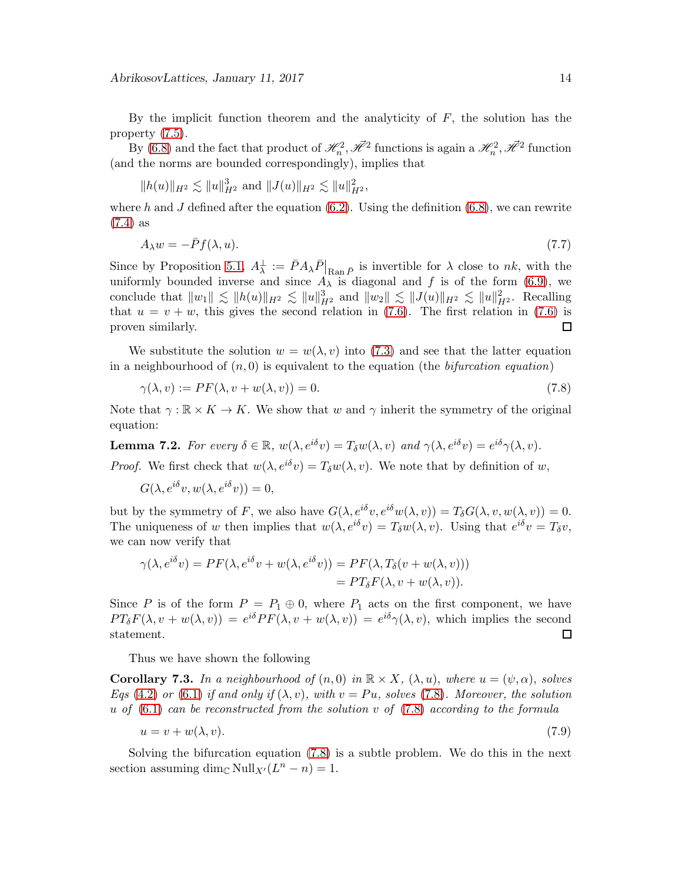By the implicit function theorem and the analyticity of $F$, the solution has the property (7.5).

By (6.8) and the fact that product of $\mathscr{H}_n^2, \vec{\mathscr{H}}^2$ functions is again a $\mathscr{H}_n^2, \vec{\mathscr{H}}^2$ function (and the norms are bounded correspondingly), implies that

$$\|h(u)\|_{H^2} \lesssim \|u\|_{H^2}^3 \text{ and } \|J(u)\|_{H^2} \lesssim \|u\|_{H^2}^2,$$

where $h$ and $J$ defined after the equation (6.2). Using the definition (6.8), we can rewrite (7.4) as

$$A_\lambda w = -\bar{P} f(\lambda, u). \tag{7.7}$$

Since by Proposition 5.1, $A_\lambda^\perp := \bar{P} A_\lambda \bar{P}\big|_{\operatorname{Ran} \bar{P}}$ is invertible for $\lambda$ close to $nk$, with the uniformly bounded inverse and since $A_\lambda$ is diagonal and $f$ is of the form (6.9), we conclude that $\|w_1\| \lesssim \|h(u)\|_{H^2} \lesssim \|u\|_{H^2}^3$ and $\|w_2\| \lesssim \|J(u)\|_{H^2} \lesssim \|u\|_{H^2}^2$. Recalling that $u = v + w$, this gives the second relation in (7.6). The first relation in (7.6) is proven similarly. □

We substitute the solution $w = w(\lambda, v)$ into (7.3) and see that the latter equation in a neighbourhood of $(n, 0)$ is equivalent to the equation (the *bifurcation equation*)

$$\gamma(\lambda, v) := PF(\lambda, v + w(\lambda, v)) = 0. \tag{7.8}$$

Note that $\gamma : \mathbb{R} \times K \to K$. We show that $w$ and $\gamma$ inherit the symmetry of the original equation:

**Lemma 7.2.** *For every $\delta \in \mathbb{R}$, $w(\lambda, e^{i\delta} v) = T_\delta w(\lambda, v)$ and $\gamma(\lambda, e^{i\delta} v) = e^{i\delta} \gamma(\lambda, v)$.*

*Proof.* We first check that $w(\lambda, e^{i\delta} v) = T_\delta w(\lambda, v)$. We note that by definition of $w$,

$$G(\lambda, e^{i\delta} v, w(\lambda, e^{i\delta} v)) = 0,$$

but by the symmetry of $F$, we also have $G(\lambda, e^{i\delta} v, e^{i\delta} w(\lambda, v)) = T_\delta G(\lambda, v, w(\lambda, v)) = 0$. The uniqueness of $w$ then implies that $w(\lambda, e^{i\delta} v) = T_\delta w(\lambda, v)$. Using that $e^{i\delta} v = T_\delta v$, we can now verify that

$$\begin{aligned}
\gamma(\lambda, e^{i\delta} v) = PF(\lambda, e^{i\delta} v + w(\lambda, e^{i\delta} v)) &= PF(\lambda, T_\delta(v + w(\lambda, v))) \\
&= PT_\delta F(\lambda, v + w(\lambda, v)).
\end{aligned}$$

Since $P$ is of the form $P = P_1 \oplus 0$, where $P_1$ acts on the first component, we have $PT_\delta F(\lambda, v + w(\lambda, v)) = e^{i\delta} PF(\lambda, v + w(\lambda, v)) = e^{i\delta} \gamma(\lambda, v)$, which implies the second statement. □

Thus we have shown the following

**Corollary 7.3.** *In a neighbourhood of $(n, 0)$ in $\mathbb{R} \times X$, $(\lambda, u)$, where $u = (\psi, \alpha)$, solves Eqs (4.2) or (6.1) if and only if $(\lambda, v)$, with $v = Pu$, solves (7.8). Moreover, the solution $u$ of (6.1) can be reconstructed from the solution $v$ of (7.8) according to the formula*

$$u = v + w(\lambda, v). \tag{7.9}$$

Solving the bifurcation equation (7.8) is a subtle problem. We do this in the next section assuming $\dim_{\mathbb{C}} \operatorname{Null}_{X'}(L^n - n) = 1$.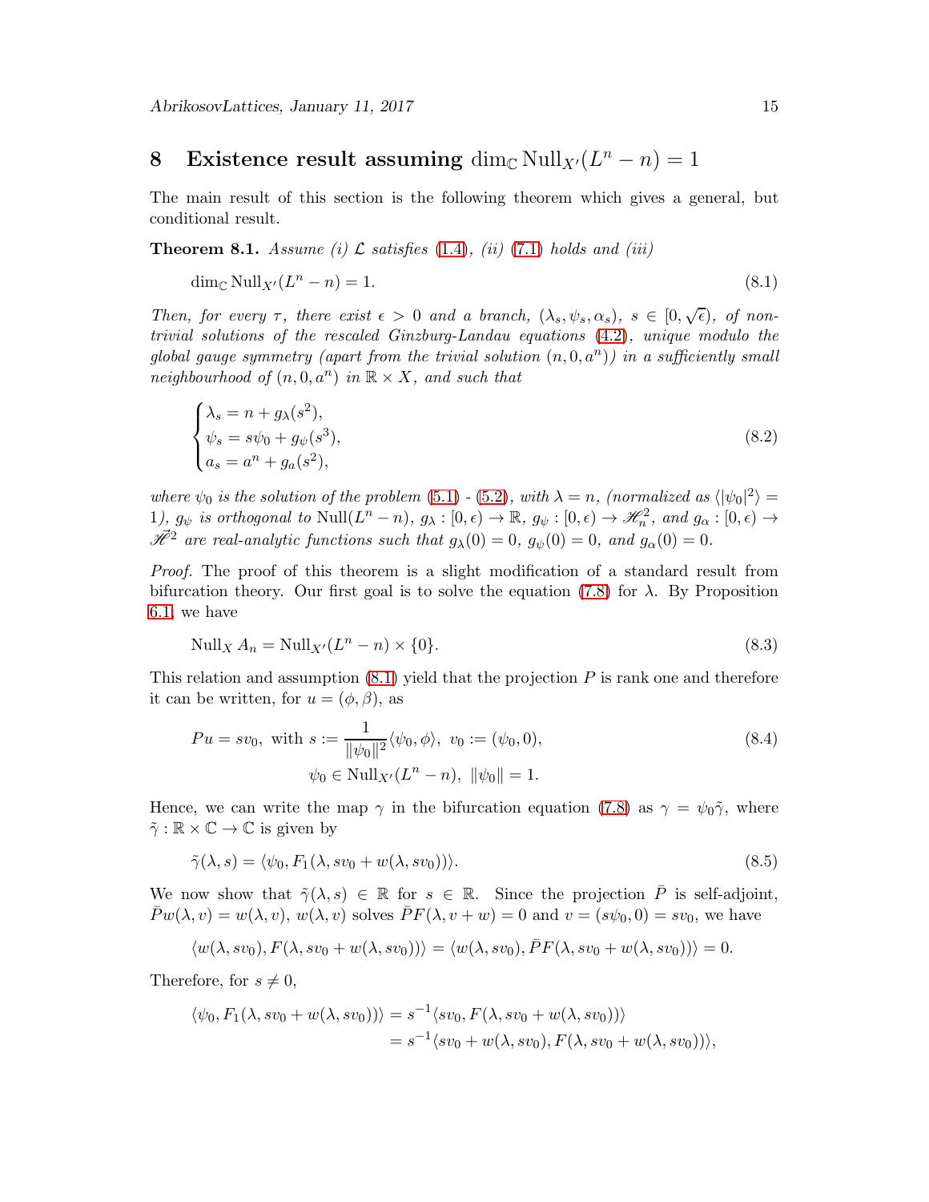# 8 Existence result assuming $\dim_{\mathbb{C}} \mathrm{Null}_{X'}(L^n - n) = 1$

The main result of this section is the following theorem which gives a general, but conditional result.

**Theorem 8.1.** *Assume (i) $\mathcal{L}$ satisfies (1.4), (ii) (7.1) holds and (iii)*

$$\dim_{\mathbb{C}} \mathrm{Null}_{X'}(L^n - n) = 1. \tag{8.1}$$

*Then, for every $\tau$, there exist $\epsilon > 0$ and a branch, $(\lambda_s, \psi_s, \alpha_s)$, $s \in [0, \sqrt{\epsilon})$, of non-trivial solutions of the rescaled Ginzburg-Landau equations (4.2), unique modulo the global gauge symmetry (apart from the trivial solution $(n, 0, a^n)$) in a sufficiently small neighbourhood of $(n, 0, a^n)$ in $\mathbb{R} \times X$, and such that*

$$\begin{cases} \lambda_s = n + g_\lambda(s^2), \\ \psi_s = s\psi_0 + g_\psi(s^3), \\ a_s = a^n + g_a(s^2), \end{cases} \tag{8.2}$$

*where $\psi_0$ is the solution of the problem (5.1) - (5.2), with $\lambda = n$, (normalized as $\langle |\psi_0|^2 \rangle = 1$), $g_\psi$ is orthogonal to $\mathrm{Null}(L^n - n)$, $g_\lambda : [0, \epsilon) \to \mathbb{R}$, $g_\psi : [0, \epsilon) \to \mathscr{H}^2_n$, and $g_\alpha : [0, \epsilon) \to \vec{\mathscr{H}}^2$ are real-analytic functions such that $g_\lambda(0) = 0$, $g_\psi(0) = 0$, and $g_\alpha(0) = 0$.*

*Proof.* The proof of this theorem is a slight modification of a standard result from bifurcation theory. Our first goal is to solve the equation (7.8) for $\lambda$. By Proposition 6.1, we have

$$\mathrm{Null}_X A_n = \mathrm{Null}_{X'}(L^n - n) \times \{0\}. \tag{8.3}$$

This relation and assumption (8.1) yield that the projection $P$ is rank one and therefore it can be written, for $u = (\phi, \beta)$, as

$$Pu = sv_0, \text{ with } s := \frac{1}{\|\psi_0\|^2} \langle \psi_0, \phi \rangle, \ v_0 := (\psi_0, 0), \tag{8.4}$$
$$\psi_0 \in \mathrm{Null}_{X'}(L^n - n), \ \|\psi_0\| = 1.$$

Hence, we can write the map $\gamma$ in the bifurcation equation (7.8) as $\gamma = \psi_0 \tilde{\gamma}$, where $\tilde{\gamma} : \mathbb{R} \times \mathbb{C} \to \mathbb{C}$ is given by

$$\tilde{\gamma}(\lambda, s) = \langle \psi_0, F_1(\lambda, sv_0 + w(\lambda, sv_0)) \rangle. \tag{8.5}$$

We now show that $\tilde{\gamma}(\lambda, s) \in \mathbb{R}$ for $s \in \mathbb{R}$. Since the projection $\bar{P}$ is self-adjoint, $\bar{P}w(\lambda, v) = w(\lambda, v)$, $w(\lambda, v)$ solves $\bar{P}F(\lambda, v + w) = 0$ and $v = (s\psi_0, 0) = sv_0$, we have

$$\langle w(\lambda, sv_0), F(\lambda, sv_0 + w(\lambda, sv_0)) \rangle = \langle w(\lambda, sv_0), \bar{P}F(\lambda, sv_0 + w(\lambda, sv_0)) \rangle = 0.$$

Therefore, for $s \neq 0$,

$$\begin{aligned} \langle \psi_0, F_1(\lambda, sv_0 + w(\lambda, sv_0)) \rangle &= s^{-1} \langle sv_0, F(\lambda, sv_0 + w(\lambda, sv_0)) \rangle \\ &= s^{-1} \langle sv_0 + w(\lambda, sv_0), F(\lambda, sv_0 + w(\lambda, sv_0)) \rangle, \end{aligned}$$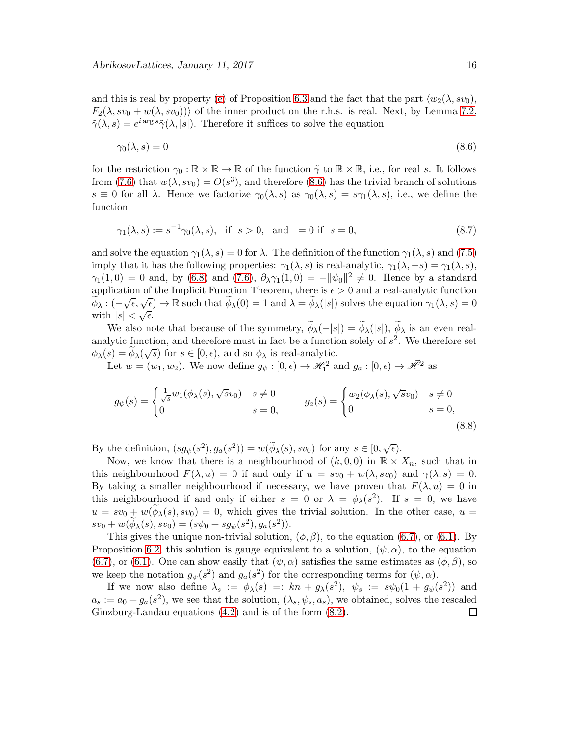and this is real by property (c) of Proposition 6.3 and the fact that the part $\langle w_2(\lambda, sv_0), F_2(\lambda, sv_0 + w(\lambda, sv_0))\rangle$ of the inner product on the r.h.s. is real. Next, by Lemma 7.2, $\tilde{\gamma}(\lambda, s) = e^{i \arg s}\tilde{\gamma}(\lambda, |s|)$. Therefore it suffices to solve the equation

$$\gamma_0(\lambda, s) = 0 \tag{8.6}$$

for the restriction $\gamma_0 : \mathbb{R} \times \mathbb{R} \to \mathbb{R}$ of the function $\tilde{\gamma}$ to $\mathbb{R} \times \mathbb{R}$, i.e., for real $s$. It follows from (7.6) that $w(\lambda, sv_0) = O(s^3)$, and therefore (8.6) has the trivial branch of solutions $s \equiv 0$ for all $\lambda$. Hence we factorize $\gamma_0(\lambda, s)$ as $\gamma_0(\lambda, s) = s\gamma_1(\lambda, s)$, i.e., we define the function

$$\gamma_1(\lambda, s) := s^{-1}\gamma_0(\lambda, s), \quad \text{if } \ s > 0, \quad \text{and} \quad = 0 \text{ if } \ s = 0, \tag{8.7}$$

and solve the equation $\gamma_1(\lambda, s) = 0$ for $\lambda$. The definition of the function $\gamma_1(\lambda, s)$ and (7.5) imply that it has the following properties: $\gamma_1(\lambda, s)$ is real-analytic, $\gamma_1(\lambda, -s) = \gamma_1(\lambda, s)$, $\gamma_1(1, 0) = 0$ and, by (6.8) and (7.6), $\partial_\lambda \gamma_1(1, 0) = -\|\psi_0\|^2 \neq 0$. Hence by a standard application of the Implicit Function Theorem, there is $\epsilon > 0$ and a real-analytic function $\widetilde{\phi}_\lambda : (-\sqrt{\epsilon}, \sqrt{\epsilon}) \to \mathbb{R}$ such that $\widetilde{\phi}_\lambda(0) = 1$ and $\lambda = \widetilde{\phi}_\lambda(|s|)$ solves the equation $\gamma_1(\lambda, s) = 0$ with $|s| < \sqrt{\epsilon}$.

We also note that because of the symmetry, $\widetilde{\phi}_\lambda(-|s|) = \widetilde{\phi}_\lambda(|s|)$, $\widetilde{\phi}_\lambda$ is an even real-analytic function, and therefore must in fact be a function solely of $s^2$. We therefore set $\phi_\lambda(s) = \widetilde{\phi}_\lambda(\sqrt{s})$ for $s \in [0, \epsilon)$, and so $\phi_\lambda$ is real-analytic.

Let $w = (w_1, w_2)$. We now define $g_\psi : [0, \epsilon) \to \mathscr{H}_1^2$ and $g_a : [0, \epsilon) \to \vec{\mathscr{H}}^2$ as

$$g_\psi(s) = \begin{cases} \frac{1}{\sqrt{s}} w_1(\phi_\lambda(s), \sqrt{s}v_0) & s \neq 0 \\ 0 & s = 0, \end{cases} \qquad g_a(s) = \begin{cases} w_2(\phi_\lambda(s), \sqrt{s}v_0) & s \neq 0 \\ 0 & s = 0, \end{cases} \tag{8.8}$$

By the definition, $(sg_\psi(s^2), g_a(s^2)) = w(\widetilde{\phi}_\lambda(s), sv_0)$ for any $s \in [0, \sqrt{\epsilon})$.

Now, we know that there is a neighbourhood of $(k, 0, 0)$ in $\mathbb{R} \times X_n$, such that in this neighbourhood $F(\lambda, u) = 0$ if and only if $u = sv_0 + w(\lambda, sv_0)$ and $\gamma(\lambda, s) = 0$. By taking a smaller neighbourhood if necessary, we have proven that $F(\lambda, u) = 0$ in this neighbourhood if and only if either $s = 0$ or $\lambda = \phi_\lambda(s^2)$. If $s = 0$, we have $u = sv_0 + w(\widetilde{\phi}_\lambda(s), sv_0) = 0$, which gives the trivial solution. In the other case, $u = sv_0 + w(\widetilde{\phi}_\lambda(s), sv_0) = (s\psi_0 + sg_\psi(s^2), g_a(s^2))$.

This gives the unique non-trivial solution, $(\phi, \beta)$, to the equation (6.7), or (6.1). By Proposition 6.2, this solution is gauge equivalent to a solution, $(\psi, \alpha)$, to the equation (6.7), or (6.1). One can show easily that $(\psi, \alpha)$ satisfies the same estimates as $(\phi, \beta)$, so we keep the notation $g_\psi(s^2)$ and $g_a(s^2)$ for the corresponding terms for $(\psi, \alpha)$.

If we now also define $\lambda_s := \phi_\lambda(s) =: kn + g_\lambda(s^2)$, $\psi_s := s\psi_0(1 + g_\psi(s^2))$ and $a_s := a_0 + g_a(s^2)$, we see that the solution, $(\lambda_s, \psi_s, a_s)$, we obtained, solves the rescaled Ginzburg-Landau equations (4.2) and is of the form (8.2). ☐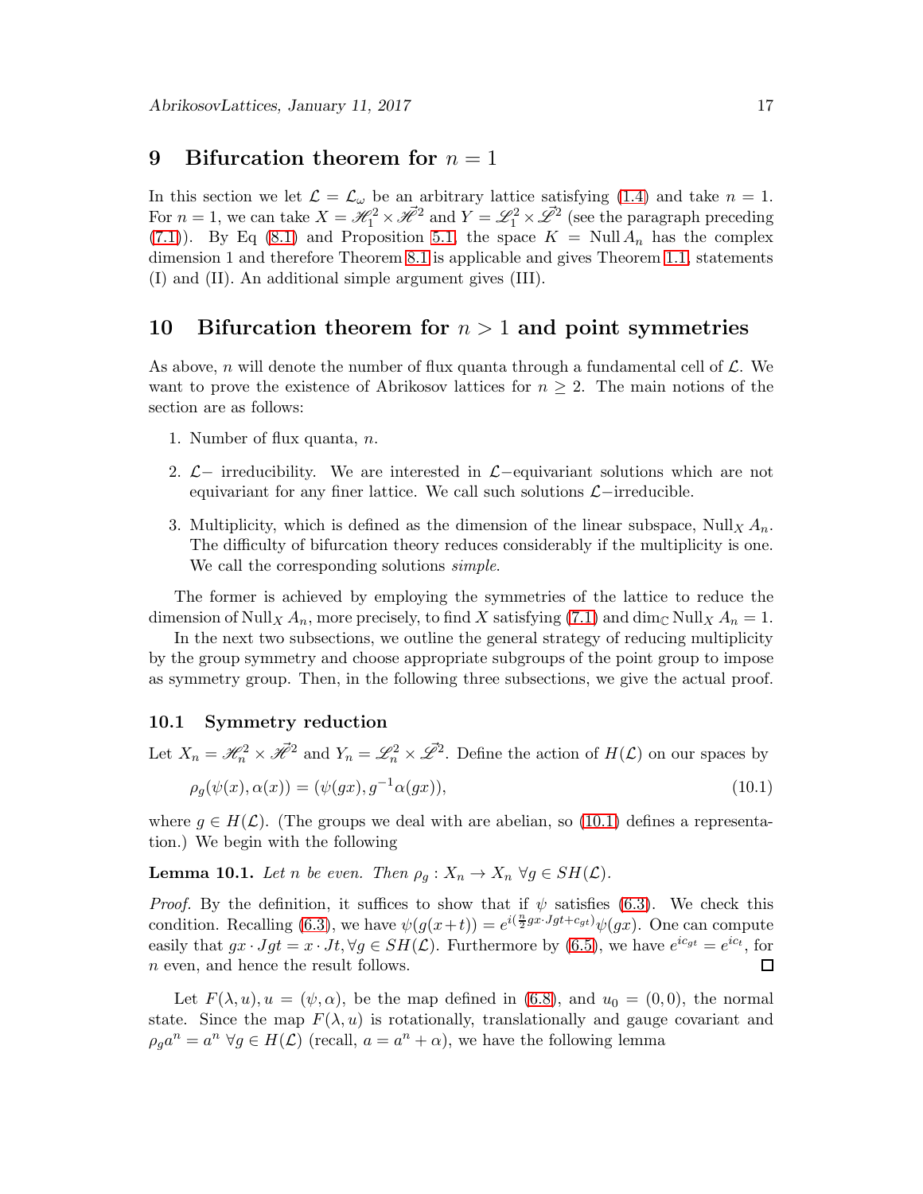## 9 Bifurcation theorem for $n = 1$

In this section we let $\mathcal{L} = \mathcal{L}_\omega$ be an arbitrary lattice satisfying (1.4) and take $n = 1$. For $n = 1$, we can take $X = \mathscr{H}_1^2 \times \vec{\mathscr{H}}^2$ and $Y = \mathscr{L}_1^2 \times \vec{\mathscr{L}}^2$ (see the paragraph preceding (7.1)). By Eq (8.1) and Proposition 5.1, the space $K = \operatorname{Null} A_n$ has the complex dimension 1 and therefore Theorem 8.1 is applicable and gives Theorem 1.1, statements (I) and (II). An additional simple argument gives (III).

## 10 Bifurcation theorem for $n > 1$ and point symmetries

As above, $n$ will denote the number of flux quanta through a fundamental cell of $\mathcal{L}$. We want to prove the existence of Abrikosov lattices for $n \geq 2$. The main notions of the section are as follows:

1. Number of flux quanta, $n$.
2. $\mathcal{L}-$ irreducibility. We are interested in $\mathcal{L}-$equivariant solutions which are not equivariant for any finer lattice. We call such solutions $\mathcal{L}-$irreducible.
3. Multiplicity, which is defined as the dimension of the linear subspace, $\operatorname{Null}_X A_n$. The difficulty of bifurcation theory reduces considerably if the multiplicity is one. We call the corresponding solutions *simple*.

The former is achieved by employing the symmetries of the lattice to reduce the dimension of $\operatorname{Null}_X A_n$, more precisely, to find $X$ satisfying (7.1) and $\dim_{\mathbb{C}} \operatorname{Null}_X A_n = 1$.

In the next two subsections, we outline the general strategy of reducing multiplicity by the group symmetry and choose appropriate subgroups of the point group to impose as symmetry group. Then, in the following three subsections, we give the actual proof.

### 10.1 Symmetry reduction

Let $X_n = \mathscr{H}_n^2 \times \vec{\mathscr{H}}^2$ and $Y_n = \mathscr{L}_n^2 \times \vec{\mathscr{L}}^2$. Define the action of $H(\mathcal{L})$ on our spaces by

$$\rho_g(\psi(x), \alpha(x)) = (\psi(gx), g^{-1}\alpha(gx)), \tag{10.1}$$

where $g \in H(\mathcal{L})$. (The groups we deal with are abelian, so (10.1) defines a representation.) We begin with the following

**Lemma 10.1.** *Let $n$ be even. Then $\rho_g : X_n \to X_n \ \forall g \in SH(\mathcal{L})$.*

*Proof.* By the definition, it suffices to show that if $\psi$ satisfies (6.3). We check this condition. Recalling (6.3), we have $\psi(g(x+t)) = e^{i(\frac{n}{2} gx \cdot Jgt + c_{gt})}\psi(gx)$. One can compute easily that $gx \cdot Jgt = x \cdot Jt, \forall g \in SH(\mathcal{L})$. Furthermore by (6.5), we have $e^{ic_{gt}} = e^{ic_t}$, for $n$ even, and hence the result follows. $\square$

Let $F(\lambda, u), u = (\psi, \alpha)$, be the map defined in (6.8), and $u_0 = (0, 0)$, the normal state. Since the map $F(\lambda, u)$ is rotationally, translationally and gauge covariant and $\rho_g a^n = a^n \ \forall g \in H(\mathcal{L})$ (recall, $a = a^n + \alpha$), we have the following lemma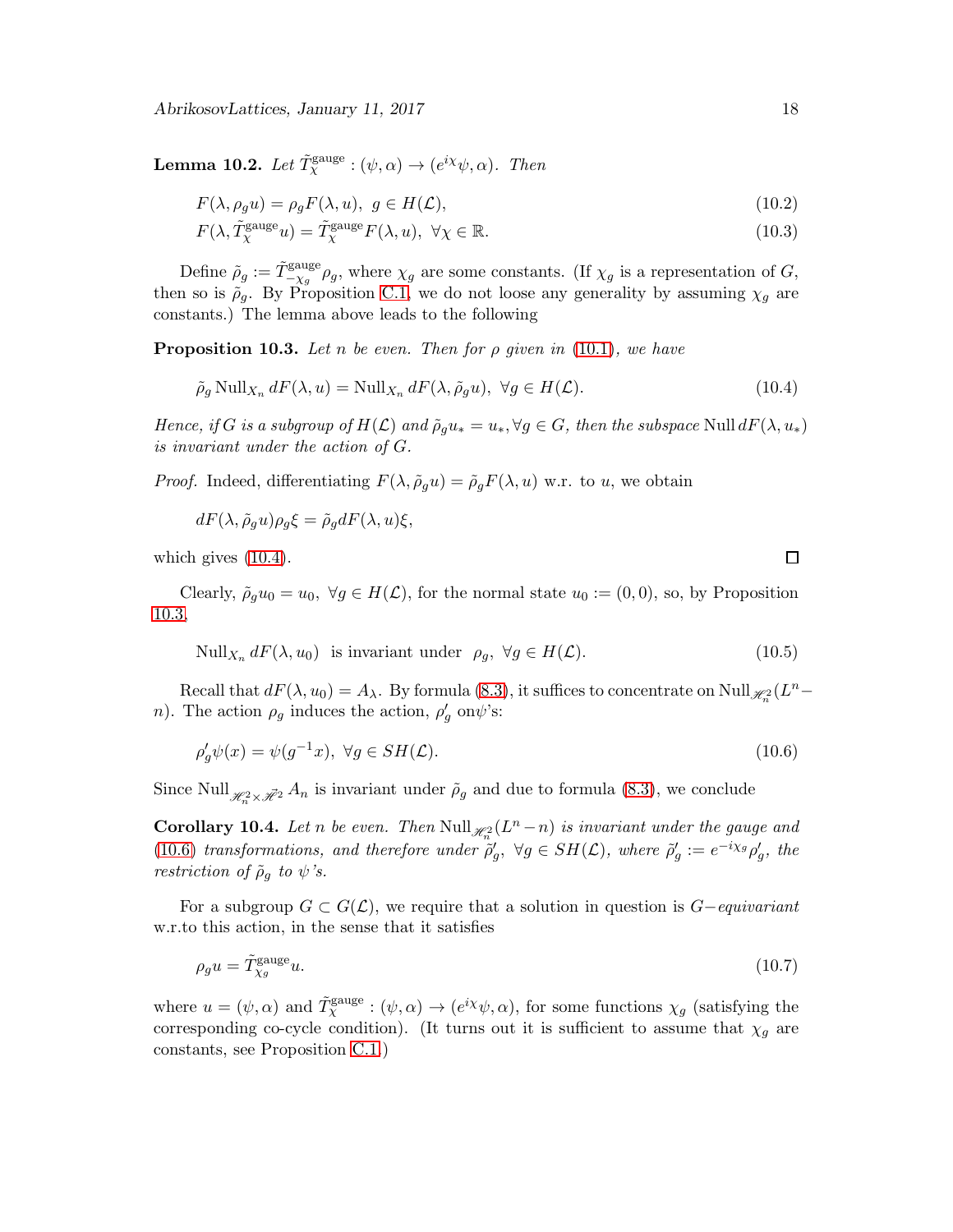**Lemma 10.2.** *Let $\tilde{T}^{\text{gauge}}_{\chi} : (\psi, \alpha) \to (e^{i\chi}\psi, \alpha)$. Then*

$$F(\lambda, \rho_g u) = \rho_g F(\lambda, u), \; g \in H(\mathcal{L}), \tag{10.2}$$

$$F(\lambda, \tilde{T}^{\text{gauge}}_{\chi} u) = \tilde{T}^{\text{gauge}}_{\chi} F(\lambda, u), \; \forall \chi \in \mathbb{R}. \tag{10.3}$$

Define $\tilde{\rho}_g := \tilde{T}^{\text{gauge}}_{-\chi_g} \rho_g$, where $\chi_g$ are some constants. (If $\chi_g$ is a representation of $G$, then so is $\tilde{\rho}_g$. By Proposition C.1, we do not loose any generality by assuming $\chi_g$ are constants.) The lemma above leads to the following

**Proposition 10.3.** *Let $n$ be even. Then for $\rho$ given in (10.1), we have*

$$\tilde{\rho}_g \, \text{Null}_{X_n} dF(\lambda, u) = \text{Null}_{X_n} dF(\lambda, \tilde{\rho}_g u), \; \forall g \in H(\mathcal{L}). \tag{10.4}$$

*Hence, if $G$ is a subgroup of $H(\mathcal{L})$ and $\tilde{\rho}_g u_* = u_*, \forall g \in G$, then the subspace $\text{Null}\, dF(\lambda, u_*)$ is invariant under the action of $G$.*

*Proof.* Indeed, differentiating $F(\lambda, \tilde{\rho}_g u) = \tilde{\rho}_g F(\lambda, u)$ w.r. to $u$, we obtain

$$dF(\lambda, \tilde{\rho}_g u)\rho_g \xi = \tilde{\rho}_g dF(\lambda, u)\xi,$$

which gives (10.4). □

Clearly, $\tilde{\rho}_g u_0 = u_0, \; \forall g \in H(\mathcal{L})$, for the normal state $u_0 := (0, 0)$, so, by Proposition 10.3,

$$\text{Null}_{X_n} dF(\lambda, u_0) \;\text{ is invariant under }\; \rho_g, \; \forall g \in H(\mathcal{L}). \tag{10.5}$$

Recall that $dF(\lambda, u_0) = A_\lambda$. By formula (8.3), it suffices to concentrate on $\text{Null}_{\mathscr{H}^2_n}(L^n - n)$. The action $\rho_g$ induces the action, $\rho'_g$ on$\psi$'s:

$$\rho'_g \psi(x) = \psi(g^{-1}x), \; \forall g \in SH(\mathcal{L}). \tag{10.6}$$

Since $\text{Null}_{\mathscr{H}^2_n \times \vec{\mathscr{H}}^2} A_n$ is invariant under $\tilde{\rho}_g$ and due to formula (8.3), we conclude

**Corollary 10.4.** *Let $n$ be even. Then $\text{Null}_{\mathscr{H}^2_n}(L^n - n)$ is invariant under the gauge and (10.6) transformations, and therefore under $\tilde{\rho}'_g, \; \forall g \in SH(\mathcal{L})$, where $\tilde{\rho}'_g := e^{-i\chi_g}\rho'_g$, the restriction of $\tilde{\rho}_g$ to $\psi$'s.*

For a subgroup $G \subset G(\mathcal{L})$, we require that a solution in question is $G-$*equivariant* w.r.to this action, in the sense that it satisfies

$$\rho_g u = \tilde{T}^{\text{gauge}}_{\chi_g} u. \tag{10.7}$$

where $u = (\psi, \alpha)$ and $\tilde{T}^{\text{gauge}}_{\chi} : (\psi, \alpha) \to (e^{i\chi}\psi, \alpha)$, for some functions $\chi_g$ (satisfying the corresponding co-cycle condition). (It turns out it is sufficient to assume that $\chi_g$ are constants, see Proposition C.1.)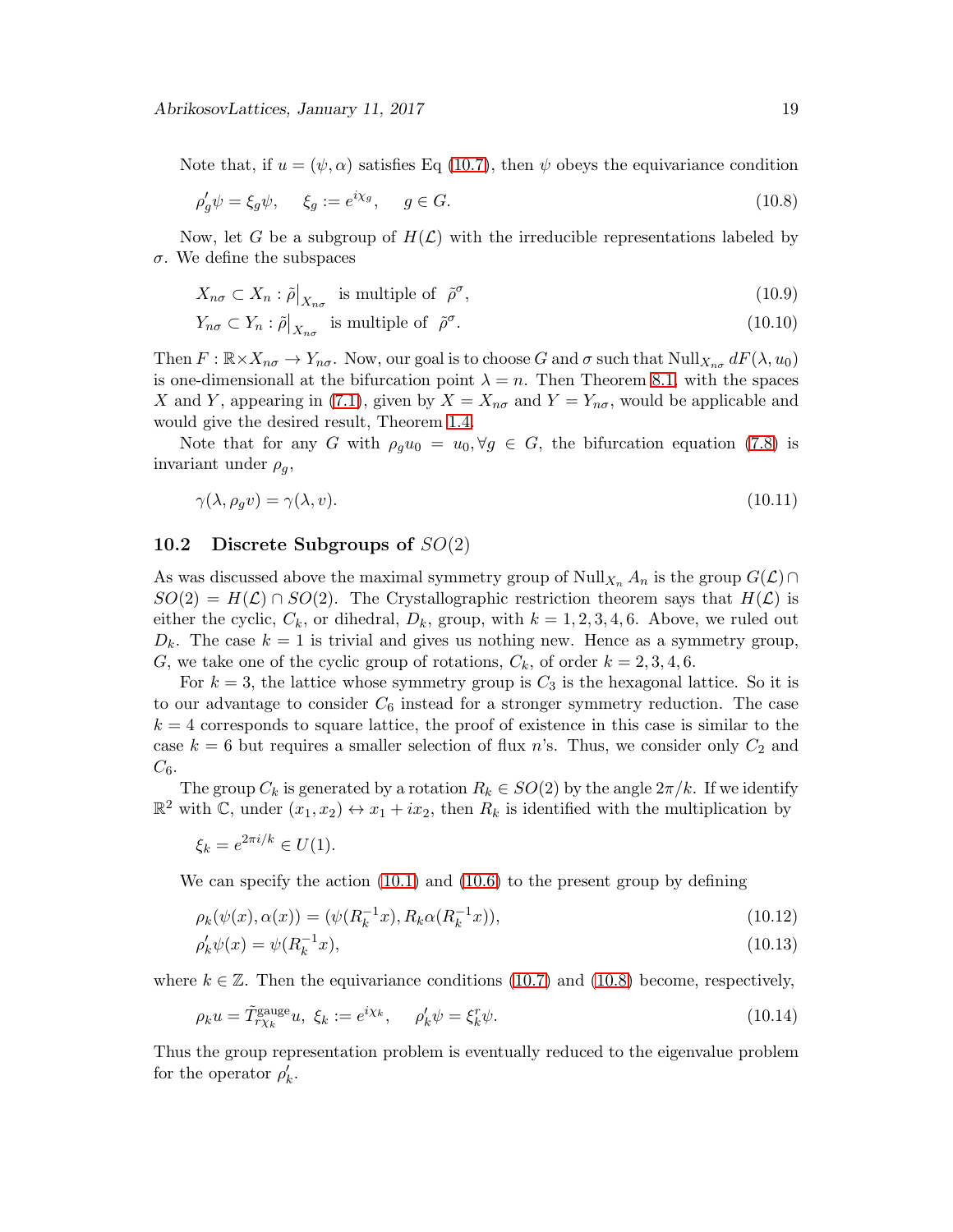Note that, if $u = (\psi, \alpha)$ satisfies Eq (10.7), then $\psi$ obeys the equivariance condition

$$\rho'_g \psi = \xi_g \psi, \quad \xi_g := e^{i\chi_g}, \quad g \in G. \tag{10.8}$$

Now, let $G$ be a subgroup of $H(\mathcal{L})$ with the irreducible representations labeled by $\sigma$. We define the subspaces

$$X_{n\sigma} \subset X_n : \tilde{\rho}\big|_{X_{n\sigma}} \text{ is multiple of } \tilde{\rho}^{\sigma}, \tag{10.9}$$

$$Y_{n\sigma} \subset Y_n : \tilde{\rho}\big|_{X_{n\sigma}} \text{ is multiple of } \tilde{\rho}^{\sigma}. \tag{10.10}$$

Then $F : \mathbb{R} \times X_{n\sigma} \to Y_{n\sigma}$. Now, our goal is to choose $G$ and $\sigma$ such that $\mathrm{Null}_{X_{n\sigma}} dF(\lambda, u_0)$ is one-dimensionall at the bifurcation point $\lambda = n$. Then Theorem 8.1, with the spaces $X$ and $Y$, appearing in (7.1), given by $X = X_{n\sigma}$ and $Y = Y_{n\sigma}$, would be applicable and would give the desired result, Theorem 1.4.

Note that for any $G$ with $\rho_g u_0 = u_0, \forall g \in G$, the bifurcation equation (7.8) is invariant under $\rho_g$,

$$\gamma(\lambda, \rho_g v) = \gamma(\lambda, v). \tag{10.11}$$

## 10.2 Discrete Subgroups of $SO(2)$

As was discussed above the maximal symmetry group of $\mathrm{Null}_{X_n} A_n$ is the group $G(\mathcal{L}) \cap SO(2) = H(\mathcal{L}) \cap SO(2)$. The Crystallographic restriction theorem says that $H(\mathcal{L})$ is either the cyclic, $C_k$, or dihedral, $D_k$, group, with $k = 1, 2, 3, 4, 6$. Above, we ruled out $D_k$. The case $k = 1$ is trivial and gives us nothing new. Hence as a symmetry group, $G$, we take one of the cyclic group of rotations, $C_k$, of order $k = 2, 3, 4, 6$.

For $k = 3$, the lattice whose symmetry group is $C_3$ is the hexagonal lattice. So it is to our advantage to consider $C_6$ instead for a stronger symmetry reduction. The case $k = 4$ corresponds to square lattice, the proof of existence in this case is similar to the case $k = 6$ but requires a smaller selection of flux $n$'s. Thus, we consider only $C_2$ and $C_6$.

The group $C_k$ is generated by a rotation $R_k \in SO(2)$ by the angle $2\pi/k$. If we identify $\mathbb{R}^2$ with $\mathbb{C}$, under $(x_1, x_2) \leftrightarrow x_1 + ix_2$, then $R_k$ is identified with the multiplication by

$$\xi_k = e^{2\pi i/k} \in U(1).$$

We can specify the action (10.1) and (10.6) to the present group by defining

$$\rho_k(\psi(x), \alpha(x)) = (\psi(R_k^{-1}x), R_k \alpha(R_k^{-1}x)), \tag{10.12}$$

$$\rho'_k \psi(x) = \psi(R_k^{-1}x), \tag{10.13}$$

where $k \in \mathbb{Z}$. Then the equivariance conditions (10.7) and (10.8) become, respectively,

$$\rho_k u = \tilde{T}^{\mathrm{gauge}}_{r\chi_k} u, \ \xi_k := e^{i\chi_k}, \quad \rho'_k \psi = \xi_k^r \psi. \tag{10.14}$$

Thus the group representation problem is eventually reduced to the eigenvalue problem for the operator $\rho'_k$.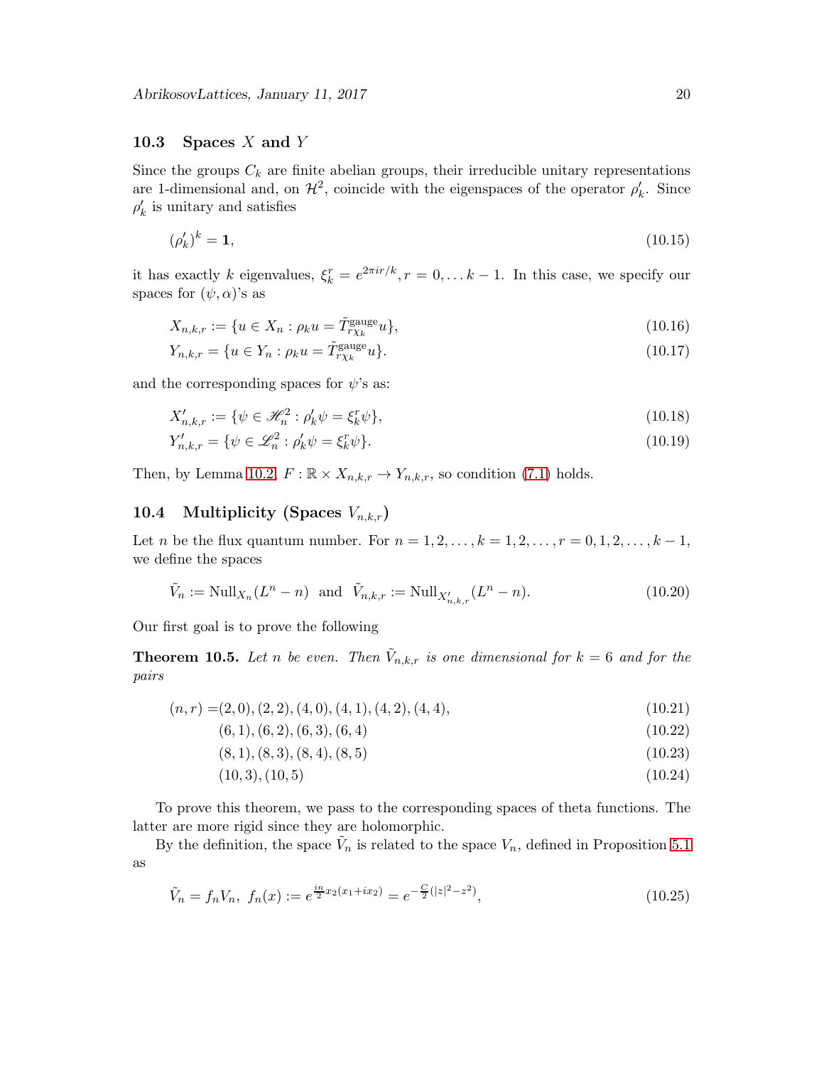### 10.3 Spaces $X$ and $Y$

Since the groups $C_k$ are finite abelian groups, their irreducible unitary representations are 1-dimensional and, on $\mathcal{H}^2$, coincide with the eigenspaces of the operator $\rho'_k$. Since $\rho'_k$ is unitary and satisfies

$$(\rho'_k)^k = \mathbf{1}, \tag{10.15}$$

it has exactly $k$ eigenvalues, $\xi_k^r = e^{2\pi i r/k}, r = 0, \dots k-1$. In this case, we specify our spaces for $(\psi, \alpha)$'s as

$$X_{n,k,r} := \{u \in X_n : \rho_k u = \tilde{T}^{\text{gauge}}_{r\chi_k} u\}, \tag{10.16}$$

$$Y_{n,k,r} = \{u \in Y_n : \rho_k u = \tilde{T}^{\text{gauge}}_{r\chi_k} u\}. \tag{10.17}$$

and the corresponding spaces for $\psi$'s as:

$$X'_{n,k,r} := \{\psi \in \mathscr{H}^2_n : \rho'_k \psi = \xi_k^r \psi\}, \tag{10.18}$$

$$Y'_{n,k,r} = \{\psi \in \mathscr{L}^2_n : \rho'_k \psi = \xi_k^r \psi\}. \tag{10.19}$$

Then, by Lemma 10.2, $F : \mathbb{R} \times X_{n,k,r} \to Y_{n,k,r}$, so condition (7.1) holds.

### 10.4 Multiplicity (Spaces $V_{n,k,r}$)

Let $n$ be the flux quantum number. For $n = 1, 2, \dots, k = 1, 2, \dots, r = 0, 1, 2, \dots, k-1$, we define the spaces

$$\tilde{V}_n := \text{Null}_{X_n}(L^n - n) \text{ and } \tilde{V}_{n,k,r} := \text{Null}_{X'_{n,k,r}}(L^n - n). \tag{10.20}$$

Our first goal is to prove the following

**Theorem 10.5.** *Let $n$ be even. Then $\tilde{V}_{n,k,r}$ is one dimensional for $k = 6$ and for the pairs*

$$(n, r) = (2, 0), (2, 2), (4, 0), (4, 1), (4, 2), (4, 4), \tag{10.21}$$

$$(6, 1), (6, 2), (6, 3), (6, 4) \tag{10.22}$$

$$(8, 1), (8, 3), (8, 4), (8, 5) \tag{10.23}$$

$$(10, 3), (10, 5) \tag{10.24}$$

To prove this theorem, we pass to the corresponding spaces of theta functions. The latter are more rigid since they are holomorphic.

By the definition, the space $\tilde{V}_n$ is related to the space $V_n$, defined in Proposition 5.1 as

$$\tilde{V}_n = f_n V_n, \; f_n(x) := e^{\frac{in}{2} x_2(x_1 + i x_2)} = e^{-\frac{C}{2}(|z|^2 - z^2)}, \tag{10.25}$$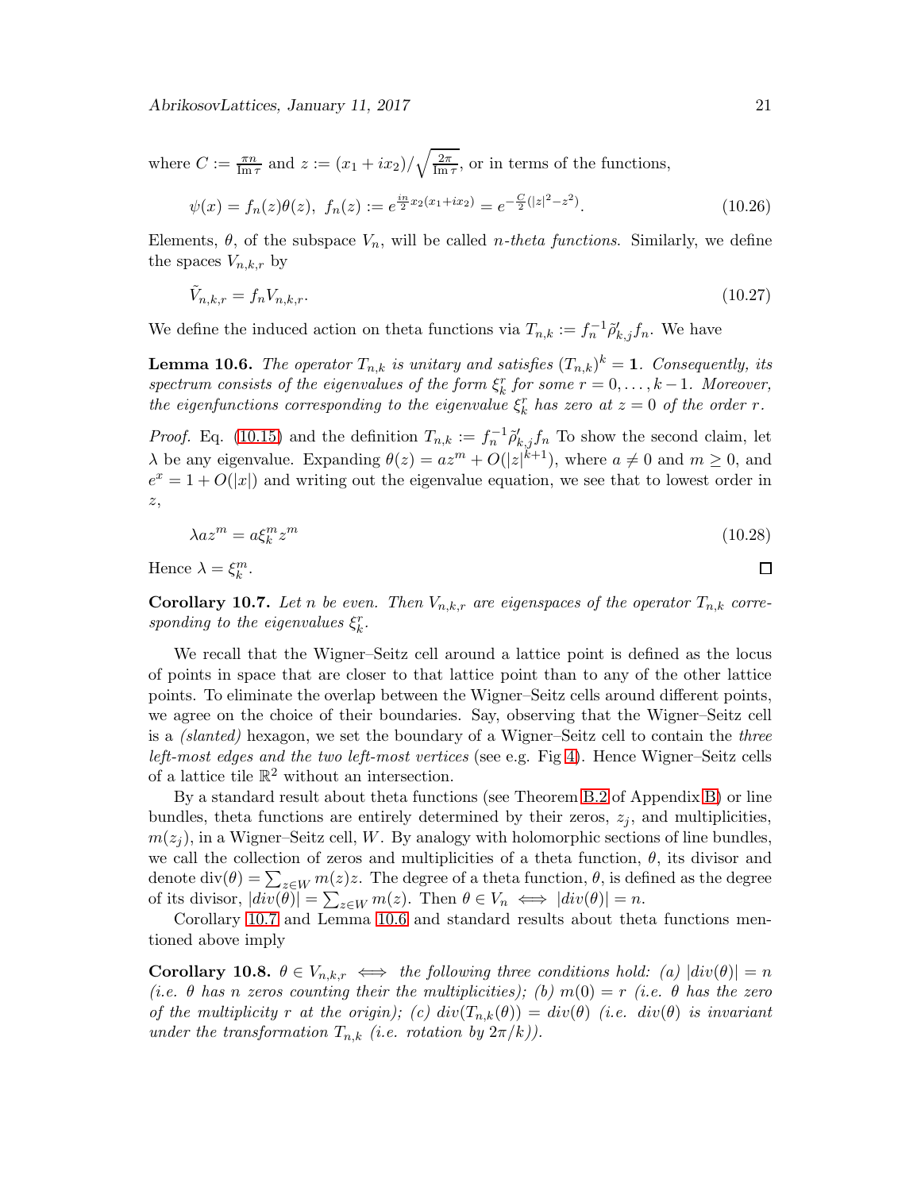where $C := \frac{\pi n}{\operatorname{Im} \tau}$ and $z := (x_1 + ix_2)/\sqrt{\frac{2\pi}{\operatorname{Im} \tau}}$, or in terms of the functions,

$$\psi(x) = f_n(z)\theta(z), \; f_n(z) := e^{\frac{in}{2}x_2(x_1+ix_2)} = e^{-\frac{C}{2}(|z|^2 - z^2)}. \tag{10.26}$$

Elements, $\theta$, of the subspace $V_n$, will be called *n-theta functions*. Similarly, we define the spaces $V_{n,k,r}$ by

$$\tilde{V}_{n,k,r} = f_n V_{n,k,r}. \tag{10.27}$$

We define the induced action on theta functions via $T_{n,k} := f_n^{-1}\tilde{\rho}'_{k,j}f_n$. We have

**Lemma 10.6.** *The operator $T_{n,k}$ is unitary and satisfies $(T_{n,k})^k = \mathbf{1}$. Consequently, its spectrum consists of the eigenvalues of the form $\xi_k^r$ for some $r = 0, \ldots, k-1$. Moreover, the eigenfunctions corresponding to the eigenvalue $\xi_k^r$ has zero at $z = 0$ of the order $r$.*

*Proof.* Eq. (10.15) and the definition $T_{n,k} := f_n^{-1}\tilde{\rho}'_{k,j}f_n$ To show the second claim, let $\lambda$ be any eigenvalue. Expanding $\theta(z) = az^m + O(|z|^{k+1})$, where $a \neq 0$ and $m \geq 0$, and $e^x = 1 + O(|x|)$ and writing out the eigenvalue equation, we see that to lowest order in $z$,

$$\lambda a z^m = a\xi_k^m z^m \tag{10.28}$$

Hence $\lambda = \xi_k^m$. ∎

**Corollary 10.7.** *Let $n$ be even. Then $V_{n,k,r}$ are eigenspaces of the operator $T_{n,k}$ corresponding to the eigenvalues $\xi_k^r$.*

We recall that the Wigner–Seitz cell around a lattice point is defined as the locus of points in space that are closer to that lattice point than to any of the other lattice points. To eliminate the overlap between the Wigner–Seitz cells around different points, we agree on the choice of their boundaries. Say, observing that the Wigner–Seitz cell is a *(slanted)* hexagon, we set the boundary of a Wigner–Seitz cell to contain the *three left-most edges and the two left-most vertices* (see e.g. Fig 4). Hence Wigner–Seitz cells of a lattice tile $\mathbb{R}^2$ without an intersection.

By a standard result about theta functions (see Theorem B.2 of Appendix B) or line bundles, theta functions are entirely determined by their zeros, $z_j$, and multiplicities, $m(z_j)$, in a Wigner–Seitz cell, $W$. By analogy with holomorphic sections of line bundles, we call the collection of zeros and multiplicities of a theta function, $\theta$, its divisor and denote $\text{div}(\theta) = \sum_{z\in W} m(z)z$. The degree of a theta function, $\theta$, is defined as the degree of its divisor, $|div(\theta)| = \sum_{z\in W} m(z)$. Then $\theta \in V_n \iff |div(\theta)| = n$.

Corollary 10.7 and Lemma 10.6 and standard results about theta functions mentioned above imply

**Corollary 10.8.** *$\theta \in V_{n,k,r} \iff$ the following three conditions hold: (a) $|div(\theta)| = n$ (i.e. $\theta$ has $n$ zeros counting their the multiplicities); (b) $m(0) = r$ (i.e. $\theta$ has the zero of the multiplicity $r$ at the origin); (c) $div(T_{n,k}(\theta)) = div(\theta)$ (i.e. $div(\theta)$ is invariant under the transformation $T_{n,k}$ (i.e. rotation by $2\pi/k$)).*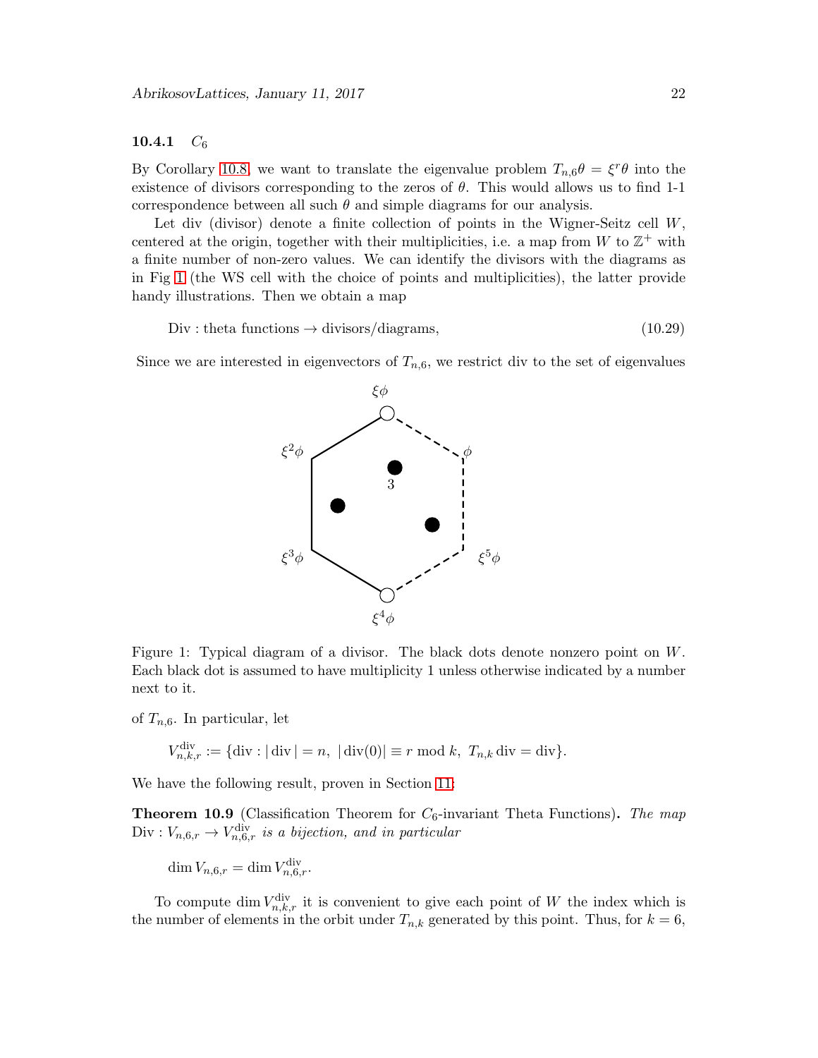#### 10.4.1 $C_6$

By Corollary 10.8, we want to translate the eigenvalue problem $T_{n,6}\theta = \xi^r\theta$ into the existence of divisors corresponding to the zeros of $\theta$. This would allows us to find 1-1 correspondence between all such $\theta$ and simple diagrams for our analysis.

Let div (divisor) denote a finite collection of points in the Wigner-Seitz cell $W$, centered at the origin, together with their multiplicities, i.e. a map from $W$ to $\mathbb{Z}^+$ with a finite number of non-zero values. We can identify the divisors with the diagrams as in Fig 1 (the WS cell with the choice of points and multiplicities), the latter provide handy illustrations. Then we obtain a map

$$\text{Div} : \text{theta functions} \to \text{divisors/diagrams}, \tag{10.29}$$

Since we are interested in eigenvectors of $T_{n,6}$, we restrict div to the set of eigenvalues

Figure 1: Typical diagram of a divisor. The black dots denote nonzero point on $W$. Each black dot is assumed to have multiplicity 1 unless otherwise indicated by a number next to it.

of $T_{n,6}$. In particular, let

$$V^{\text{div}}_{n,k,r} := \{\text{div} : |\operatorname{div}| = n,\ |\operatorname{div}(0)| \equiv r \bmod k,\ T_{n,k}\operatorname{div} = \operatorname{div}\}.$$

We have the following result, proven in Section 11:

**Theorem 10.9** (Classification Theorem for $C_6$-invariant Theta Functions)**.** *The map* $\text{Div} : V_{n,6,r} \to V^{\text{div}}_{n,6,r}$ *is a bijection, and in particular*

$$\dim V_{n,6,r} = \dim V^{\text{div}}_{n,6,r}.$$

To compute $\dim V^{\text{div}}_{n,k,r}$ it is convenient to give each point of $W$ the index which is the number of elements in the orbit under $T_{n,k}$ generated by this point. Thus, for $k = 6$,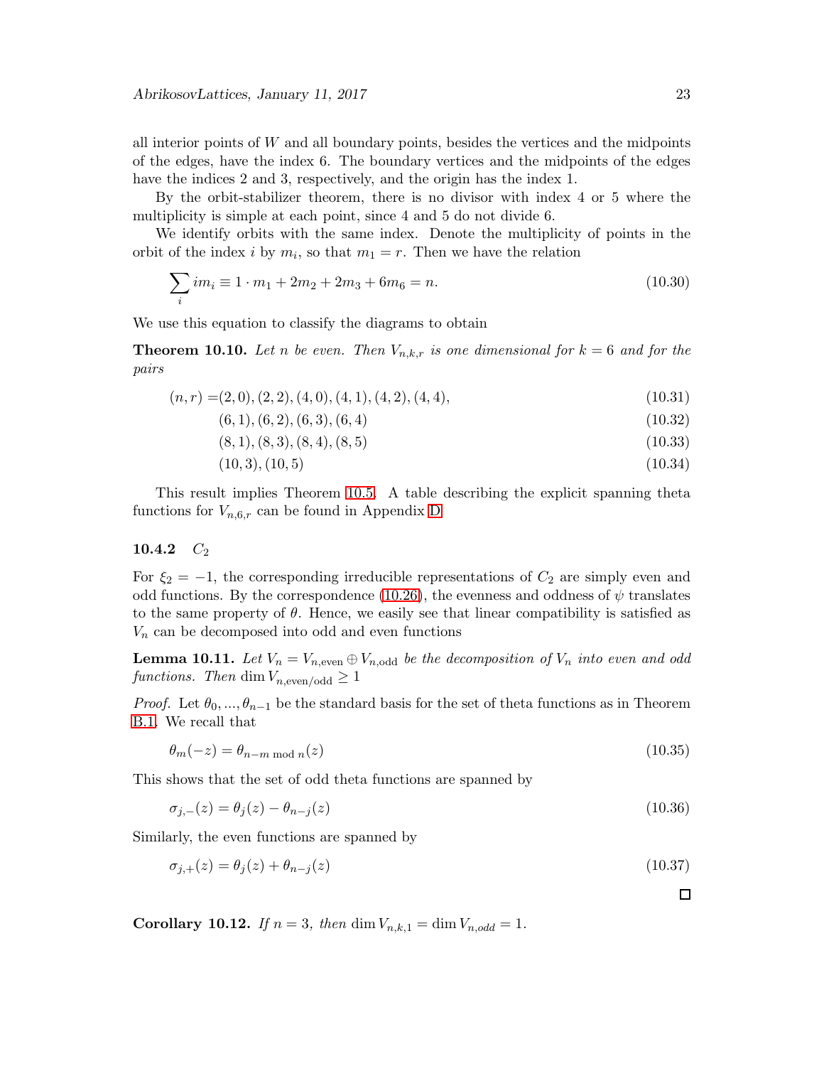all interior points of $W$ and all boundary points, besides the vertices and the midpoints of the edges, have the index 6. The boundary vertices and the midpoints of the edges have the indices 2 and 3, respectively, and the origin has the index 1.

By the orbit-stabilizer theorem, there is no divisor with index 4 or 5 where the multiplicity is simple at each point, since 4 and 5 do not divide 6.

We identify orbits with the same index. Denote the multiplicity of points in the orbit of the index $i$ by $m_i$, so that $m_1 = r$. Then we have the relation

$$\sum_i i m_i \equiv 1 \cdot m_1 + 2m_2 + 2m_3 + 6m_6 = n. \tag{10.30}$$

We use this equation to classify the diagrams to obtain

**Theorem 10.10.** *Let $n$ be even. Then $V_{n,k,r}$ is one dimensional for $k = 6$ and for the pairs*

$$\begin{aligned}
(n, r) =& (2, 0), (2, 2), (4, 0), (4, 1), (4, 2), (4, 4), && (10.31)\\
& (6, 1), (6, 2), (6, 3), (6, 4) && (10.32)\\
& (8, 1), (8, 3), (8, 4), (8, 5) && (10.33)\\
& (10, 3), (10, 5) && (10.34)
\end{aligned}$$

This result implies Theorem 10.5. A table describing the explicit spanning theta functions for $V_{n,6,r}$ can be found in Appendix D

### 10.4.2 $C_2$

For $\xi_2 = -1$, the corresponding irreducible representations of $C_2$ are simply even and odd functions. By the correspondence (10.26), the evenness and oddness of $\psi$ translates to the same property of $\theta$. Hence, we easily see that linear compatibility is satisfied as $V_n$ can be decomposed into odd and even functions

**Lemma 10.11.** *Let $V_n = V_{n,\text{even}} \oplus V_{n,\text{odd}}$ be the decomposition of $V_n$ into even and odd functions. Then $\dim V_{n,\text{even/odd}} \geq 1$*

*Proof.* Let $\theta_0, ..., \theta_{n-1}$ be the standard basis for the set of theta functions as in Theorem B.1. We recall that

$$\theta_m(-z) = \theta_{n-m \bmod n}(z) \tag{10.35}$$

This shows that the set of odd theta functions are spanned by

$$\sigma_{j,-}(z) = \theta_j(z) - \theta_{n-j}(z) \tag{10.36}$$

Similarly, the even functions are spanned by

$$\sigma_{j,+}(z) = \theta_j(z) + \theta_{n-j}(z) \tag{10.37}$$

□

**Corollary 10.12.** *If $n = 3$, then $\dim V_{n,k,1} = \dim V_{n,odd} = 1$.*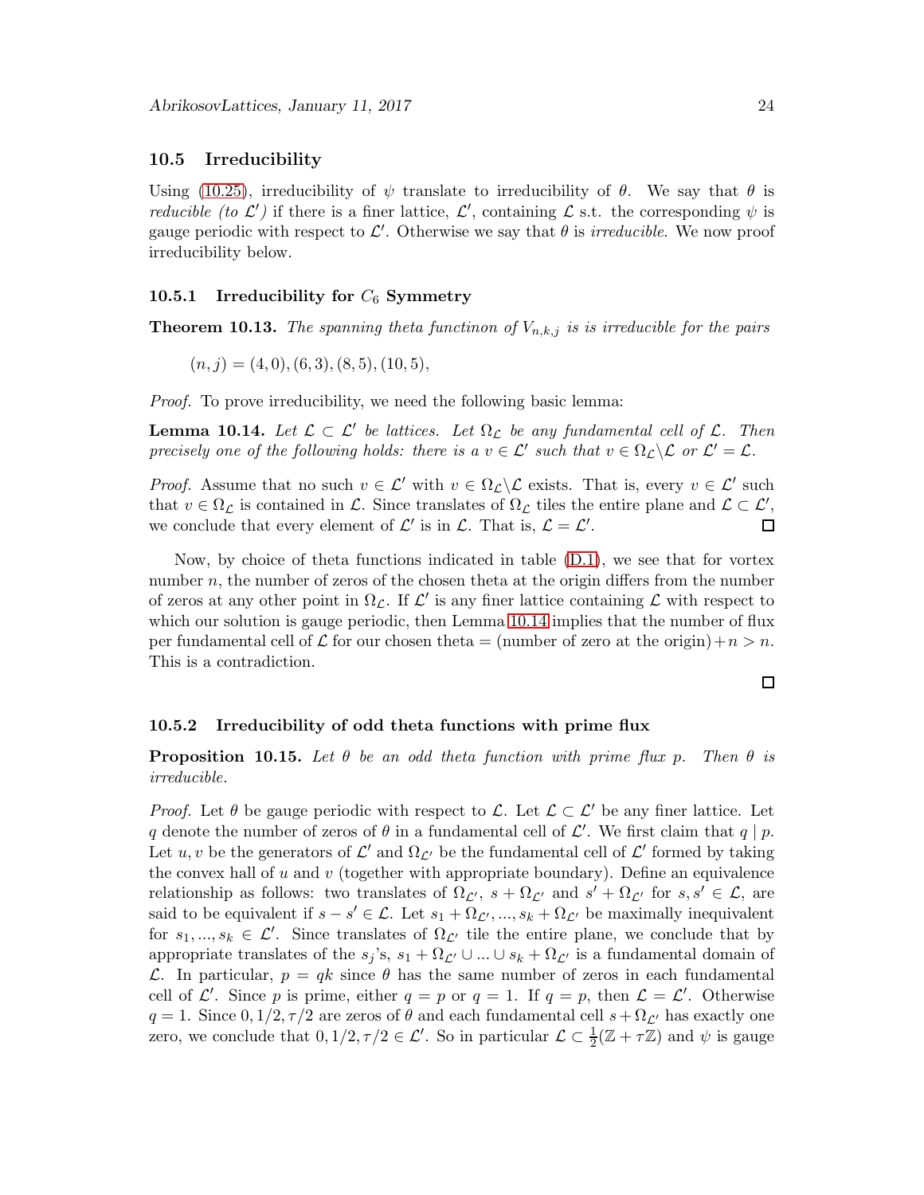### 10.5 Irreducibility

Using (10.25), irreducibility of $\psi$ translate to irreducibility of $\theta$. We say that $\theta$ is *reducible (to $\mathcal{L}'$)* if there is a finer lattice, $\mathcal{L}'$, containing $\mathcal{L}$ s.t. the corresponding $\psi$ is gauge periodic with respect to $\mathcal{L}'$. Otherwise we say that $\theta$ is *irreducible*. We now proof irreducibility below.

#### 10.5.1 Irreducibility for $C_6$ Symmetry

**Theorem 10.13.** *The spanning theta functinon of $V_{n,k,j}$ is is irreducible for the pairs*

$$(n, j) = (4, 0), (6, 3), (8, 5), (10, 5),$$

*Proof.* To prove irreducibility, we need the following basic lemma:

**Lemma 10.14.** *Let $\mathcal{L} \subset \mathcal{L}'$ be lattices. Let $\Omega_{\mathcal{L}}$ be any fundamental cell of $\mathcal{L}$. Then precisely one of the following holds: there is a $v \in \mathcal{L}'$ such that $v \in \Omega_{\mathcal{L}} \backslash \mathcal{L}$ or $\mathcal{L}' = \mathcal{L}$.*

*Proof.* Assume that no such $v \in \mathcal{L}'$ with $v \in \Omega_{\mathcal{L}} \backslash \mathcal{L}$ exists. That is, every $v \in \mathcal{L}'$ such that $v \in \Omega_{\mathcal{L}}$ is contained in $\mathcal{L}$. Since translates of $\Omega_{\mathcal{L}}$ tiles the entire plane and $\mathcal{L} \subset \mathcal{L}'$, we conclude that every element of $\mathcal{L}'$ is in $\mathcal{L}$. That is, $\mathcal{L} = \mathcal{L}'$. ◻

Now, by choice of theta functions indicated in table (D.1), we see that for vortex number $n$, the number of zeros of the chosen theta at the origin differs from the number of zeros at any other point in $\Omega_{\mathcal{L}}$. If $\mathcal{L}'$ is any finer lattice containing $\mathcal{L}$ with respect to which our solution is gauge periodic, then Lemma 10.14 implies that the number of flux per fundamental cell of $\mathcal{L}$ for our chosen theta = (number of zero at the origin)$+n > n$. This is a contradiction.

◻

#### 10.5.2 Irreducibility of odd theta functions with prime flux

**Proposition 10.15.** *Let $\theta$ be an odd theta function with prime flux $p$. Then $\theta$ is irreducible.*

*Proof.* Let $\theta$ be gauge periodic with respect to $\mathcal{L}$. Let $\mathcal{L} \subset \mathcal{L}'$ be any finer lattice. Let $q$ denote the number of zeros of $\theta$ in a fundamental cell of $\mathcal{L}'$. We first claim that $q \mid p$. Let $u, v$ be the generators of $\mathcal{L}'$ and $\Omega_{\mathcal{L}'}$ be the fundamental cell of $\mathcal{L}'$ formed by taking the convex hall of $u$ and $v$ (together with appropriate boundary). Define an equivalence relationship as follows: two translates of $\Omega_{\mathcal{L}'}$, $s + \Omega_{\mathcal{L}'}$ and $s' + \Omega_{\mathcal{L}'}$ for $s, s' \in \mathcal{L}$, are said to be equivalent if $s - s' \in \mathcal{L}$. Let $s_1 + \Omega_{\mathcal{L}'}, ..., s_k + \Omega_{\mathcal{L}'}$ be maximally inequivalent for $s_1, ..., s_k \in \mathcal{L}'$. Since translates of $\Omega_{\mathcal{L}'}$ tile the entire plane, we conclude that by appropriate translates of the $s_j$'s, $s_1 + \Omega_{\mathcal{L}'} \cup ... \cup s_k + \Omega_{\mathcal{L}'}$ is a fundamental domain of $\mathcal{L}$. In particular, $p = qk$ since $\theta$ has the same number of zeros in each fundamental cell of $\mathcal{L}'$. Since $p$ is prime, either $q = p$ or $q = 1$. If $q = p$, then $\mathcal{L} = \mathcal{L}'$. Otherwise $q = 1$. Since $0, 1/2, \tau/2$ are zeros of $\theta$ and each fundamental cell $s + \Omega_{\mathcal{L}'}$ has exactly one zero, we conclude that $0, 1/2, \tau/2 \in \mathcal{L}'$. So in particular $\mathcal{L} \subset \frac{1}{2}(\mathbb{Z} + \tau\mathbb{Z})$ and $\psi$ is gauge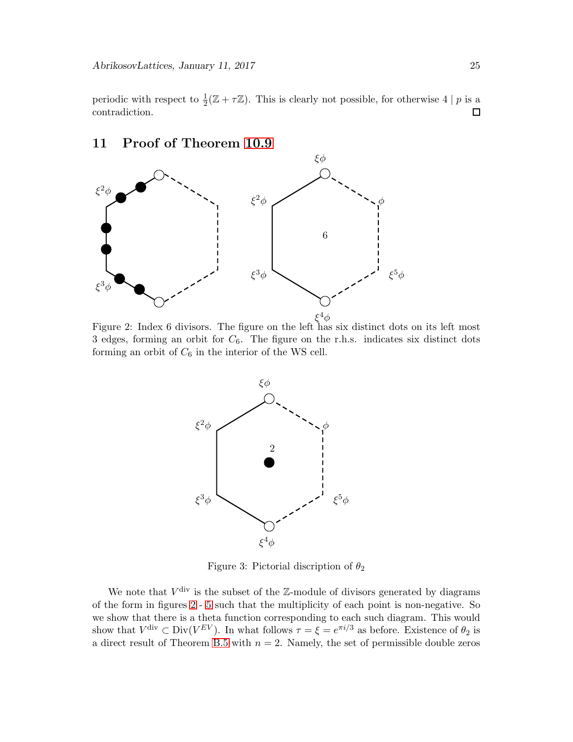periodic with respect to $\frac{1}{2}(\mathbb{Z}+\tau\mathbb{Z})$. This is clearly not possible, for otherwise $4 \mid p$ is a contradiction. $\square$

## 11 Proof of Theorem 10.9

Figure 2: Index 6 divisors. The figure on the left has six distinct dots on its left most 3 edges, forming an orbit for $C_6$. The figure on the r.h.s. indicates six distinct dots forming an orbit of $C_6$ in the interior of the WS cell.

Figure 3: Pictorial discription of $\theta_2$

We note that $V^{\text{div}}$ is the subset of the $\mathbb{Z}$-module of divisors generated by diagrams of the form in figures 2 - 5 such that the multiplicity of each point is non-negative. So we show that there is a theta function corresponding to each such diagram. This would show that $V^{\text{div}} \subset \text{Div}(V^{EV})$. In what follows $\tau = \xi = e^{\pi i/3}$ as before. Existence of $\theta_2$ is a direct result of Theorem B.5 with $n = 2$. Namely, the set of permissible double zeros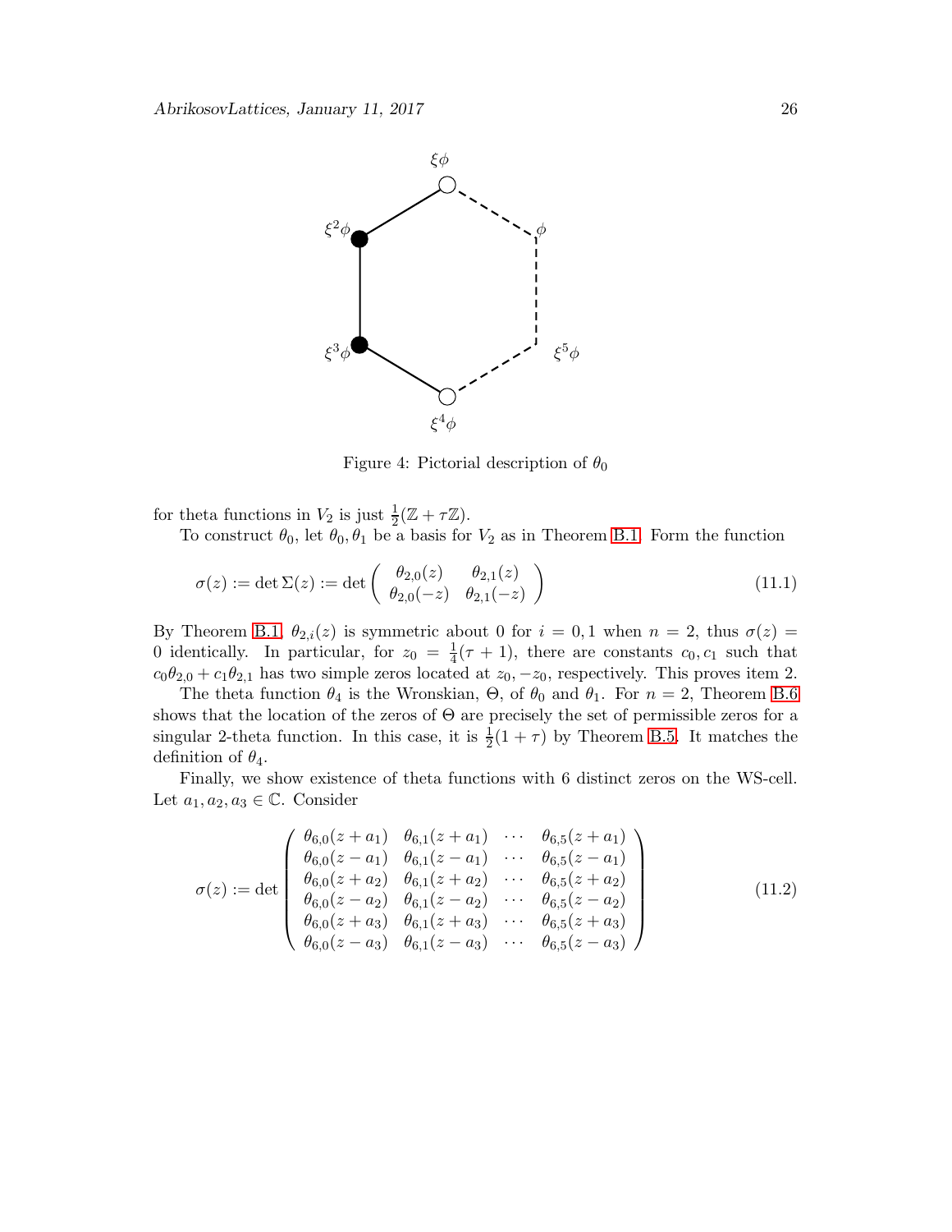Figure 4: Pictorial description of $\theta_0$

for theta functions in $V_2$ is just $\frac{1}{2}(\mathbb{Z} + \tau\mathbb{Z})$.

To construct $\theta_0$, let $\theta_0, \theta_1$ be a basis for $V_2$ as in Theorem B.1. Form the function

$$\sigma(z) := \det \Sigma(z) := \det \begin{pmatrix} \theta_{2,0}(z) & \theta_{2,1}(z) \\ \theta_{2,0}(-z) & \theta_{2,1}(-z) \end{pmatrix} \tag{11.1}$$

By Theorem B.1, $\theta_{2,i}(z)$ is symmetric about 0 for $i = 0, 1$ when $n = 2$, thus $\sigma(z) = 0$ identically. In particular, for $z_0 = \frac{1}{4}(\tau + 1)$, there are constants $c_0, c_1$ such that $c_0\theta_{2,0} + c_1\theta_{2,1}$ has two simple zeros located at $z_0, -z_0$, respectively. This proves item 2.

The theta function $\theta_4$ is the Wronskian, $\Theta$, of $\theta_0$ and $\theta_1$. For $n = 2$, Theorem B.6 shows that the location of the zeros of $\Theta$ are precisely the set of permissible zeros for a singular 2-theta function. In this case, it is $\frac{1}{2}(1 + \tau)$ by Theorem B.5. It matches the definition of $\theta_4$.

Finally, we show existence of theta functions with 6 distinct zeros on the WS-cell. Let $a_1, a_2, a_3 \in \mathbb{C}$. Consider

$$\sigma(z) := \det \begin{pmatrix} \theta_{6,0}(z + a_1) & \theta_{6,1}(z + a_1) & \cdots & \theta_{6,5}(z + a_1) \\ \theta_{6,0}(z - a_1) & \theta_{6,1}(z - a_1) & \cdots & \theta_{6,5}(z - a_1) \\ \theta_{6,0}(z + a_2) & \theta_{6,1}(z + a_2) & \cdots & \theta_{6,5}(z + a_2) \\ \theta_{6,0}(z - a_2) & \theta_{6,1}(z - a_2) & \cdots & \theta_{6,5}(z - a_2) \\ \theta_{6,0}(z + a_3) & \theta_{6,1}(z + a_3) & \cdots & \theta_{6,5}(z + a_3) \\ \theta_{6,0}(z - a_3) & \theta_{6,1}(z - a_3) & \cdots & \theta_{6,5}(z - a_3) \end{pmatrix} \tag{11.2}$$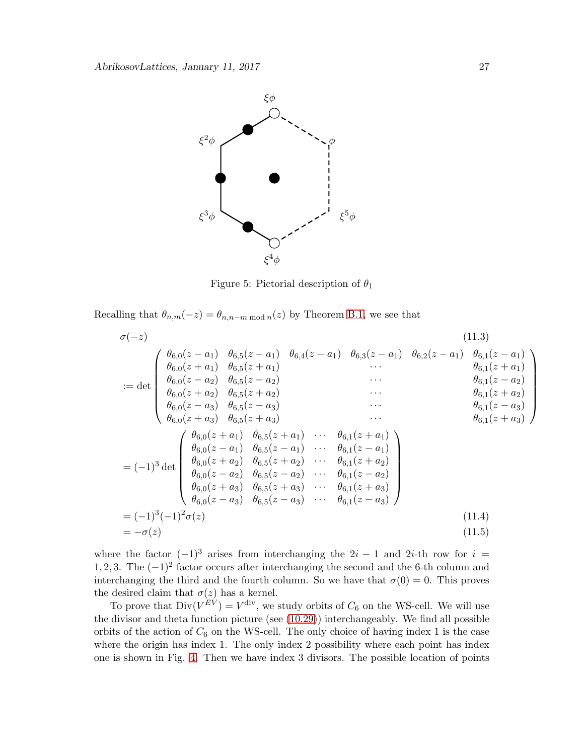Figure 5: Pictorial description of $\theta_1$

Recalling that $\theta_{n,m}(-z) = \theta_{n,n-m \bmod n}(z)$ by Theorem B.1, we see that

$$
\begin{aligned}
&\sigma(-z) \qquad\qquad\qquad\qquad\qquad\qquad\qquad\qquad\qquad\qquad\qquad\qquad\qquad\qquad (11.3)\\
&:= \det \begin{pmatrix}
\theta_{6,0}(z-a_1) & \theta_{6,5}(z-a_1) & \theta_{6,4}(z-a_1) & \theta_{6,3}(z-a_1) & \theta_{6,2}(z-a_1) & \theta_{6,1}(z-a_1) \\
\theta_{6,0}(z+a_1) & \theta_{6,5}(z+a_1) & & \cdots & & \theta_{6,1}(z+a_1) \\
\theta_{6,0}(z-a_2) & \theta_{6,5}(z-a_2) & & \cdots & & \theta_{6,1}(z-a_2) \\
\theta_{6,0}(z+a_2) & \theta_{6,5}(z+a_2) & & \cdots & & \theta_{6,1}(z+a_2) \\
\theta_{6,0}(z-a_3) & \theta_{6,5}(z-a_3) & & \cdots & & \theta_{6,1}(z-a_3) \\
\theta_{6,0}(z+a_3) & \theta_{6,5}(z+a_3) & & \cdots & & \theta_{6,1}(z+a_3)
\end{pmatrix} \\
&= (-1)^3 \det \begin{pmatrix}
\theta_{6,0}(z+a_1) & \theta_{6,5}(z+a_1) & \cdots & \theta_{6,1}(z+a_1) \\
\theta_{6,0}(z-a_1) & \theta_{6,5}(z-a_1) & \cdots & \theta_{6,1}(z-a_1) \\
\theta_{6,0}(z+a_2) & \theta_{6,5}(z+a_2) & \cdots & \theta_{6,1}(z+a_2) \\
\theta_{6,0}(z-a_2) & \theta_{6,5}(z-a_2) & \cdots & \theta_{6,1}(z-a_2) \\
\theta_{6,0}(z+a_3) & \theta_{6,5}(z+a_3) & \cdots & \theta_{6,1}(z+a_3) \\
\theta_{6,0}(z-a_3) & \theta_{6,5}(z-a_3) & \cdots & \theta_{6,1}(z-a_3)
\end{pmatrix} \\
&= (-1)^3(-1)^2\sigma(z) \qquad\qquad\qquad\qquad\qquad\qquad\qquad\qquad\qquad\qquad\qquad (11.4)\\
&= -\sigma(z) \qquad\qquad\qquad\qquad\qquad\qquad\qquad\qquad\qquad\qquad\qquad\qquad\qquad\quad (11.5)
\end{aligned}
$$

where the factor $(-1)^3$ arises from interchanging the $2i-1$ and $2i$-th row for $i = 1, 2, 3$. The $(-1)^2$ factor occurs after interchanging the second and the 6-th column and interchanging the third and the fourth column. So we have that $\sigma(0) = 0$. This proves the desired claim that $\sigma(z)$ has a kernel.

To prove that $\mathrm{Div}(V^{EV}) = V^{\mathrm{div}}$, we study orbits of $C_6$ on the WS-cell. We will use the divisor and theta function picture (see (10.29)) interchangeably. We find all possible orbits of the action of $C_6$ on the WS-cell. The only choice of having index 1 is the case where the origin has index 1. The only index 2 possibility where each point has index one is shown in Fig. 4. Then we have index 3 divisors. The possible location of points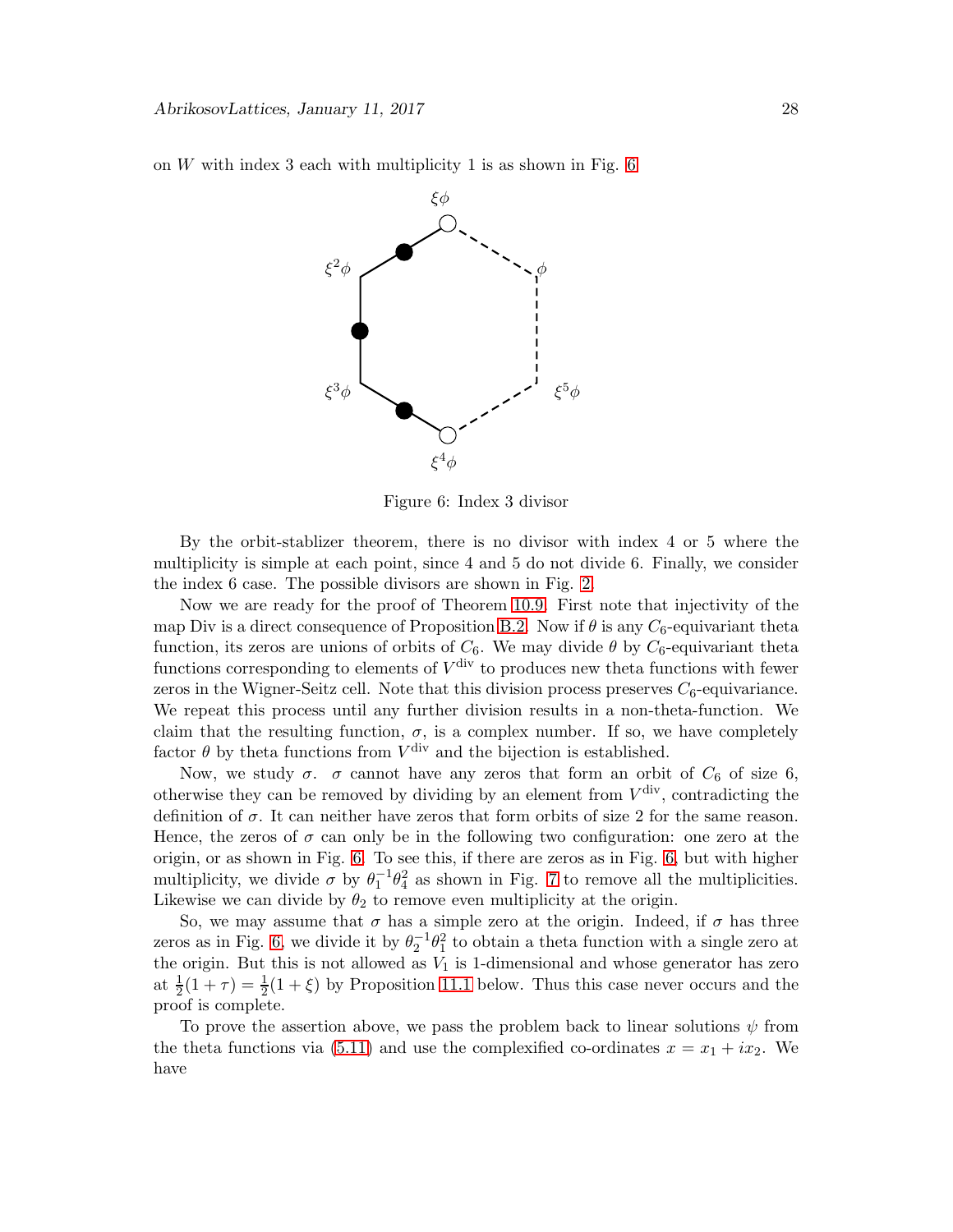on $W$ with index 3 each with multiplicity 1 is as shown in Fig. 6

Figure 6: Index 3 divisor

By the orbit-stablizer theorem, there is no divisor with index 4 or 5 where the multiplicity is simple at each point, since 4 and 5 do not divide 6. Finally, we consider the index 6 case. The possible divisors are shown in Fig. 2.

Now we are ready for the proof of Theorem 10.9. First note that injectivity of the map Div is a direct consequence of Proposition B.2. Now if $\theta$ is any $C_6$-equivariant theta function, its zeros are unions of orbits of $C_6$. We may divide $\theta$ by $C_6$-equivariant theta functions corresponding to elements of $V^{\text{div}}$ to produces new theta functions with fewer zeros in the Wigner-Seitz cell. Note that this division process preserves $C_6$-equivariance. We repeat this process until any further division results in a non-theta-function. We claim that the resulting function, $\sigma$, is a complex number. If so, we have completely factor $\theta$ by theta functions from $V^{\text{div}}$ and the bijection is established.

Now, we study $\sigma$. $\sigma$ cannot have any zeros that form an orbit of $C_6$ of size 6, otherwise they can be removed by dividing by an element from $V^{\text{div}}$, contradicting the definition of $\sigma$. It can neither have zeros that form orbits of size 2 for the same reason. Hence, the zeros of $\sigma$ can only be in the following two configuration: one zero at the origin, or as shown in Fig. 6. To see this, if there are zeros as in Fig. 6, but with higher multiplicity, we divide $\sigma$ by $\theta_1^{-1}\theta_4^2$ as shown in Fig. 7 to remove all the multiplicities. Likewise we can divide by $\theta_2$ to remove even multiplicity at the origin.

So, we may assume that $\sigma$ has a simple zero at the origin. Indeed, if $\sigma$ has three zeros as in Fig. 6, we divide it by $\theta_2^{-1}\theta_1^2$ to obtain a theta function with a single zero at the origin. But this is not allowed as $V_1$ is 1-dimensional and whose generator has zero at $\frac{1}{2}(1+\tau) = \frac{1}{2}(1+\xi)$ by Proposition 11.1 below. Thus this case never occurs and the proof is complete.

To prove the assertion above, we pass the problem back to linear solutions $\psi$ from the theta functions via (5.11) and use the complexified co-ordinates $x = x_1 + ix_2$. We have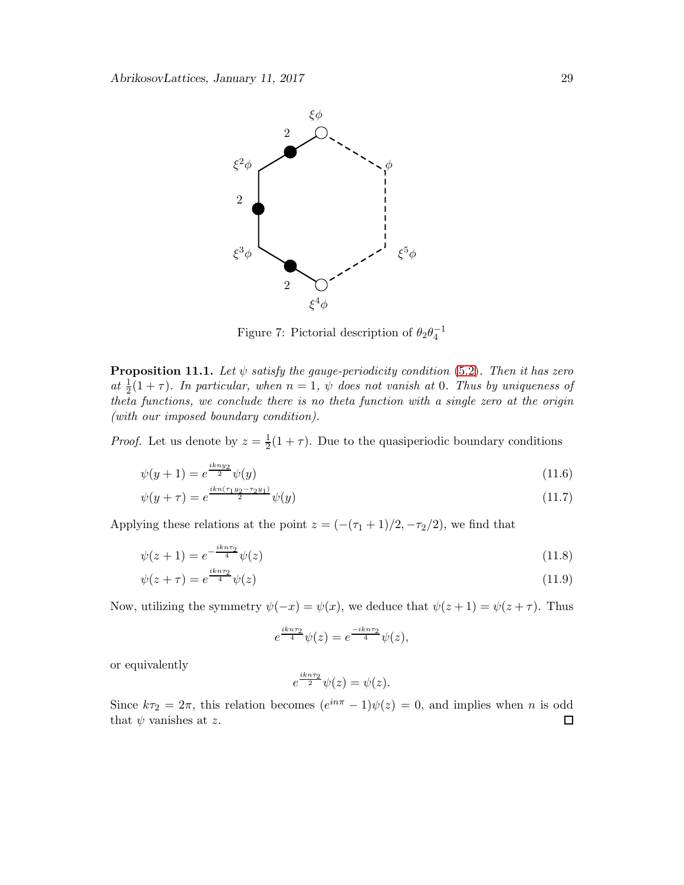Figure 7: Pictorial description of $\theta_2\theta_4^{-1}$

**Proposition 11.1.** *Let $\psi$ satisfy the gauge-periodicity condition (5.2). Then it has zero at $\frac{1}{2}(1+\tau)$. In particular, when $n=1$, $\psi$ does not vanish at 0. Thus by uniqueness of theta functions, we conclude there is no theta function with a single zero at the origin (with our imposed boundary condition).*

*Proof.* Let us denote by $z = \frac{1}{2}(1+\tau)$. Due to the quasiperiodic boundary conditions

$$\psi(y+1) = e^{\frac{ikny_2}{2}}\psi(y) \tag{11.6}$$

$$\psi(y+\tau) = e^{\frac{ikn(\tau_1 y_2 - \tau_2 y_1)}{2}}\psi(y) \tag{11.7}$$

Applying these relations at the point $z = (-(\tau_1+1)/2, -\tau_2/2)$, we find that

$$\psi(z+1) = e^{-\frac{ikn\tau_2}{4}}\psi(z) \tag{11.8}$$

$$\psi(z+\tau) = e^{\frac{ikn\tau_2}{4}}\psi(z) \tag{11.9}$$

Now, utilizing the symmetry $\psi(-x) = \psi(x)$, we deduce that $\psi(z+1) = \psi(z+\tau)$. Thus

$$e^{\frac{ikn\tau_2}{4}}\psi(z) = e^{\frac{-ikn\tau_2}{4}}\psi(z),$$

or equivalently

$$e^{\frac{ikn\tau_2}{2}}\psi(z) = \psi(z).$$

Since $k\tau_2 = 2\pi$, this relation becomes $(e^{in\pi} - 1)\psi(z) = 0$, and implies when $n$ is odd that $\psi$ vanishes at $z$. □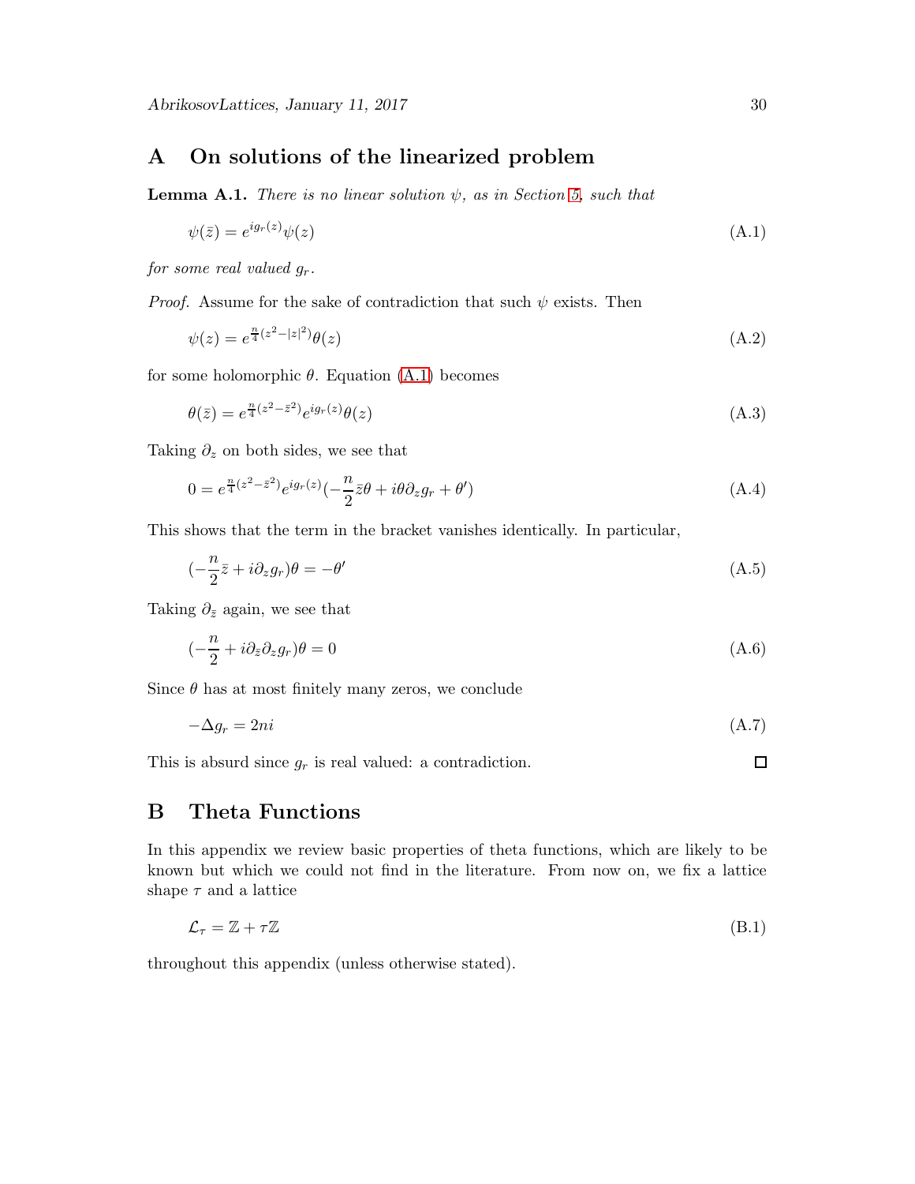# A On solutions of the linearized problem

**Lemma A.1.** *There is no linear solution $\psi$, as in Section 5, such that*

$$\psi(\bar{z}) = e^{ig_r(z)}\psi(z) \tag{A.1}$$

*for some real valued $g_r$.*

*Proof.* Assume for the sake of contradiction that such $\psi$ exists. Then

$$\psi(z) = e^{\frac{n}{4}(z^2 - |z|^2)}\theta(z) \tag{A.2}$$

for some holomorphic $\theta$. Equation (A.1) becomes

$$\theta(\bar{z}) = e^{\frac{n}{4}(z^2 - \bar{z}^2)}e^{ig_r(z)}\theta(z) \tag{A.3}$$

Taking $\partial_z$ on both sides, we see that

$$0 = e^{\frac{n}{4}(z^2 - \bar{z}^2)}e^{ig_r(z)}(-\frac{n}{2}\bar{z}\theta + i\theta\partial_z g_r + \theta') \tag{A.4}$$

This shows that the term in the bracket vanishes identically. In particular,

$$(-\frac{n}{2}\bar{z} + i\partial_z g_r)\theta = -\theta' \tag{A.5}$$

Taking $\partial_{\bar{z}}$ again, we see that

$$(-\frac{n}{2} + i\partial_{\bar{z}}\partial_z g_r)\theta = 0 \tag{A.6}$$

Since $\theta$ has at most finitely many zeros, we conclude

$$-\Delta g_r = 2ni \tag{A.7}$$

This is absurd since $g_r$ is real valued: a contradiction. $\square$

# B Theta Functions

In this appendix we review basic properties of theta functions, which are likely to be known but which we could not find in the literature. From now on, we fix a lattice shape $\tau$ and a lattice

$$\mathcal{L}_\tau = \mathbb{Z} + \tau\mathbb{Z} \tag{B.1}$$

throughout this appendix (unless otherwise stated).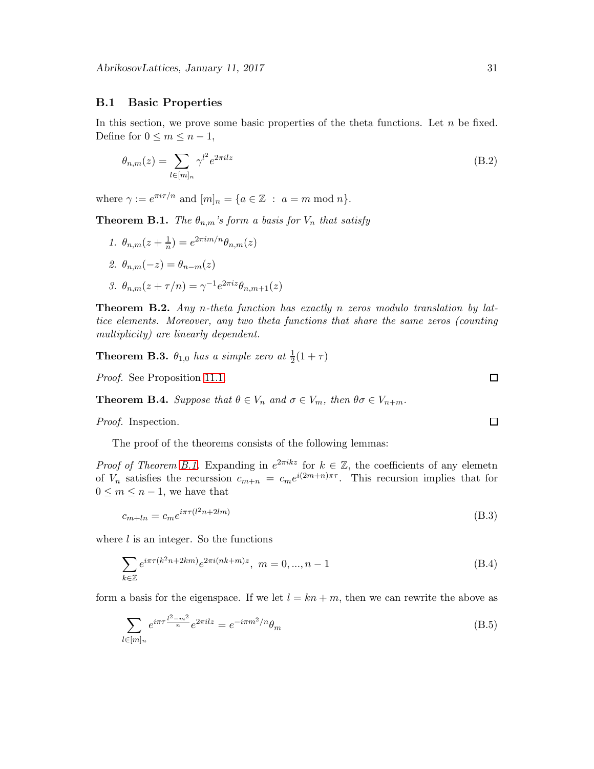## B.1 Basic Properties

In this section, we prove some basic properties of the theta functions. Let $n$ be fixed. Define for $0 \le m \le n-1$,

$$\theta_{n,m}(z) = \sum_{l \in [m]_n} \gamma^{l^2} e^{2\pi i l z} \tag{B.2}$$

where $\gamma := e^{\pi i \tau / n}$ and $[m]_n = \{a \in \mathbb{Z} \ : \ a = m \bmod n\}$.

**Theorem B.1.** *The $\theta_{n,m}$'s form a basis for $V_n$ that satisfy*

1. $\theta_{n,m}(z + \frac{1}{n}) = e^{2\pi i m/n} \theta_{n,m}(z)$
2. $\theta_{n,m}(-z) = \theta_{n-m}(z)$
3. $\theta_{n,m}(z + \tau/n) = \gamma^{-1} e^{2\pi i z} \theta_{n,m+1}(z)$

**Theorem B.2.** *Any $n$-theta function has exactly $n$ zeros modulo translation by lattice elements. Moreover, any two theta functions that share the same zeros (counting multiplicity) are linearly dependent.*

**Theorem B.3.** *$\theta_{1,0}$ has a simple zero at $\frac{1}{2}(1+\tau)$*

*Proof.* See Proposition 11.1. □

**Theorem B.4.** *Suppose that $\theta \in V_n$ and $\sigma \in V_m$, then $\theta\sigma \in V_{n+m}$.*

*Proof.* Inspection. □

The proof of the theorems consists of the following lemmas:

*Proof of Theorem B.1.* Expanding in $e^{2\pi i k z}$ for $k \in \mathbb{Z}$, the coefficients of any elemetn of $V_n$ satisfies the recurssion $c_{m+n} = c_m e^{i(2m+n)\pi\tau}$. This recursion implies that for $0 \le m \le n-1$, we have that

$$c_{m+ln} = c_m e^{i\pi\tau(l^2 n + 2lm)} \tag{B.3}$$

where $l$ is an integer. So the functions

$$\sum_{k \in \mathbb{Z}} e^{i\pi\tau(k^2 n + 2km)} e^{2\pi i (nk+m) z}, \ m = 0, ..., n-1 \tag{B.4}$$

form a basis for the eigenspace. If we let $l = kn + m$, then we can rewrite the above as

$$\sum_{l \in [m]_n} e^{i\pi\tau \frac{l^2 - m^2}{n}} e^{2\pi i l z} = e^{-i\pi m^2/n} \theta_m \tag{B.5}$$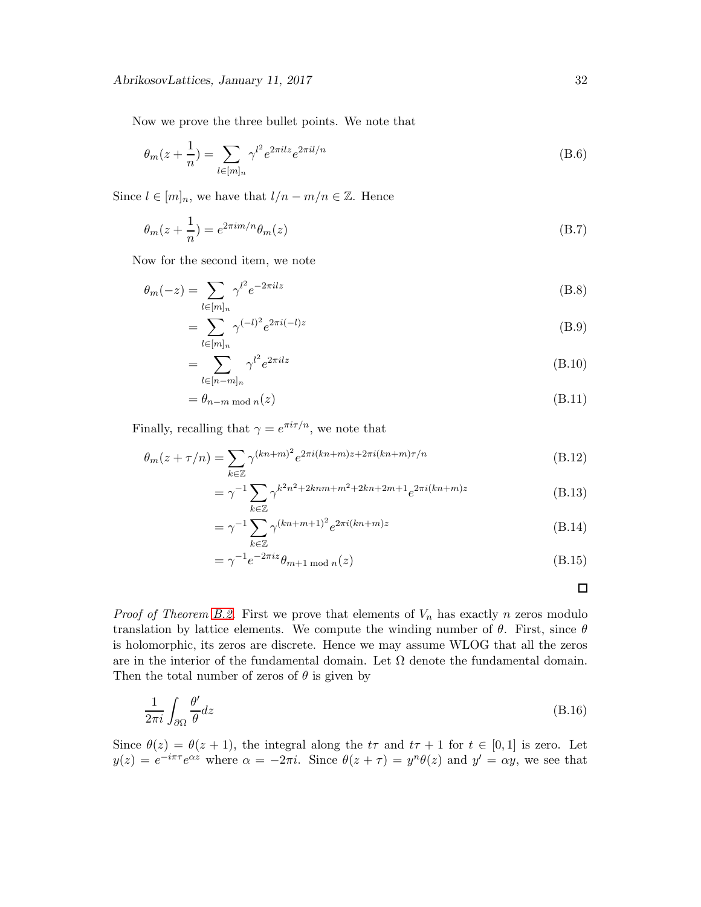Now we prove the three bullet points. We note that

$$\theta_m(z+\frac{1}{n}) = \sum_{l\in[m]_n} \gamma^{l^2} e^{2\pi i l z} e^{2\pi i l/n} \tag{B.6}$$

Since $l \in [m]_n$, we have that $l/n - m/n \in \mathbb{Z}$. Hence

$$\theta_m(z+\frac{1}{n}) = e^{2\pi i m/n}\theta_m(z) \tag{B.7}$$

Now for the second item, we note

$$\begin{aligned}
\theta_m(-z) &= \sum_{l\in[m]_n} \gamma^{l^2} e^{-2\pi i l z} && \text{(B.8)}\\
&= \sum_{l\in[m]_n} \gamma^{(-l)^2} e^{2\pi i (-l) z} && \text{(B.9)}\\
&= \sum_{l\in[n-m]_n} \gamma^{l^2} e^{2\pi i l z} && \text{(B.10)}\\
&= \theta_{n-m \bmod n}(z) && \text{(B.11)}
\end{aligned}$$

Finally, recalling that $\gamma = e^{\pi i \tau/n}$, we note that

$$\begin{aligned}
\theta_m(z+\tau/n) &= \sum_{k\in\mathbb{Z}} \gamma^{(kn+m)^2} e^{2\pi i (kn+m)z + 2\pi i (kn+m)\tau/n} && \text{(B.12)}\\
&= \gamma^{-1}\sum_{k\in\mathbb{Z}} \gamma^{k^2n^2+2knm+m^2+2kn+2m+1} e^{2\pi i (kn+m)z} && \text{(B.13)}\\
&= \gamma^{-1}\sum_{k\in\mathbb{Z}} \gamma^{(kn+m+1)^2} e^{2\pi i (kn+m)z} && \text{(B.14)}\\
&= \gamma^{-1} e^{-2\pi i z}\theta_{m+1 \bmod n}(z) && \text{(B.15)}
\end{aligned}$$

□

*Proof of Theorem B.2.* First we prove that elements of $V_n$ has exactly $n$ zeros modulo translation by lattice elements. We compute the winding number of $\theta$. First, since $\theta$ is holomorphic, its zeros are discrete. Hence we may assume WLOG that all the zeros are in the interior of the fundamental domain. Let $\Omega$ denote the fundamental domain. Then the total number of zeros of $\theta$ is given by

$$\frac{1}{2\pi i}\int_{\partial\Omega} \frac{\theta'}{\theta} dz \tag{B.16}$$

Since $\theta(z) = \theta(z+1)$, the integral along the $t\tau$ and $t\tau+1$ for $t \in [0,1]$ is zero. Let $y(z) = e^{-i\pi\tau}e^{\alpha z}$ where $\alpha = -2\pi i$. Since $\theta(z+\tau) = y^n\theta(z)$ and $y' = \alpha y$, we see that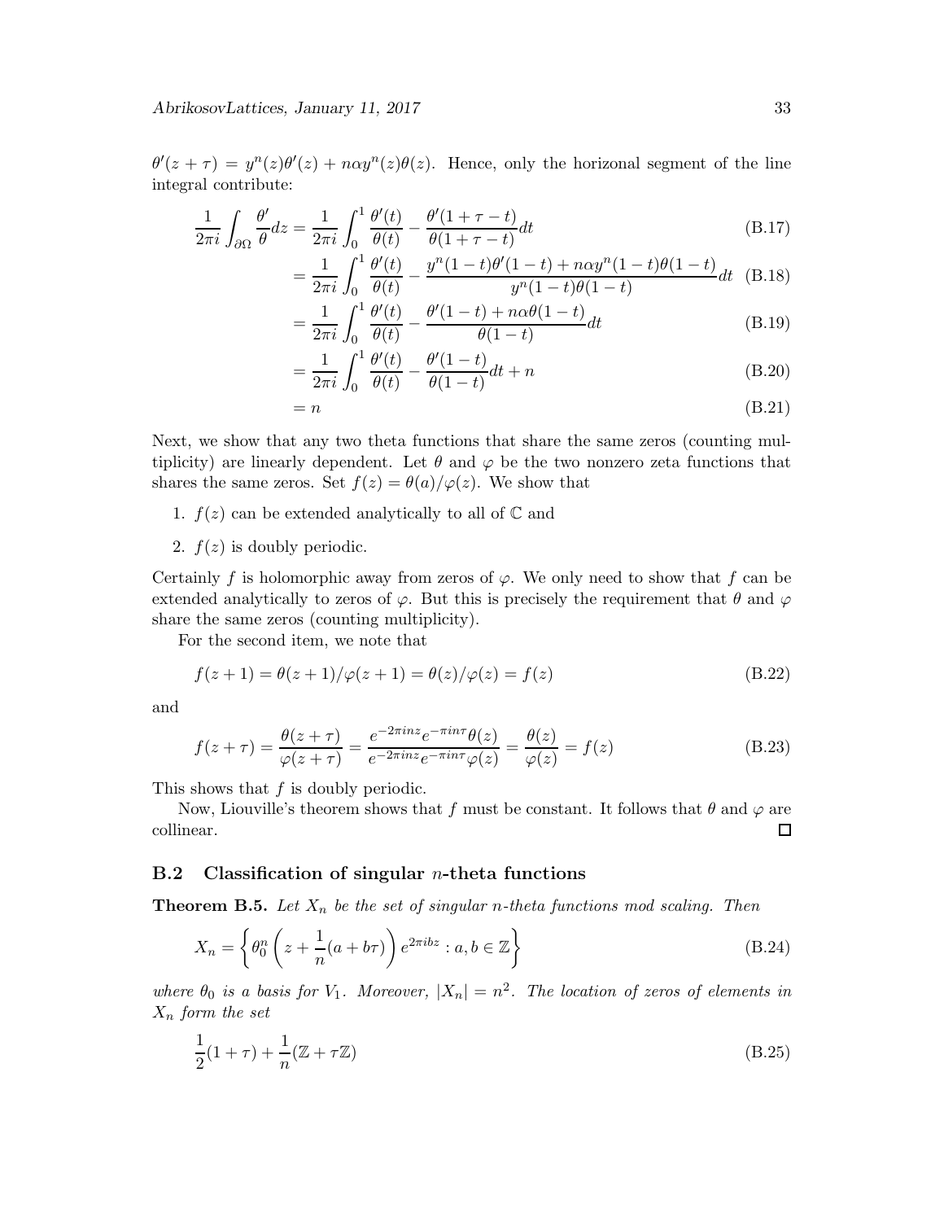$\theta'(z+\tau) = y^n(z)\theta'(z) + n\alpha y^n(z)\theta(z)$. Hence, only the horizonal segment of the line integral contribute:

$$\frac{1}{2\pi i}\int_{\partial\Omega} \frac{\theta'}{\theta} dz = \frac{1}{2\pi i}\int_0^1 \frac{\theta'(t)}{\theta(t)} - \frac{\theta'(1+\tau-t)}{\theta(1+\tau-t)} dt \tag{B.17}$$

$$= \frac{1}{2\pi i}\int_0^1 \frac{\theta'(t)}{\theta(t)} - \frac{y^n(1-t)\theta'(1-t) + n\alpha y^n(1-t)\theta(1-t)}{y^n(1-t)\theta(1-t)} dt \tag{B.18}$$

$$= \frac{1}{2\pi i}\int_0^1 \frac{\theta'(t)}{\theta(t)} - \frac{\theta'(1-t) + n\alpha\theta(1-t)}{\theta(1-t)} dt \tag{B.19}$$

$$= \frac{1}{2\pi i}\int_0^1 \frac{\theta'(t)}{\theta(t)} - \frac{\theta'(1-t)}{\theta(1-t)} dt + n \tag{B.20}$$

$$= n \tag{B.21}$$

Next, we show that any two theta functions that share the same zeros (counting multiplicity) are linearly dependent. Let $\theta$ and $\varphi$ be the two nonzero zeta functions that shares the same zeros. Set $f(z) = \theta(a)/\varphi(z)$. We show that

1. $f(z)$ can be extended analytically to all of $\mathbb{C}$ and
2. $f(z)$ is doubly periodic.

Certainly $f$ is holomorphic away from zeros of $\varphi$. We only need to show that $f$ can be extended analytically to zeros of $\varphi$. But this is precisely the requirement that $\theta$ and $\varphi$ share the same zeros (counting multiplicity).

For the second item, we note that

$$f(z+1) = \theta(z+1)/\varphi(z+1) = \theta(z)/\varphi(z) = f(z) \tag{B.22}$$

and

$$f(z+\tau) = \frac{\theta(z+\tau)}{\varphi(z+\tau)} = \frac{e^{-2\pi i n z}e^{-\pi i n\tau}\theta(z)}{e^{-2\pi i n z}e^{-\pi i n\tau}\varphi(z)} = \frac{\theta(z)}{\varphi(z)} = f(z) \tag{B.23}$$

This shows that $f$ is doubly periodic.

Now, Liouville's theorem shows that $f$ must be constant. It follows that $\theta$ and $\varphi$ are collinear. □

### B.2 Classification of singular $n$-theta functions

**Theorem B.5.** *Let $X_n$ be the set of singular $n$-theta functions mod scaling. Then*

$$X_n = \left\{ \theta_0^n\left(z + \frac{1}{n}(a+b\tau)\right)e^{2\pi i b z} : a, b \in \mathbb{Z} \right\} \tag{B.24}$$

*where $\theta_0$ is a basis for $V_1$. Moreover, $|X_n| = n^2$. The location of zeros of elements in $X_n$ form the set*

$$\frac{1}{2}(1+\tau) + \frac{1}{n}(\mathbb{Z} + \tau\mathbb{Z}) \tag{B.25}$$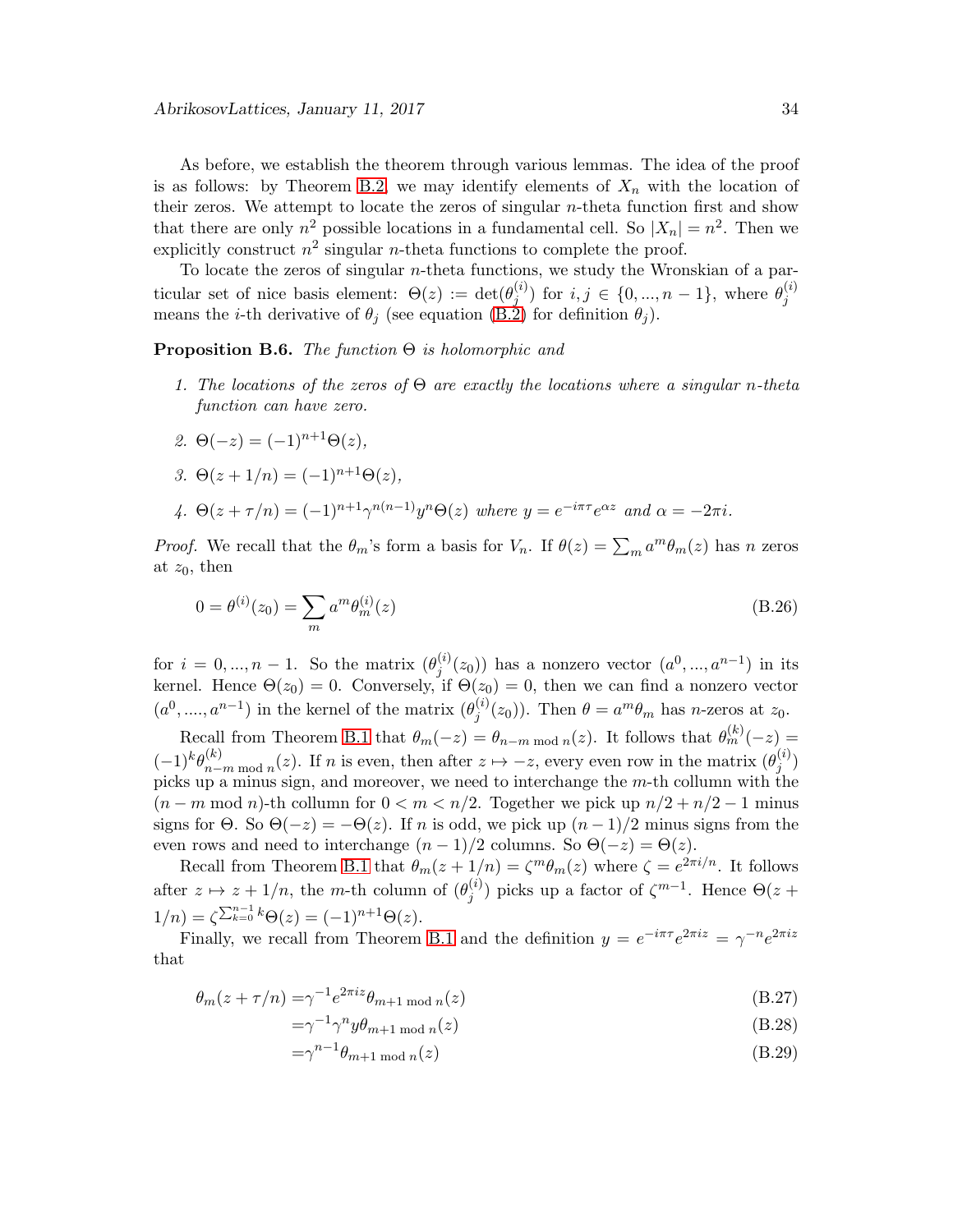As before, we establish the theorem through various lemmas. The idea of the proof is as follows: by Theorem B.2, we may identify elements of $X_n$ with the location of their zeros. We attempt to locate the zeros of singular $n$-theta function first and show that there are only $n^2$ possible locations in a fundamental cell. So $|X_n| = n^2$. Then we explicitly construct $n^2$ singular $n$-theta functions to complete the proof.

To locate the zeros of singular $n$-theta functions, we study the Wronskian of a particular set of nice basis element: $\Theta(z) := \det(\theta_j^{(i)})$ for $i, j \in \{0, ..., n-1\}$, where $\theta_j^{(i)}$ means the $i$-th derivative of $\theta_j$ (see equation (B.2) for definition $\theta_j$).

**Proposition B.6.** *The function $\Theta$ is holomorphic and*

1. *The locations of the zeros of $\Theta$ are exactly the locations where a singular $n$-theta function can have zero.*
2. $\Theta(-z) = (-1)^{n+1}\Theta(z)$,
3. $\Theta(z + 1/n) = (-1)^{n+1}\Theta(z)$,
4. $\Theta(z + \tau/n) = (-1)^{n+1}\gamma^{n(n-1)}y^n\Theta(z)$ *where* $y = e^{-i\pi\tau}e^{\alpha z}$ *and* $\alpha = -2\pi i$.

*Proof.* We recall that the $\theta_m$'s form a basis for $V_n$. If $\theta(z) = \sum_m a^m\theta_m(z)$ has $n$ zeros at $z_0$, then

$$0 = \theta^{(i)}(z_0) = \sum_m a^m \theta_m^{(i)}(z) \tag{B.26}$$

for $i = 0, ..., n-1$. So the matrix $(\theta_j^{(i)}(z_0))$ has a nonzero vector $(a^0, ..., a^{n-1})$ in its kernel. Hence $\Theta(z_0) = 0$. Conversely, if $\Theta(z_0) = 0$, then we can find a nonzero vector $(a^0, ...., a^{n-1})$ in the kernel of the matrix $(\theta_j^{(i)}(z_0))$. Then $\theta = a^m\theta_m$ has $n$-zeros at $z_0$.

Recall from Theorem B.1 that $\theta_m(-z) = \theta_{n-m \bmod n}(z)$. It follows that $\theta_m^{(k)}(-z) = (-1)^k\theta_{n-m \bmod n}^{(k)}(z)$. If $n$ is even, then after $z \mapsto -z$, every even row in the matrix $(\theta_j^{(i)})$ picks up a minus sign, and moreover, we need to interchange the $m$-th collumn with the $(n - m \bmod n)$-th collumn for $0 < m < n/2$. Together we pick up $n/2 + n/2 - 1$ minus signs for $\Theta$. So $\Theta(-z) = -\Theta(z)$. If $n$ is odd, we pick up $(n-1)/2$ minus signs from the even rows and need to interchange $(n-1)/2$ columns. So $\Theta(-z) = \Theta(z)$.

Recall from Theorem B.1 that $\theta_m(z + 1/n) = \zeta^m\theta_m(z)$ where $\zeta = e^{2\pi i/n}$. It follows after $z \mapsto z + 1/n$, the $m$-th column of $(\theta_j^{(i)})$ picks up a factor of $\zeta^{m-1}$. Hence $\Theta(z + 1/n) = \zeta^{\sum_{k=0}^{n-1} k}\Theta(z) = (-1)^{n+1}\Theta(z)$.

Finally, we recall from Theorem B.1 and the definition $y = e^{-i\pi\tau}e^{2\pi iz} = \gamma^{-n}e^{2\pi iz}$ that

$$\theta_m(z + \tau/n) = \gamma^{-1}e^{2\pi iz}\theta_{m+1 \bmod n}(z) \tag{B.27}$$

$$= \gamma^{-1}\gamma^n y\theta_{m+1 \bmod n}(z) \tag{B.28}$$

$$= \gamma^{n-1}\theta_{m+1 \bmod n}(z) \tag{B.29}$$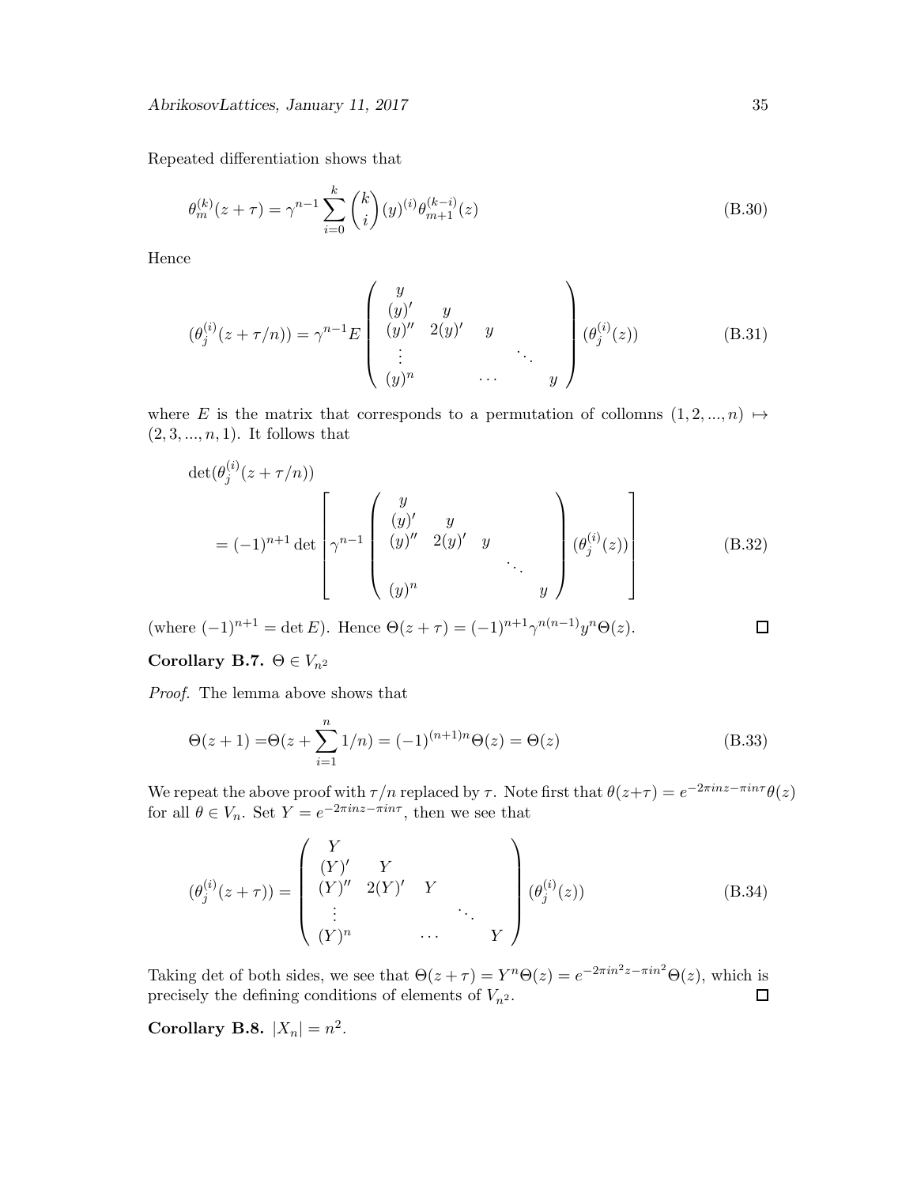Repeated differentiation shows that

$$\theta_m^{(k)}(z+\tau) = \gamma^{n-1}\sum_{i=0}^{k}\binom{k}{i}(y)^{(i)}\theta_{m+1}^{(k-i)}(z) \tag{B.30}$$

Hence

$$(\theta_j^{(i)}(z+\tau/n)) = \gamma^{n-1}E\begin{pmatrix} y & & & & \\ (y)' & y & & & \\ (y)'' & 2(y)' & y & & \\ \vdots & & & \ddots & \\ (y)^n & & \cdots & & y \end{pmatrix}(\theta_j^{(i)}(z)) \tag{B.31}$$

where $E$ is the matrix that corresponds to a permutation of collomns $(1,2,...,n) \mapsto (2,3,...,n,1)$. It follows that

$$\begin{aligned}&\det(\theta_j^{(i)}(z+\tau/n)) \\ &\quad = (-1)^{n+1}\det\left[\gamma^{n-1}\begin{pmatrix} y & & & & \\ (y)' & y & & & \\ (y)'' & 2(y)' & y & & \\ & & & \ddots & \\ (y)^n & & & & y \end{pmatrix}(\theta_j^{(i)}(z))\right]\end{aligned} \tag{B.32}$$

(where $(-1)^{n+1} = \det E$). Hence $\Theta(z+\tau) = (-1)^{n+1}\gamma^{n(n-1)}y^n\Theta(z)$. □

**Corollary B.7.** $\Theta \in V_{n^2}$

*Proof.* The lemma above shows that

$$\Theta(z+1) = \Theta(z+\sum_{i=1}^{n}1/n) = (-1)^{(n+1)n}\Theta(z) = \Theta(z) \tag{B.33}$$

We repeat the above proof with $\tau/n$ replaced by $\tau$. Note first that $\theta(z+\tau) = e^{-2\pi inz-\pi in\tau}\theta(z)$ for all $\theta \in V_n$. Set $Y = e^{-2\pi inz-\pi in\tau}$, then we see that

$$(\theta_j^{(i)}(z+\tau)) = \begin{pmatrix} Y & & & & \\ (Y)' & Y & & & \\ (Y)'' & 2(Y)' & Y & & \\ \vdots & & & \ddots & \\ (Y)^n & & \cdots & & Y \end{pmatrix}(\theta_j^{(i)}(z)) \tag{B.34}$$

Taking det of both sides, we see that $\Theta(z+\tau) = Y^n\Theta(z) = e^{-2\pi in^2z-\pi in^2}\Theta(z)$, which is precisely the defining conditions of elements of $V_{n^2}$. □

**Corollary B.8.** $|X_n| = n^2$.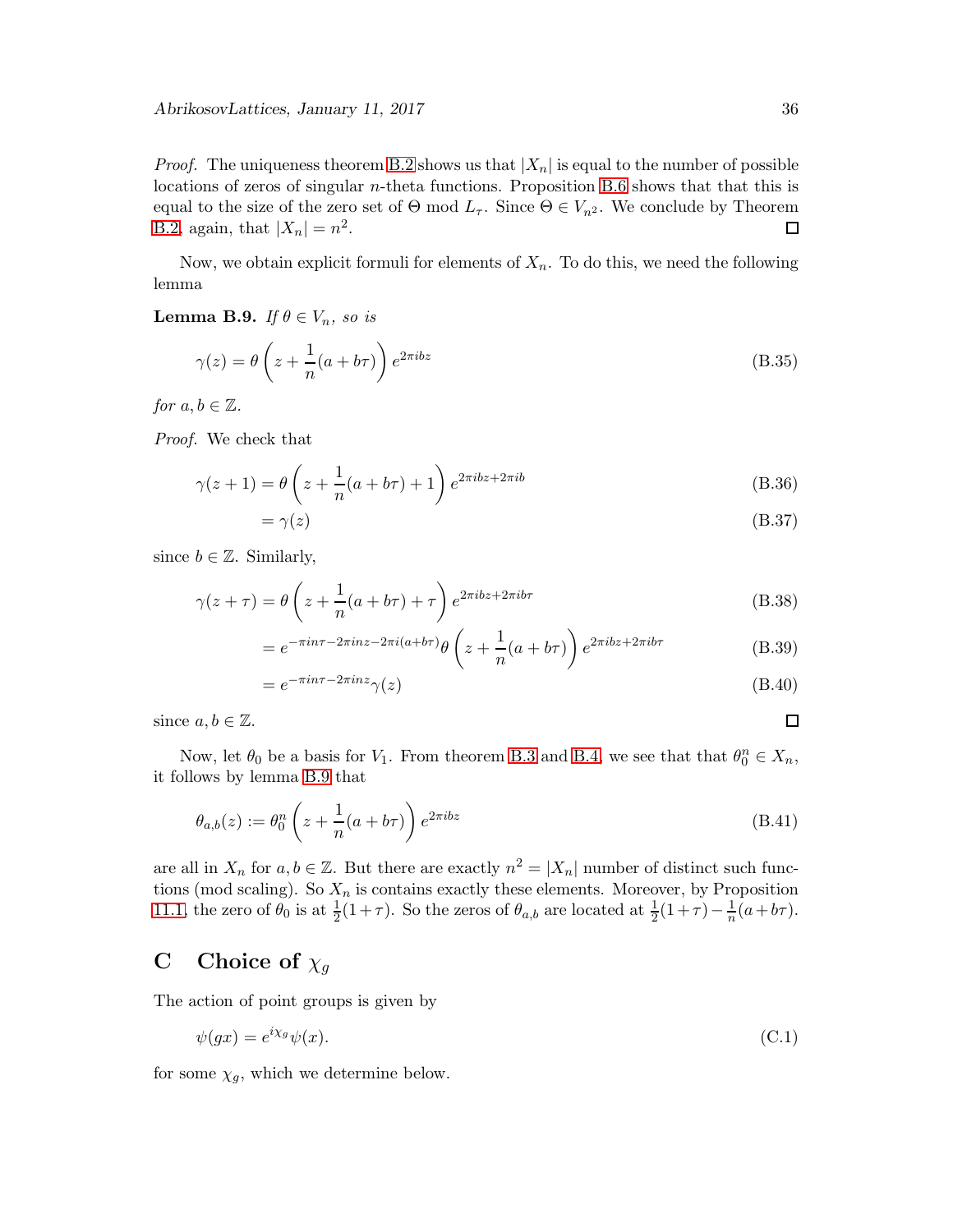*Proof.* The uniqueness theorem B.2 shows us that $|X_n|$ is equal to the number of possible locations of zeros of singular $n$-theta functions. Proposition B.6 shows that that this is equal to the size of the zero set of $\Theta$ mod $L_\tau$. Since $\Theta \in V_{n^2}$. We conclude by Theorem B.2, again, that $|X_n| = n^2$. □

Now, we obtain explicit formuli for elements of $X_n$. To do this, we need the following lemma

**Lemma B.9.** *If $\theta \in V_n$, so is*

$$\gamma(z) = \theta\left(z + \frac{1}{n}(a + b\tau)\right) e^{2\pi i b z} \tag{B.35}$$

*for $a, b \in \mathbb{Z}$.*

*Proof.* We check that

$$\gamma(z+1) = \theta\left(z + \frac{1}{n}(a + b\tau) + 1\right) e^{2\pi i b z + 2\pi i b} \tag{B.36}$$

$$= \gamma(z) \tag{B.37}$$

since $b \in \mathbb{Z}$. Similarly,

$$\gamma(z+\tau) = \theta\left(z + \frac{1}{n}(a + b\tau) + \tau\right) e^{2\pi i b z + 2\pi i b\tau} \tag{B.38}$$

$$= e^{-\pi i n\tau - 2\pi i n z - 2\pi i(a+b\tau)}\theta\left(z + \frac{1}{n}(a + b\tau)\right) e^{2\pi i b z + 2\pi i b\tau} \tag{B.39}$$

$$= e^{-\pi i n\tau - 2\pi i n z}\gamma(z) \tag{B.40}$$

since $a, b \in \mathbb{Z}$. □

Now, let $\theta_0$ be a basis for $V_1$. From theorem B.3 and B.4, we see that that $\theta_0^n \in X_n$, it follows by lemma B.9 that

$$\theta_{a,b}(z) := \theta_0^n\left(z + \frac{1}{n}(a + b\tau)\right) e^{2\pi i b z} \tag{B.41}$$

are all in $X_n$ for $a, b \in \mathbb{Z}$. But there are exactly $n^2 = |X_n|$ number of distinct such functions (mod scaling). So $X_n$ is contains exactly these elements. Moreover, by Proposition 11.1, the zero of $\theta_0$ is at $\frac{1}{2}(1+\tau)$. So the zeros of $\theta_{a,b}$ are located at $\frac{1}{2}(1+\tau) - \frac{1}{n}(a + b\tau)$.

## C Choice of $\chi_g$

The action of point groups is given by

$$\psi(gx) = e^{i\chi_g}\psi(x). \tag{C.1}$$

for some $\chi_g$, which we determine below.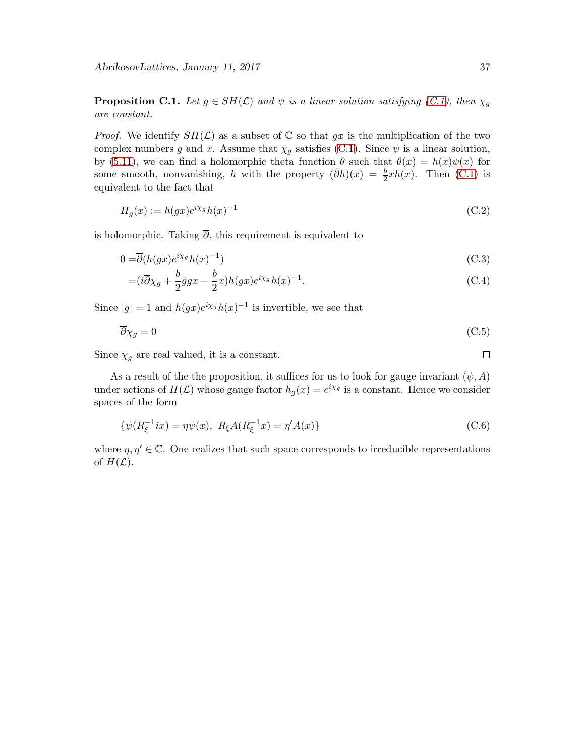**Proposition C.1.** *Let $g \in SH(\mathcal{L})$ and $\psi$ is a linear solution satisfying (C.1), then $\chi_g$ are constant.*

*Proof.* We identify $SH(\mathcal{L})$ as a subset of $\mathbb{C}$ so that $gx$ is the multiplication of the two complex numbers $g$ and $x$. Assume that $\chi_g$ satisfies (C.1). Since $\psi$ is a linear solution, by (5.11), we can find a holomorphic theta function $\theta$ such that $\theta(x) = h(x)\psi(x)$ for some smooth, nonvanishing, $h$ with the property $(\bar{\partial}h)(x) = \frac{b}{2}xh(x)$. Then (C.1) is equivalent to the fact that

$$H_g(x) := h(gx)e^{i\chi_g}h(x)^{-1} \tag{C.2}$$

is holomorphic. Taking $\overline{\partial}$, this requirement is equivalent to

$$0 = \overline{\partial}(h(gx)e^{i\chi_g}h(x)^{-1}) \tag{C.3}$$

$$= (i\overline{\partial}\chi_g + \frac{b}{2}\bar{g}gx - \frac{b}{2}x)h(gx)e^{i\chi_g}h(x)^{-1}. \tag{C.4}$$

Since $|g| = 1$ and $h(gx)e^{i\chi_g}h(x)^{-1}$ is invertible, we see that

$$\overline{\partial}\chi_g = 0 \tag{C.5}$$

Since $\chi_g$ are real valued, it is a constant. $\square$

As a result of the the proposition, it suffices for us to look for gauge invariant $(\psi, A)$ under actions of $H(\mathcal{L})$ whose gauge factor $h_g(x) = e^{i\chi_g}$ is a constant. Hence we consider spaces of the form

$$\{\psi(R_\xi^{-1}ix) = \eta\psi(x),\ R_\xi A(R_\xi^{-1}x) = \eta' A(x)\} \tag{C.6}$$

where $\eta, \eta' \in \mathbb{C}$. One realizes that such space corresponds to irreducible representations of $H(\mathcal{L})$.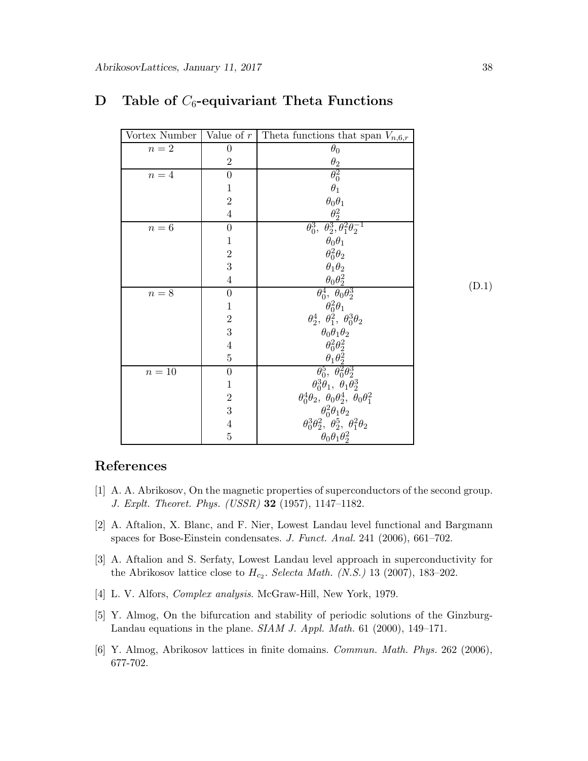## D Table of $C_6$-equivariant Theta Functions

| Vortex Number | Value of $r$ | Theta functions that span $V_{n,6,r}$ |
|---|---|---|
| $n=2$ | 0 | $\theta_0$ |
| | 2 | $\theta_2$ |
| $n=4$ | 0 | $\theta_0^2$ |
| | 1 | $\theta_1$ |
| | 2 | $\theta_0\theta_1$ |
| | 4 | $\theta_2^2$ |
| $n=6$ | 0 | $\theta_0^3,\ \theta_2^3, \theta_1^2\theta_2^{-1}$ |
| | 1 | $\theta_0\theta_1$ |
| | 2 | $\theta_0^2\theta_2$ |
| | 3 | $\theta_1\theta_2$ |
| | 4 | $\theta_0\theta_2^2$ |
| $n=8$ | 0 | $\theta_0^4,\ \theta_0\theta_2^3$ |
| | 1 | $\theta_0^2\theta_1$ |
| | 2 | $\theta_2^4,\ \theta_1^2,\ \theta_0^3\theta_2$ |
| | 3 | $\theta_0\theta_1\theta_2$ |
| | 4 | $\theta_0^2\theta_2^2$ |
| | 5 | $\theta_1\theta_2^2$ |
| $n=10$ | 0 | $\theta_0^5,\ \theta_0^2\theta_2^3$ |
| | 1 | $\theta_0^3\theta_1,\ \theta_1\theta_2^3$ |
| | 2 | $\theta_0^4\theta_2,\ \theta_0\theta_2^4,\ \theta_0\theta_1^2$ |
| | 3 | $\theta_0^2\theta_1\theta_2$ |
| | 4 | $\theta_0^3\theta_2^2,\ \theta_2^5,\ \theta_1^2\theta_2$ |
| | 5 | $\theta_0\theta_1\theta_2^2$ |

(D.1)

## References

[1] A. A. Abrikosov, On the magnetic properties of superconductors of the second group. *J. Explt. Theoret. Phys. (USSR)* **32** (1957), 1147–1182.

[2] A. Aftalion, X. Blanc, and F. Nier, Lowest Landau level functional and Bargmann spaces for Bose-Einstein condensates. *J. Funct. Anal.* 241 (2006), 661–702.

[3] A. Aftalion and S. Serfaty, Lowest Landau level approach in superconductivity for the Abrikosov lattice close to $H_{c_2}$. *Selecta Math. (N.S.)* 13 (2007), 183–202.

[4] L. V. Alfors, *Complex analysis*. McGraw-Hill, New York, 1979.

[5] Y. Almog, On the bifurcation and stability of periodic solutions of the Ginzburg-Landau equations in the plane. *SIAM J. Appl. Math.* 61 (2000), 149–171.

[6] Y. Almog, Abrikosov lattices in finite domains. *Commun. Math. Phys.* 262 (2006), 677-702.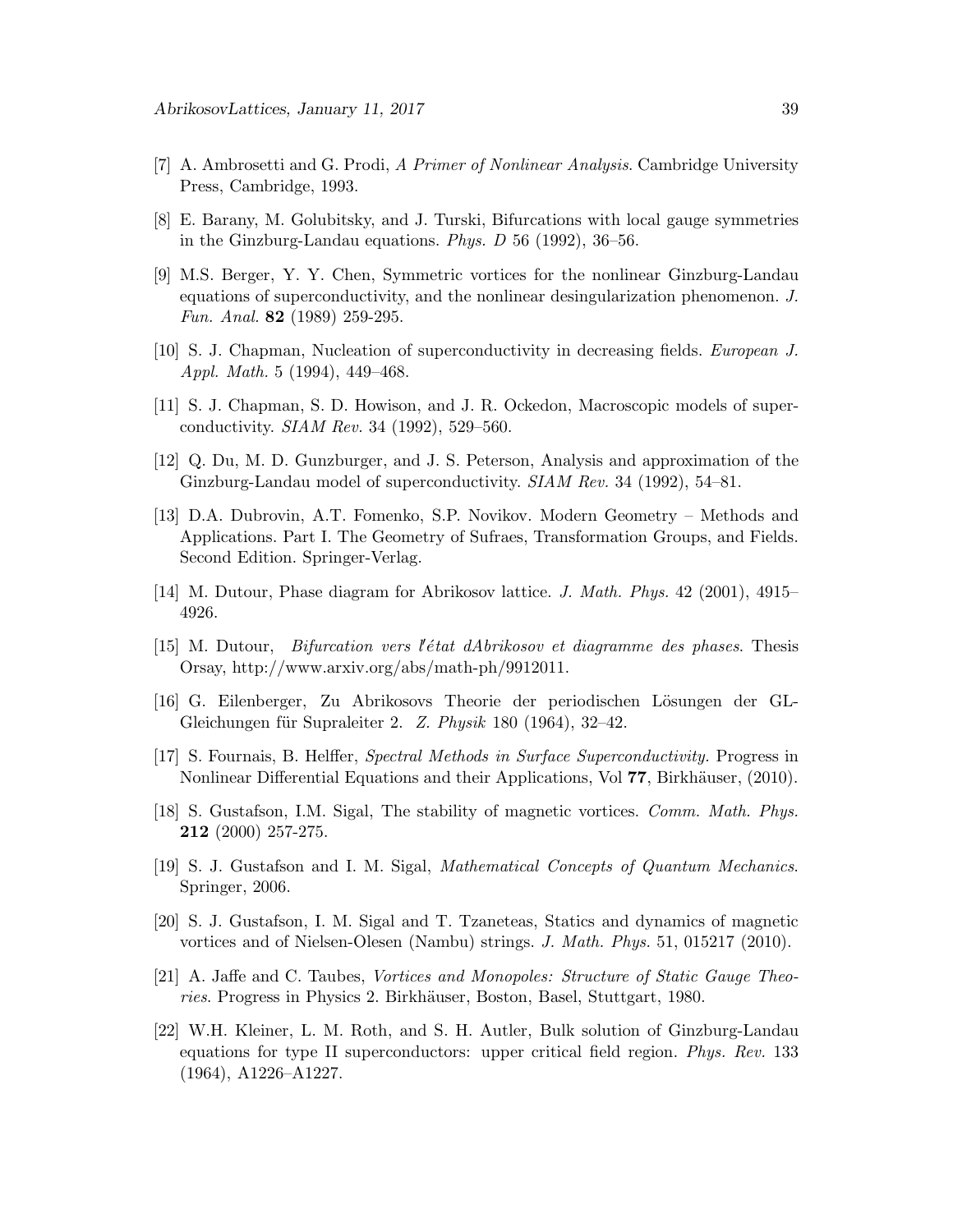[7] A. Ambrosetti and G. Prodi, *A Primer of Nonlinear Analysis*. Cambridge University Press, Cambridge, 1993.

[8] E. Barany, M. Golubitsky, and J. Turski, Bifurcations with local gauge symmetries in the Ginzburg-Landau equations. *Phys. D* 56 (1992), 36–56.

[9] M.S. Berger, Y. Y. Chen, Symmetric vortices for the nonlinear Ginzburg-Landau equations of superconductivity, and the nonlinear desingularization phenomenon. *J. Fun. Anal.* **82** (1989) 259-295.

[10] S. J. Chapman, Nucleation of superconductivity in decreasing fields. *European J. Appl. Math.* 5 (1994), 449–468.

[11] S. J. Chapman, S. D. Howison, and J. R. Ockedon, Macroscopic models of superconductivity. *SIAM Rev.* 34 (1992), 529–560.

[12] Q. Du, M. D. Gunzburger, and J. S. Peterson, Analysis and approximation of the Ginzburg-Landau model of superconductivity. *SIAM Rev.* 34 (1992), 54–81.

[13] D.A. Dubrovin, A.T. Fomenko, S.P. Novikov. Modern Geometry – Methods and Applications. Part I. The Geometry of Sufraes, Transformation Groups, and Fields. Second Edition. Springer-Verlag.

[14] M. Dutour, Phase diagram for Abrikosov lattice. *J. Math. Phys.* 42 (2001), 4915–4926.

[15] M. Dutour, *Bifurcation vers l'état dAbrikosov et diagramme des phases*. Thesis Orsay, http://www.arxiv.org/abs/math-ph/9912011.

[16] G. Eilenberger, Zu Abrikosovs Theorie der periodischen Lösungen der GL-Gleichungen für Supraleiter 2. *Z. Physik* 180 (1964), 32–42.

[17] S. Fournais, B. Helffer, *Spectral Methods in Surface Superconductivity*. Progress in Nonlinear Differential Equations and their Applications, Vol **77**, Birkhäuser, (2010).

[18] S. Gustafson, I.M. Sigal, The stability of magnetic vortices. *Comm. Math. Phys.* **212** (2000) 257-275.

[19] S. J. Gustafson and I. M. Sigal, *Mathematical Concepts of Quantum Mechanics*. Springer, 2006.

[20] S. J. Gustafson, I. M. Sigal and T. Tzaneteas, Statics and dynamics of magnetic vortices and of Nielsen-Olesen (Nambu) strings. *J. Math. Phys.* 51, 015217 (2010).

[21] A. Jaffe and C. Taubes, *Vortices and Monopoles: Structure of Static Gauge Theories*. Progress in Physics 2. Birkhäuser, Boston, Basel, Stuttgart, 1980.

[22] W.H. Kleiner, L. M. Roth, and S. H. Autler, Bulk solution of Ginzburg-Landau equations for type II superconductors: upper critical field region. *Phys. Rev.* 133 (1964), A1226–A1227.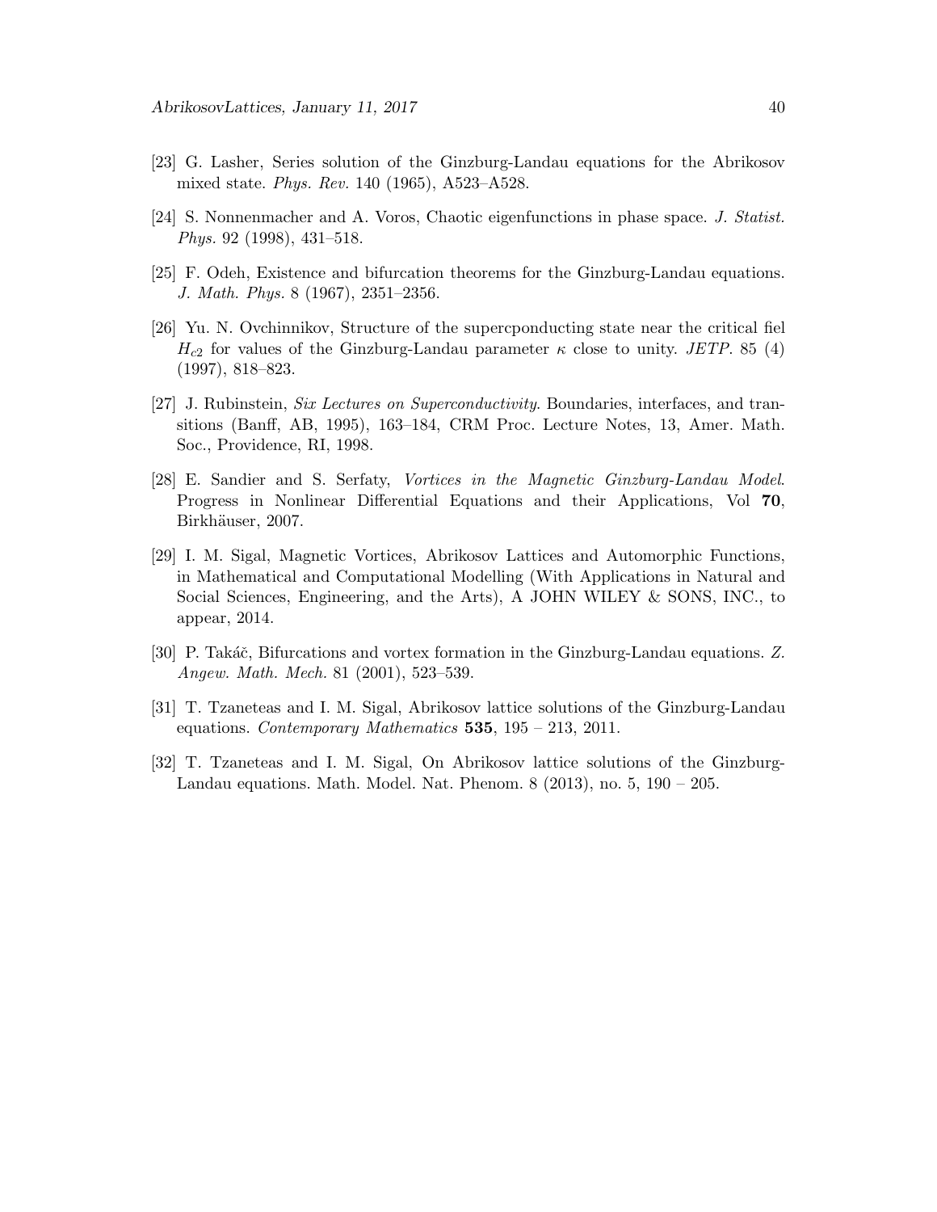[23] G. Lasher, Series solution of the Ginzburg-Landau equations for the Abrikosov mixed state. *Phys. Rev.* 140 (1965), A523–A528.

[24] S. Nonnenmacher and A. Voros, Chaotic eigenfunctions in phase space. *J. Statist. Phys.* 92 (1998), 431–518.

[25] F. Odeh, Existence and bifurcation theorems for the Ginzburg-Landau equations. *J. Math. Phys.* 8 (1967), 2351–2356.

[26] Yu. N. Ovchinnikov, Structure of the supercponducting state near the critical fiel $H_{c2}$ for values of the Ginzburg-Landau parameter $\kappa$ close to unity. *JETP*. 85 (4) (1997), 818–823.

[27] J. Rubinstein, *Six Lectures on Superconductivity*. Boundaries, interfaces, and transitions (Banff, AB, 1995), 163–184, CRM Proc. Lecture Notes, 13, Amer. Math. Soc., Providence, RI, 1998.

[28] E. Sandier and S. Serfaty, *Vortices in the Magnetic Ginzburg-Landau Model*. Progress in Nonlinear Differential Equations and their Applications, Vol **70**, Birkhäuser, 2007.

[29] I. M. Sigal, Magnetic Vortices, Abrikosov Lattices and Automorphic Functions, in Mathematical and Computational Modelling (With Applications in Natural and Social Sciences, Engineering, and the Arts), A JOHN WILEY & SONS, INC., to appear, 2014.

[30] P. Takáč, Bifurcations and vortex formation in the Ginzburg-Landau equations. *Z. Angew. Math. Mech.* 81 (2001), 523–539.

[31] T. Tzaneteas and I. M. Sigal, Abrikosov lattice solutions of the Ginzburg-Landau equations. *Contemporary Mathematics* **535**, 195 – 213, 2011.

[32] T. Tzaneteas and I. M. Sigal, On Abrikosov lattice solutions of the Ginzburg-Landau equations. Math. Model. Nat. Phenom. 8 (2013), no. 5, 190 – 205.